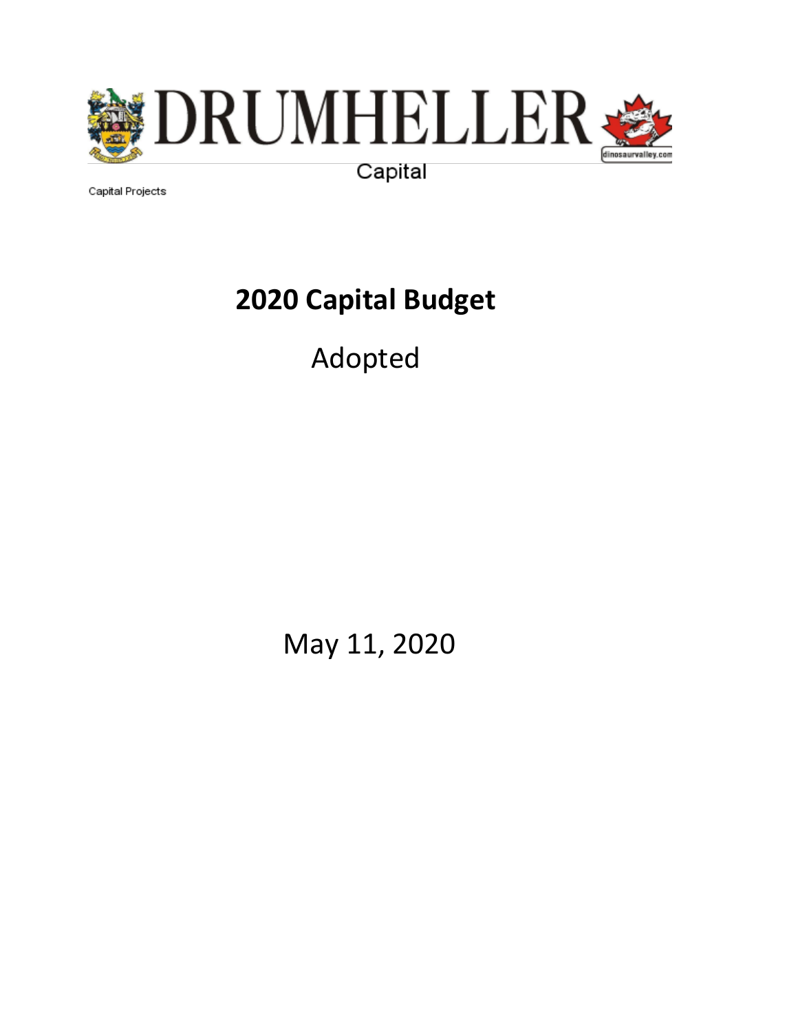# DRUMHELLER

Capital

Capital Projects

# 2020 Capital Budget

Adopted

May 11, 2020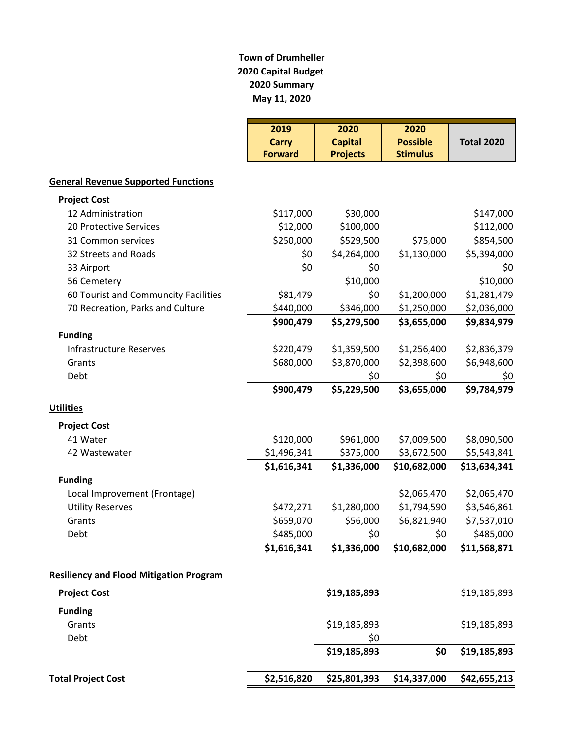# Town of Drumheller
## 2020 Capital Budget
### 2020 Summary
### May 11, 2020

| | 2019 Carry Forward | 2020 Capital Projects | 2020 Possible Stimulus | Total 2020 |
|---|---|---|---|---|
| **General Revenue Supported Functions** | | | | |
| **Project Cost** | | | | |
| 12 Administration | $117,000 | $30,000 | | $147,000 |
| 20 Protective Services | $12,000 | $100,000 | | $112,000 |
| 31 Common services | $250,000 | $529,500 | $75,000 | $854,500 |
| 32 Streets and Roads | $0 | $4,264,000 | $1,130,000 | $5,394,000 |
| 33 Airport | $0 | $0 | | $0 |
| 56 Cemetery | | $10,000 | | $10,000 |
| 60 Tourist and Community Facilities | $81,479 | $0 | $1,200,000 | $1,281,479 |
| 70 Recreation, Parks and Culture | $440,000 | $346,000 | $1,250,000 | $2,036,000 |
| | **$900,479** | **$5,279,500** | **$3,655,000** | **$9,834,979** |
| **Funding** | | | | |
| Infrastructure Reserves | $220,479 | $1,359,500 | $1,256,400 | $2,836,379 |
| Grants | $680,000 | $3,870,000 | $2,398,600 | $6,948,600 |
| Debt | | $0 | $0 | $0 |
| | **$900,479** | **$5,229,500** | **$3,655,000** | **$9,784,979** |
| **Utilities** | | | | |
| **Project Cost** | | | | |
| 41 Water | $120,000 | $961,000 | $7,009,500 | $8,090,500 |
| 42 Wastewater | $1,496,341 | $375,000 | $3,672,500 | $5,543,841 |
| | **$1,616,341** | **$1,336,000** | **$10,682,000** | **$13,634,341** |
| **Funding** | | | | |
| Local Improvement (Frontage) | | | $2,065,470 | $2,065,470 |
| Utility Reserves | $472,271 | $1,280,000 | $1,794,590 | $3,546,861 |
| Grants | $659,070 | $56,000 | $6,821,940 | $7,537,010 |
| Debt | $485,000 | $0 | $0 | $485,000 |
| | **$1,616,341** | **$1,336,000** | **$10,682,000** | **$11,568,871** |
| **Resiliency and Flood Mitigation Program** | | | | |
| **Project Cost** | | **$19,185,893** | | $19,185,893 |
| **Funding** | | | | |
| Grants | | $19,185,893 | | $19,185,893 |
| Debt | | $0 | | |
| | | **$19,185,893** | **$0** | **$19,185,893** |
| **Total Project Cost** | **$2,516,820** | **$25,801,393** | **$14,337,000** | **$42,655,213** |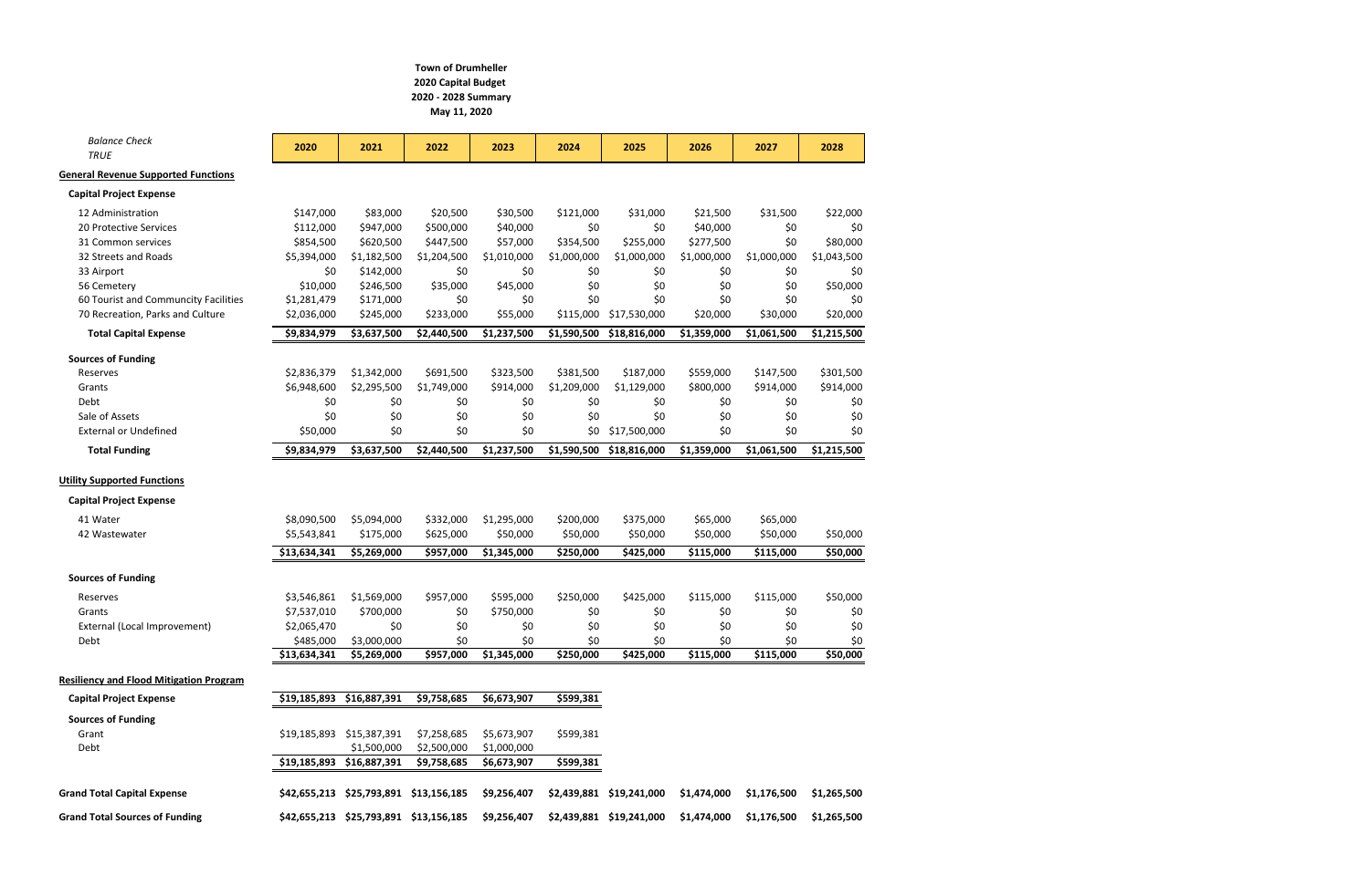**Town of Drumheller**
**2020 Capital Budget**
**2020 - 2028 Summary**
**May 11, 2020**

| *Balance Check* *TRUE* | 2020 | 2021 | 2022 | 2023 | 2024 | 2025 | 2026 | 2027 | 2028 |
|---|---|---|---|---|---|---|---|---|---|
| **General Revenue Supported Functions** | | | | | | | | | |
| **Capital Project Expense** | | | | | | | | | |
| 12 Administration | $147,000 | $83,000 | $20,500 | $30,500 | $121,000 | $31,000 | $21,500 | $31,500 | $22,000 |
| 20 Protective Services | $112,000 | $947,000 | $500,000 | $40,000 | $0 | $0 | $40,000 | $0 | $0 |
| 31 Common services | $854,500 | $620,500 | $447,500 | $57,000 | $354,500 | $255,000 | $277,500 | $0 | $80,000 |
| 32 Streets and Roads | $5,394,000 | $1,182,500 | $1,204,500 | $1,010,000 | $1,000,000 | $1,000,000 | $1,000,000 | $1,000,000 | $1,043,500 |
| 33 Airport | $0 | $142,000 | $0 | $0 | $0 | $0 | $0 | $0 | $0 |
| 56 Cemetery | $10,000 | $246,500 | $35,000 | $45,000 | $0 | $0 | $0 | $0 | $50,000 |
| 60 Tourist and Community Facilities | $1,281,479 | $171,000 | $0 | $0 | $0 | $0 | $0 | $0 | $0 |
| 70 Recreation, Parks and Culture | $2,036,000 | $245,000 | $233,000 | $55,000 | $115,000 | $17,530,000 | $20,000 | $30,000 | $20,000 |
| **Total Capital Expense** | **$9,834,979** | **$3,637,500** | **$2,440,500** | **$1,237,500** | **$1,590,500** | **$18,816,000** | **$1,359,000** | **$1,061,500** | **$1,215,500** |
| **Sources of Funding** | | | | | | | | | |
| Reserves | $2,836,379 | $1,342,000 | $691,500 | $323,500 | $381,500 | $187,000 | $559,000 | $147,500 | $301,500 |
| Grants | $6,948,600 | $2,295,500 | $1,749,000 | $914,000 | $1,209,000 | $1,129,000 | $800,000 | $914,000 | $914,000 |
| Debt | $0 | $0 | $0 | $0 | $0 | $0 | $0 | $0 | $0 |
| Sale of Assets | $0 | $0 | $0 | $0 | $0 | $0 | $0 | $0 | $0 |
| External or Undefined | $50,000 | $0 | $0 | $0 | $0 | $17,500,000 | $0 | $0 | $0 |
| **Total Funding** | **$9,834,979** | **$3,637,500** | **$2,440,500** | **$1,237,500** | **$1,590,500** | **$18,816,000** | **$1,359,000** | **$1,061,500** | **$1,215,500** |
| **Utility Supported Functions** | | | | | | | | | |
| **Capital Project Expense** | | | | | | | | | |
| 41 Water | $8,090,500 | $5,094,000 | $332,000 | $1,295,000 | $200,000 | $375,000 | $65,000 | $65,000 | |
| 42 Wastewater | $5,543,841 | $175,000 | $625,000 | $50,000 | $50,000 | $50,000 | $50,000 | $50,000 | $50,000 |
| | **$13,634,341** | **$5,269,000** | **$957,000** | **$1,345,000** | **$250,000** | **$425,000** | **$115,000** | **$115,000** | **$50,000** |
| **Sources of Funding** | | | | | | | | | |
| Reserves | $3,546,861 | $1,569,000 | $957,000 | $595,000 | $250,000 | $425,000 | $115,000 | $115,000 | $50,000 |
| Grants | $7,537,010 | $700,000 | $0 | $750,000 | $0 | $0 | $0 | $0 | $0 |
| External (Local Improvement) | $2,065,470 | $0 | $0 | $0 | $0 | $0 | $0 | $0 | $0 |
| Debt | $485,000 | $3,000,000 | $0 | $0 | $0 | $0 | $0 | $0 | $0 |
| | **$13,634,341** | **$5,269,000** | **$957,000** | **$1,345,000** | **$250,000** | **$425,000** | **$115,000** | **$115,000** | **$50,000** |
| **Resiliency and Flood Mitigation Program** | | | | | | | | | |
| **Capital Project Expense** | **$19,185,893** | **$16,887,391** | **$9,758,685** | **$6,673,907** | **$599,381** | | | | |
| **Sources of Funding** | | | | | | | | | |
| Grant | $19,185,893 | $15,387,391 | $7,258,685 | $5,673,907 | $599,381 | | | | |
| Debt | | $1,500,000 | $2,500,000 | $1,000,000 | | | | | |
| | **$19,185,893** | **$16,887,391** | **$9,758,685** | **$6,673,907** | **$599,381** | | | | |
| **Grand Total Capital Expense** | **$42,655,213** | **$25,793,891** | **$13,156,185** | **$9,256,407** | **$2,439,881** | **$19,241,000** | **$1,474,000** | **$1,176,500** | **$1,265,500** |
| **Grand Total Sources of Funding** | **$42,655,213** | **$25,793,891** | **$13,156,185** | **$9,256,407** | **$2,439,881** | **$19,241,000** | **$1,474,000** | **$1,176,500** | **$1,265,500** |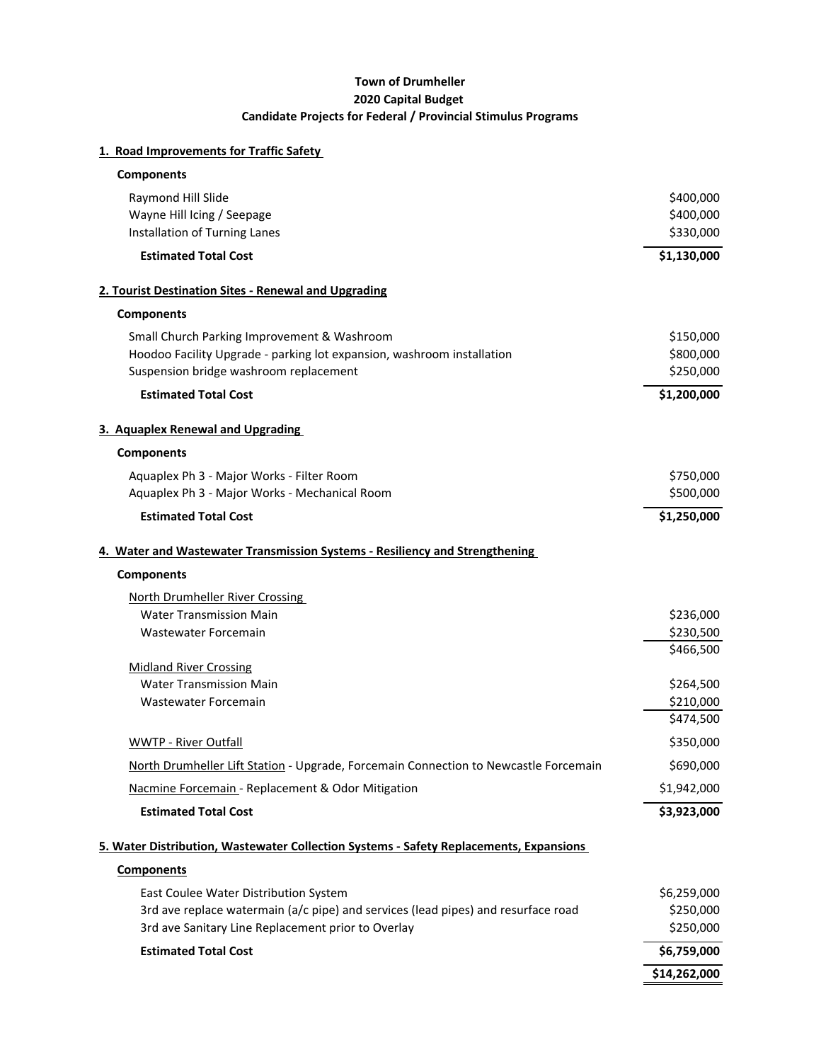**Town of Drumheller**
**2020 Capital Budget**
**Candidate Projects for Federal / Provincial Stimulus Programs**

### 1. Road Improvements for Traffic Safety

**Components**

| Item | Amount |
|---|---|
| Raymond Hill Slide | $400,000 |
| Wayne Hill Icing / Seepage | $400,000 |
| Installation of Turning Lanes | $330,000 |
| **Estimated Total Cost** | **$1,130,000** |

### 2. Tourist Destination Sites - Renewal and Upgrading

**Components**

| Item | Amount |
|---|---|
| Small Church Parking Improvement & Washroom | $150,000 |
| Hoodoo Facility Upgrade - parking lot expansion, washroom installation | $800,000 |
| Suspension bridge washroom replacement | $250,000 |
| **Estimated Total Cost** | **$1,200,000** |

### 3. Aquaplex Renewal and Upgrading

**Components**

| Item | Amount |
|---|---|
| Aquaplex Ph 3 - Major Works - Filter Room | $750,000 |
| Aquaplex Ph 3 - Major Works - Mechanical Room | $500,000 |
| **Estimated Total Cost** | **$1,250,000** |

### 4. Water and Wastewater Transmission Systems - Resiliency and Strengthening

**Components**

| Item | Amount |
|---|---|
| North Drumheller River Crossing | |
| Water Transmission Main | $236,000 |
| Wastewater Forcemain | $230,500 |
| | $466,500 |
| Midland River Crossing | |
| Water Transmission Main | $264,500 |
| Wastewater Forcemain | $210,000 |
| | $474,500 |
| WWTP - River Outfall | $350,000 |
| North Drumheller Lift Station - Upgrade, Forcemain Connection to Newcastle Forcemain | $690,000 |
| Nacmine Forcemain - Replacement & Odor Mitigation | $1,942,000 |
| **Estimated Total Cost** | **$3,923,000** |

### 5. Water Distribution, Wastewater Collection Systems - Safety Replacements, Expansions

**Components**

| Item | Amount |
|---|---|
| East Coulee Water Distribution System | $6,259,000 |
| 3rd ave replace watermain (a/c pipe) and services (lead pipes) and resurface road | $250,000 |
| 3rd ave Sanitary Line Replacement prior to Overlay | $250,000 |
| **Estimated Total Cost** | **$6,759,000** |
| | **$14,262,000** |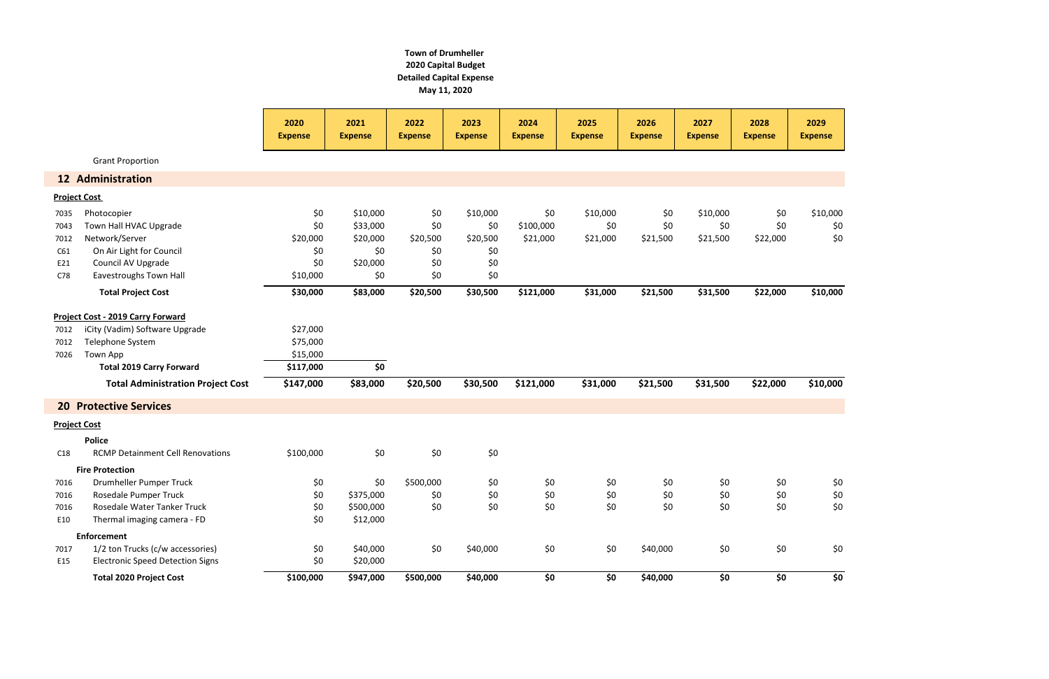**Town of Drumheller**
**2020 Capital Budget**
**Detailed Capital Expense**
**May 11, 2020**

| | | 2020 Expense | 2021 Expense | 2022 Expense | 2023 Expense | 2024 Expense | 2025 Expense | 2026 Expense | 2027 Expense | 2028 Expense | 2029 Expense |
|---|---|---|---|---|---|---|---|---|---|---|---|
| | Grant Proportion | | | | | | | | | | |
| **12** | **Administration** | | | | | | | | | | |
| **Project Cost** | | | | | | | | | | | |
| 7035 | Photocopier | $0 | $10,000 | $0 | $10,000 | $0 | $10,000 | $0 | $10,000 | $0 | $10,000 |
| 7043 | Town Hall HVAC Upgrade | $0 | $33,000 | $0 | $0 | $100,000 | $0 | $0 | $0 | $0 | $0 |
| 7012 | Network/Server | $20,000 | $20,000 | $20,500 | $20,500 | $21,000 | $21,000 | $21,500 | $21,500 | $22,000 | $0 |
| C61 | On Air Light for Council | $0 | $0 | $0 | $0 | | | | | | |
| E21 | Council AV Upgrade | $0 | $20,000 | $0 | $0 | | | | | | |
| C78 | Eavestroughs Town Hall | $10,000 | $0 | $0 | $0 | | | | | | |
| | **Total Project Cost** | **$30,000** | **$83,000** | **$20,500** | **$30,500** | **$121,000** | **$31,000** | **$21,500** | **$31,500** | **$22,000** | **$10,000** |
| **Project Cost - 2019 Carry Forward** | | | | | | | | | | | |
| 7012 | iCity (Vadim) Software Upgrade | $27,000 | | | | | | | | | |
| 7012 | Telephone System | $75,000 | | | | | | | | | |
| 7026 | Town App | $15,000 | | | | | | | | | |
| | **Total 2019 Carry Forward** | **$117,000** | **$0** | | | | | | | | |
| | **Total Administration Project Cost** | **$147,000** | **$83,000** | **$20,500** | **$30,500** | **$121,000** | **$31,000** | **$21,500** | **$31,500** | **$22,000** | **$10,000** |
| **20** | **Protective Services** | | | | | | | | | | |
| **Project Cost** | | | | | | | | | | | |
| | **Police** | | | | | | | | | | |
| C18 | RCMP Detainment Cell Renovations | $100,000 | $0 | $0 | $0 | | | | | | |
| | **Fire Protection** | | | | | | | | | | |
| 7016 | Drumheller Pumper Truck | $0 | $0 | $500,000 | $0 | $0 | $0 | $0 | $0 | $0 | $0 |
| 7016 | Rosedale Pumper Truck | $0 | $375,000 | $0 | $0 | $0 | $0 | $0 | $0 | $0 | $0 |
| 7016 | Rosedale Water Tanker Truck | $0 | $500,000 | $0 | $0 | $0 | $0 | $0 | $0 | $0 | $0 |
| E10 | Thermal imaging camera - FD | $0 | $12,000 | | | | | | | | |
| | **Enforcement** | | | | | | | | | | |
| 7017 | 1/2 ton Trucks (c/w accessories) | $0 | $40,000 | $0 | $40,000 | $0 | $0 | $40,000 | $0 | $0 | $0 |
| E15 | Electronic Speed Detection Signs | $0 | $20,000 | | | | | | | | |
| | **Total 2020 Project Cost** | **$100,000** | **$947,000** | **$500,000** | **$40,000** | **$0** | **$0** | **$40,000** | **$0** | **$0** | **$0** |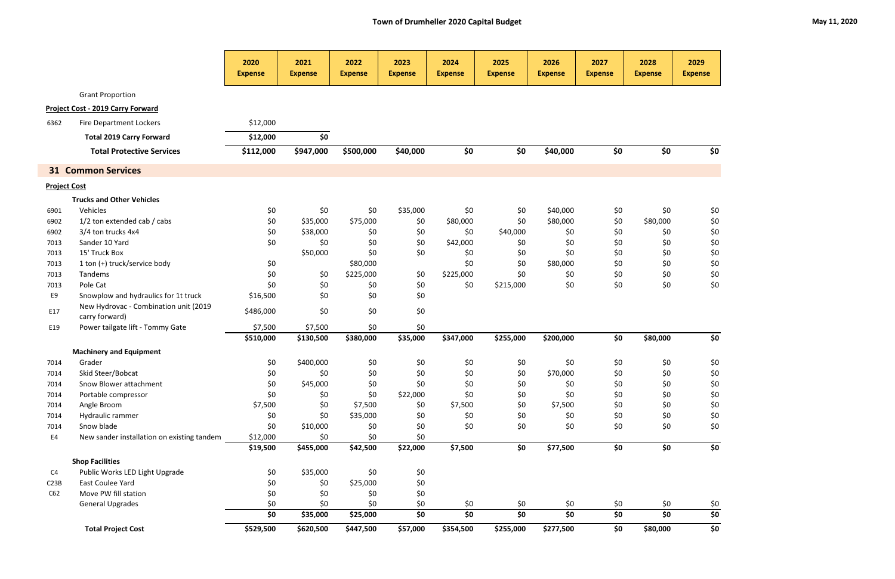# Town of Drumheller 2020 Capital Budget

May 11, 2020

| Code | Item | 2020 Expense | 2021 Expense | 2022 Expense | 2023 Expense | 2024 Expense | 2025 Expense | 2026 Expense | 2027 Expense | 2028 Expense | 2029 Expense |
|---|---|---|---|---|---|---|---|---|---|---|---|
| | Grant Proportion | | | | | | | | | | |
| | **Project Cost - 2019 Carry Forward** | | | | | | | | | | |
| 6362 | Fire Department Lockers | $12,000 | | | | | | | | | |
| | **Total 2019 Carry Forward** | **$12,000** | **$0** | | | | | | | | |
| | **Total Protective Services** | **$112,000** | **$947,000** | **$500,000** | **$40,000** | **$0** | **$0** | **$40,000** | **$0** | **$0** | **$0** |
| | **31 Common Services** | | | | | | | | | | |
| | **Project Cost** | | | | | | | | | | |
| | **Trucks and Other Vehicles** | | | | | | | | | | |
| 6901 | Vehicles | $0 | $0 | $0 | $35,000 | $0 | $0 | $40,000 | $0 | $0 | $0 |
| 6902 | 1/2 ton extended cab / cabs | $0 | $35,000 | $75,000 | $0 | $80,000 | $0 | $80,000 | $0 | $80,000 | $0 |
| 6902 | 3/4 ton trucks 4x4 | $0 | $38,000 | $0 | $0 | $0 | $40,000 | $0 | $0 | $0 | $0 |
| 7013 | Sander 10 Yard | $0 | $0 | $0 | $0 | $42,000 | $0 | $0 | $0 | $0 | $0 |
| 7013 | 15' Truck Box | | $50,000 | $0 | $0 | $0 | $0 | $0 | $0 | $0 | $0 |
| 7013 | 1 ton (+) truck/service body | $0 | | $80,000 | | $0 | $0 | $80,000 | $0 | $0 | $0 |
| 7013 | Tandems | $0 | $0 | $225,000 | $0 | $225,000 | $0 | $0 | $0 | $0 | $0 |
| 7013 | Pole Cat | $0 | $0 | $0 | $0 | $0 | $215,000 | $0 | $0 | $0 | $0 |
| E9 | Snowplow and hydraulics for 1t truck | $16,500 | $0 | $0 | $0 | | | | | | |
| E17 | New Hydrovac - Combination unit (2019 carry forward) | $486,000 | $0 | $0 | $0 | | | | | | |
| E19 | Power tailgate lift - Tommy Gate | $7,500 | $7,500 | $0 | $0 | | | | | | |
| | | **$510,000** | **$130,500** | **$380,000** | **$35,000** | **$347,000** | **$255,000** | **$200,000** | **$0** | **$80,000** | **$0** |
| | **Machinery and Equipment** | | | | | | | | | | |
| 7014 | Grader | $0 | $400,000 | $0 | $0 | $0 | $0 | $0 | $0 | $0 | $0 |
| 7014 | Skid Steer/Bobcat | $0 | $0 | $0 | $0 | $0 | $0 | $70,000 | $0 | $0 | $0 |
| 7014 | Snow Blower attachment | $0 | $45,000 | $0 | $0 | $0 | $0 | $0 | $0 | $0 | $0 |
| 7014 | Portable compressor | $0 | $0 | $0 | $22,000 | $0 | $0 | $0 | $0 | $0 | $0 |
| 7014 | Angle Broom | $7,500 | $0 | $7,500 | $0 | $7,500 | $0 | $7,500 | $0 | $0 | $0 |
| 7014 | Hydraulic rammer | $0 | $0 | $35,000 | $0 | $0 | $0 | $0 | $0 | $0 | $0 |
| 7014 | Snow blade | $0 | $10,000 | $0 | $0 | $0 | $0 | $0 | $0 | $0 | $0 |
| E4 | New sander installation on existing tandem | $12,000 | $0 | $0 | $0 | | | | | | |
| | | **$19,500** | **$455,000** | **$42,500** | **$22,000** | **$7,500** | **$0** | **$77,500** | **$0** | **$0** | **$0** |
| | **Shop Facilities** | | | | | | | | | | |
| C4 | Public Works LED Light Upgrade | $0 | $35,000 | $0 | $0 | | | | | | |
| C23B | East Coulee Yard | $0 | $0 | $25,000 | $0 | | | | | | |
| C62 | Move PW fill station | $0 | $0 | $0 | $0 | | | | | | |
| | General Upgrades | $0 | $0 | $0 | $0 | $0 | $0 | $0 | $0 | $0 | $0 |
| | | **$0** | **$35,000** | **$25,000** | **$0** | **$0** | **$0** | **$0** | **$0** | **$0** | **$0** |
| | **Total Project Cost** | **$529,500** | **$620,500** | **$447,500** | **$57,000** | **$354,500** | **$255,000** | **$277,500** | **$0** | **$80,000** | **$0** |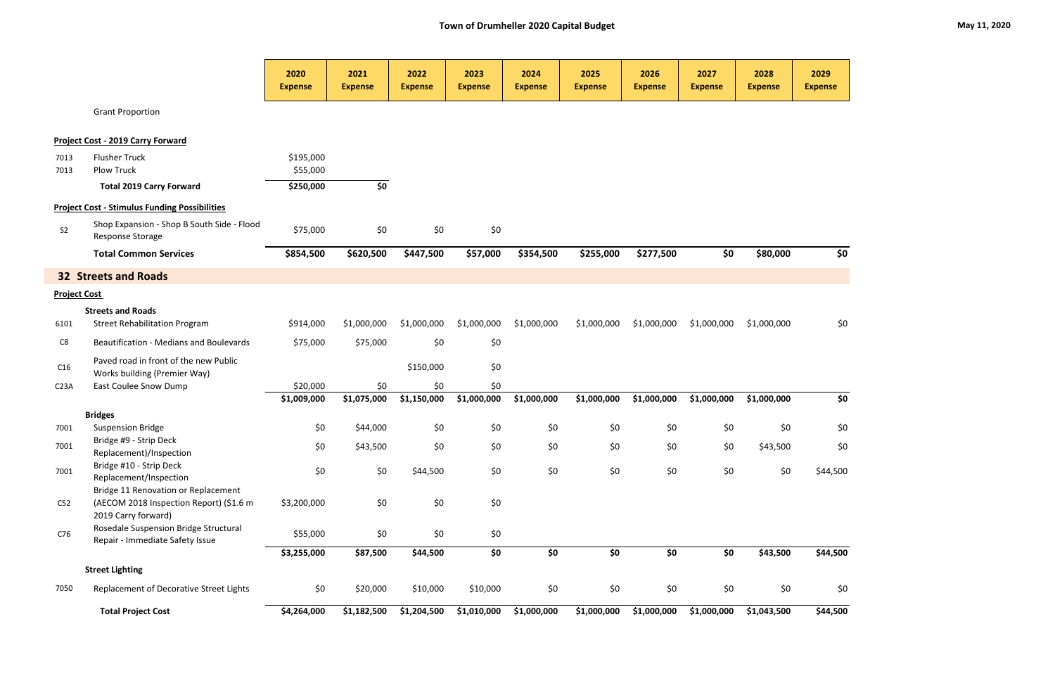**Town of Drumheller 2020 Capital Budget**

May 11, 2020

| | | 2020 Expense | 2021 Expense | 2022 Expense | 2023 Expense | 2024 Expense | 2025 Expense | 2026 Expense | 2027 Expense | 2028 Expense | 2029 Expense |
|---|---|---|---|---|---|---|---|---|---|---|---|
| | Grant Proportion | | | | | | | | | | |
| | **Project Cost - 2019 Carry Forward** | | | | | | | | | | |
| 7013 | Flusher Truck | $195,000 | | | | | | | | | |
| 7013 | Plow Truck | $55,000 | | | | | | | | | |
| | **Total 2019 Carry Forward** | **$250,000** | **$0** | | | | | | | | |
| | **Project Cost - Stimulus Funding Possibilities** | | | | | | | | | | |
| S2 | Shop Expansion - Shop B South Side - Flood Response Storage | $75,000 | $0 | $0 | $0 | | | | | | |
| | **Total Common Services** | **$854,500** | **$620,500** | **$447,500** | **$57,000** | **$354,500** | **$255,000** | **$277,500** | **$0** | **$80,000** | **$0** |

## 32 Streets and Roads

| | | 2020 Expense | 2021 Expense | 2022 Expense | 2023 Expense | 2024 Expense | 2025 Expense | 2026 Expense | 2027 Expense | 2028 Expense | 2029 Expense |
|---|---|---|---|---|---|---|---|---|---|---|---|
| | **Project Cost** | | | | | | | | | | |
| | **Streets and Roads** | | | | | | | | | | |
| 6101 | Street Rehabilitation Program | $914,000 | $1,000,000 | $1,000,000 | $1,000,000 | $1,000,000 | $1,000,000 | $1,000,000 | $1,000,000 | $1,000,000 | $0 |
| C8 | Beautification - Medians and Boulevards | $75,000 | $75,000 | $0 | $0 | | | | | | |
| C16 | Paved road in front of the new Public Works building (Premier Way) | | | $150,000 | $0 | | | | | | |
| C23A | East Coulee Snow Dump | $20,000 | $0 | $0 | $0 | | | | | | |
| | | **$1,009,000** | **$1,075,000** | **$1,150,000** | **$1,000,000** | **$1,000,000** | **$1,000,000** | **$1,000,000** | **$1,000,000** | **$1,000,000** | **$0** |
| | **Bridges** | | | | | | | | | | |
| 7001 | Suspension Bridge | $0 | $44,000 | $0 | $0 | $0 | $0 | $0 | $0 | $0 | $0 |
| 7001 | Bridge #9 - Strip Deck Replacement)/Inspection | $0 | $43,500 | $0 | $0 | $0 | $0 | $0 | $0 | $43,500 | $0 |
| 7001 | Bridge #10 - Strip Deck Replacement/Inspection | $0 | $0 | $44,500 | $0 | $0 | $0 | $0 | $0 | $0 | $44,500 |
| C52 | Bridge 11 Renovation or Replacement (AECOM 2018 Inspection Report) ($1.6 m 2019 Carry forward) | $3,200,000 | $0 | $0 | $0 | | | | | | |
| C76 | Rosedale Suspension Bridge Structural Repair - Immediate Safety Issue | $55,000 | $0 | $0 | $0 | | | | | | |
| | | **$3,255,000** | **$87,500** | **$44,500** | **$0** | **$0** | **$0** | **$0** | **$0** | **$43,500** | **$44,500** |
| | **Street Lighting** | | | | | | | | | | |
| 7050 | Replacement of Decorative Street Lights | $0 | $20,000 | $10,000 | $10,000 | $0 | $0 | $0 | $0 | $0 | $0 |
| | **Total Project Cost** | **$4,264,000** | **$1,182,500** | **$1,204,500** | **$1,010,000** | **$1,000,000** | **$1,000,000** | **$1,000,000** | **$1,000,000** | **$1,043,500** | **$44,500** |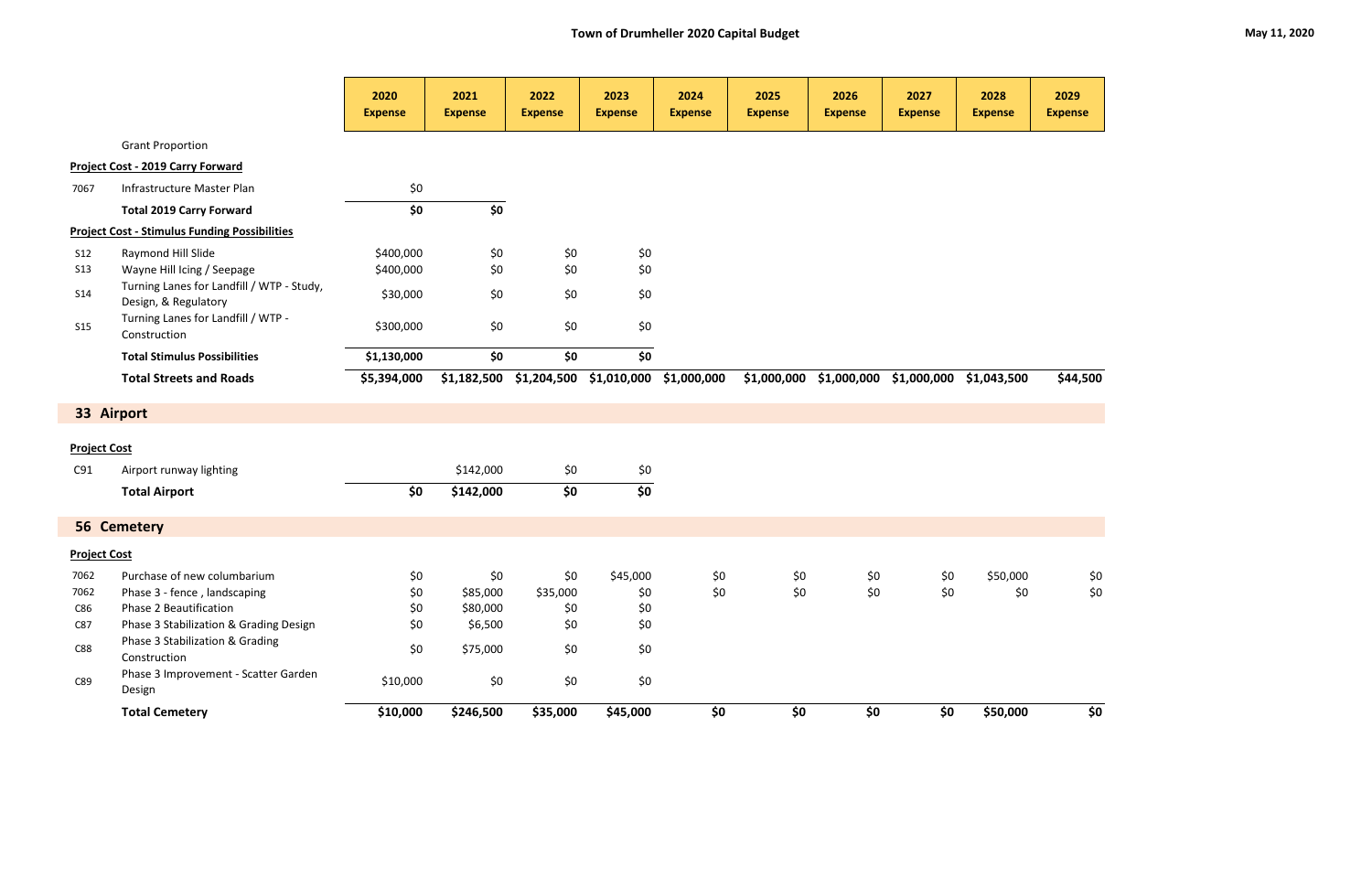**Town of Drumheller 2020 Capital Budget**

May 11, 2020

| | | 2020 Expense | 2021 Expense | 2022 Expense | 2023 Expense | 2024 Expense | 2025 Expense | 2026 Expense | 2027 Expense | 2028 Expense | 2029 Expense |
|---|---|---|---|---|---|---|---|---|---|---|---|
| | Grant Proportion | | | | | | | | | | |
| **Project Cost - 2019 Carry Forward** | | | | | | | | | | | |
| 7067 | Infrastructure Master Plan | $0 | | | | | | | | | |
| | **Total 2019 Carry Forward** | **$0** | **$0** | | | | | | | | |
| **Project Cost - Stimulus Funding Possibilities** | | | | | | | | | | | |
| S12 | Raymond Hill Slide | $400,000 | $0 | $0 | $0 | | | | | | |
| S13 | Wayne Hill Icing / Seepage | $400,000 | $0 | $0 | $0 | | | | | | |
| S14 | Turning Lanes for Landfill / WTP - Study, Design, & Regulatory | $30,000 | $0 | $0 | $0 | | | | | | |
| S15 | Turning Lanes for Landfill / WTP - Construction | $300,000 | $0 | $0 | $0 | | | | | | |
| | **Total Stimulus Possibilities** | **$1,130,000** | **$0** | **$0** | **$0** | | | | | | |
| | **Total Streets and Roads** | **$5,394,000** | **$1,182,500** | **$1,204,500** | **$1,010,000** | **$1,000,000** | **$1,000,000** | **$1,000,000** | **$1,000,000** | **$1,043,500** | **$44,500** |

## 33 Airport

| | | 2020 Expense | 2021 Expense | 2022 Expense | 2023 Expense | 2024 Expense | 2025 Expense | 2026 Expense | 2027 Expense | 2028 Expense | 2029 Expense |
|---|---|---|---|---|---|---|---|---|---|---|---|
| **Project Cost** | | | | | | | | | | | |
| C91 | Airport runway lighting | | $142,000 | $0 | $0 | | | | | | |
| | **Total Airport** | **$0** | **$142,000** | **$0** | **$0** | | | | | | |

## 56 Cemetery

| | | 2020 Expense | 2021 Expense | 2022 Expense | 2023 Expense | 2024 Expense | 2025 Expense | 2026 Expense | 2027 Expense | 2028 Expense | 2029 Expense |
|---|---|---|---|---|---|---|---|---|---|---|---|
| **Project Cost** | | | | | | | | | | | |
| 7062 | Purchase of new columbarium | $0 | $0 | $0 | $45,000 | $0 | $0 | $0 | $0 | $50,000 | $0 |
| 7062 | Phase 3 - fence , landscaping | $0 | $85,000 | $35,000 | $0 | $0 | $0 | $0 | $0 | $0 | $0 |
| C86 | Phase 2 Beautification | $0 | $80,000 | $0 | $0 | | | | | | |
| C87 | Phase 3 Stabilization & Grading Design | $0 | $6,500 | $0 | $0 | | | | | | |
| C88 | Phase 3 Stabilization & Grading Construction | $0 | $75,000 | $0 | $0 | | | | | | |
| C89 | Phase 3 Improvement - Scatter Garden Design | $10,000 | $0 | $0 | $0 | | | | | | |
| | **Total Cemetery** | **$10,000** | **$246,500** | **$35,000** | **$45,000** | **$0** | **$0** | **$0** | **$0** | **$50,000** | **$0** |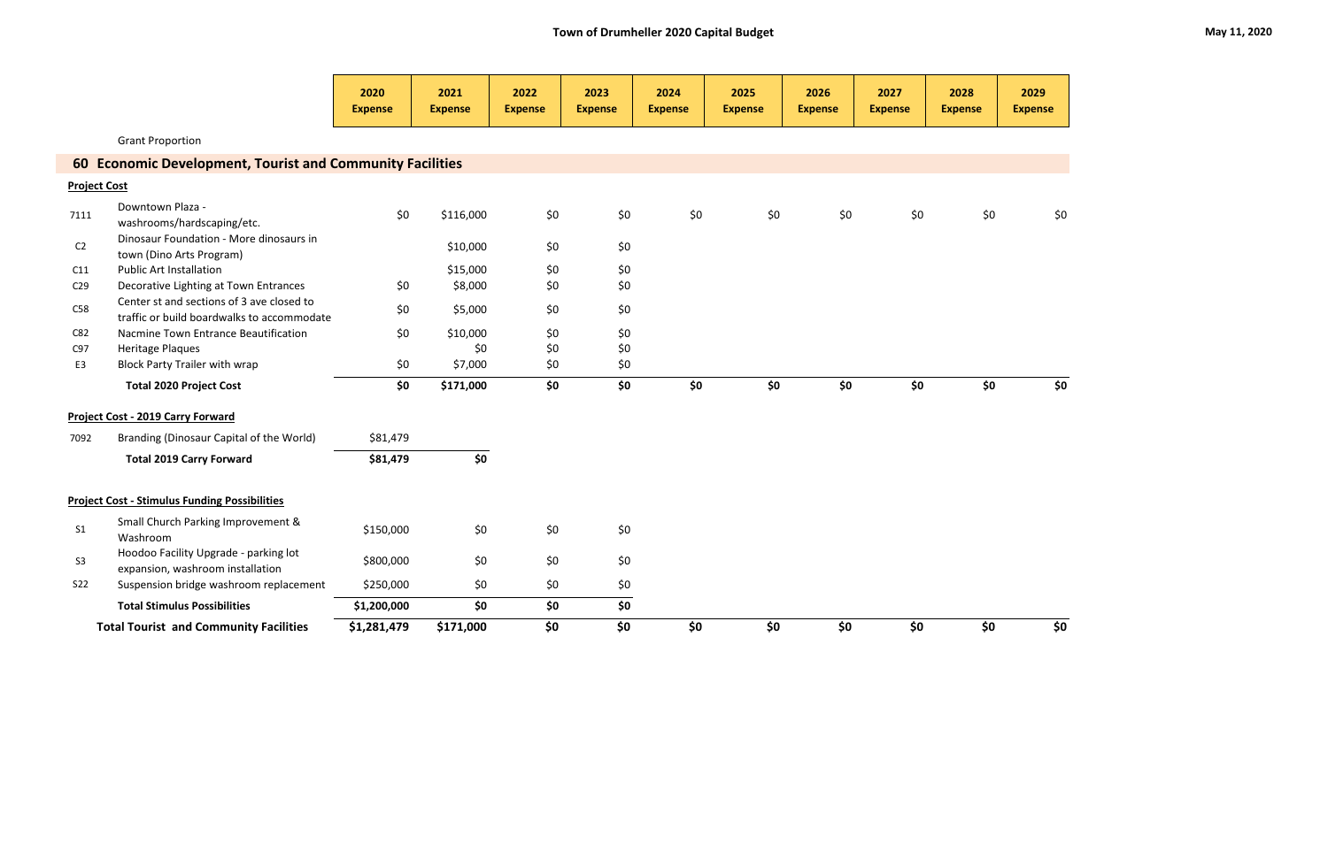# Town of Drumheller 2020 Capital Budget

May 11, 2020

| | | 2020 Expense | 2021 Expense | 2022 Expense | 2023 Expense | 2024 Expense | 2025 Expense | 2026 Expense | 2027 Expense | 2028 Expense | 2029 Expense |
|---|---|---|---|---|---|---|---|---|---|---|---|
| | Grant Proportion | | | | | | | | | | |
| **60** | **Economic Development, Tourist and Community Facilities** | | | | | | | | | | |
| **Project Cost** | | | | | | | | | | | |
| 7111 | Downtown Plaza - washrooms/hardscaping/etc. | $0 | $116,000 | $0 | $0 | $0 | $0 | $0 | $0 | $0 | $0 |
| C2 | Dinosaur Foundation - More dinosaurs in town (Dino Arts Program) | | $10,000 | $0 | $0 | | | | | | |
| C11 | Public Art Installation | | $15,000 | $0 | $0 | | | | | | |
| C29 | Decorative Lighting at Town Entrances | $0 | $8,000 | $0 | $0 | | | | | | |
| C58 | Center st and sections of 3 ave closed to traffic or build boardwalks to accommodate | $0 | $5,000 | $0 | $0 | | | | | | |
| C82 | Nacmine Town Entrance Beautification | $0 | $10,000 | $0 | $0 | | | | | | |
| C97 | Heritage Plaques | | $0 | $0 | $0 | | | | | | |
| E3 | Block Party Trailer with wrap | $0 | $7,000 | $0 | $0 | | | | | | |
| | **Total 2020 Project Cost** | **$0** | **$171,000** | **$0** | **$0** | **$0** | **$0** | **$0** | **$0** | **$0** | **$0** |
| **Project Cost - 2019 Carry Forward** | | | | | | | | | | | |
| 7092 | Branding (Dinosaur Capital of the World) | $81,479 | | | | | | | | | |
| | **Total 2019 Carry Forward** | **$81,479** | **$0** | | | | | | | | |
| **Project Cost - Stimulus Funding Possibilities** | | | | | | | | | | | |
| S1 | Small Church Parking Improvement & Washroom | $150,000 | $0 | $0 | $0 | | | | | | |
| S3 | Hoodoo Facility Upgrade - parking lot expansion, washroom installation | $800,000 | $0 | $0 | $0 | | | | | | |
| S22 | Suspension bridge washroom replacement | $250,000 | $0 | $0 | $0 | | | | | | |
| | **Total Stimulus Possibilities** | **$1,200,000** | **$0** | **$0** | **$0** | | | | | | |
| | **Total Tourist and Community Facilities** | **$1,281,479** | **$171,000** | **$0** | **$0** | **$0** | **$0** | **$0** | **$0** | **$0** | **$0** |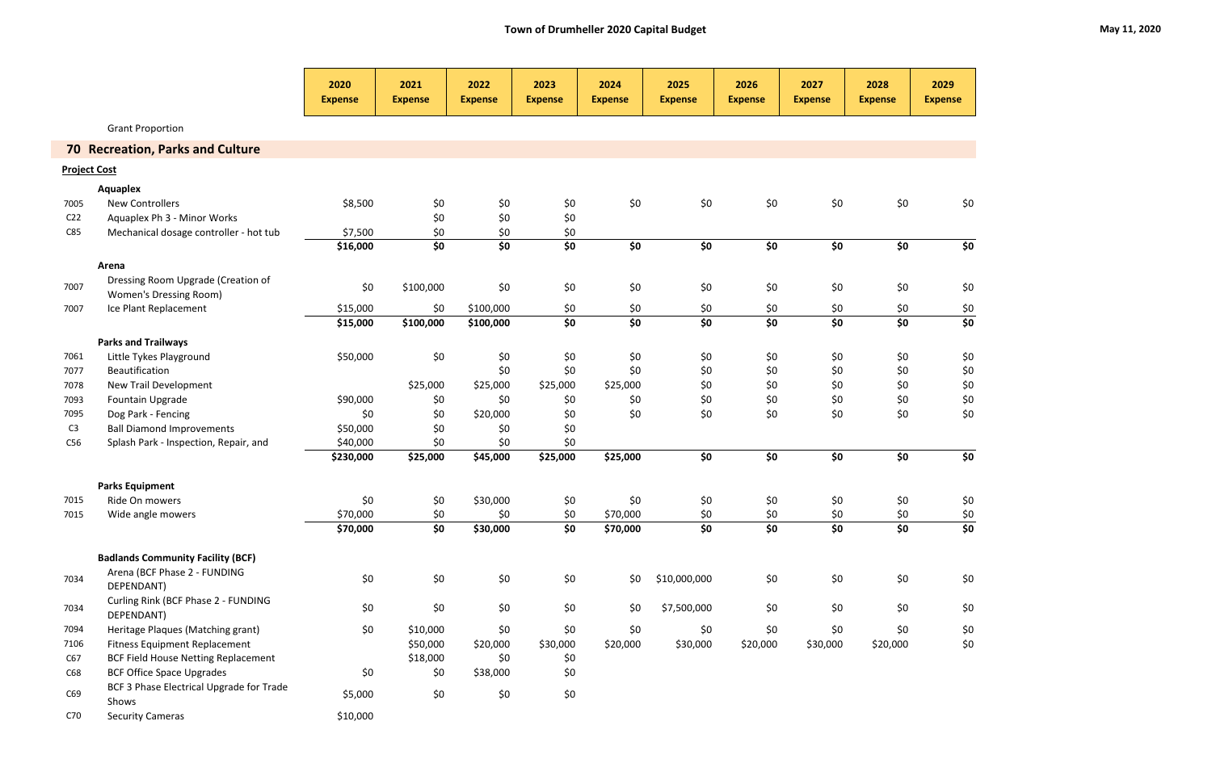## Town of Drumheller 2020 Capital Budget

May 11, 2020

| | | 2020 Expense | 2021 Expense | 2022 Expense | 2023 Expense | 2024 Expense | 2025 Expense | 2026 Expense | 2027 Expense | 2028 Expense | 2029 Expense |
|---|---|---|---|---|---|---|---|---|---|---|---|
| | Grant Proportion | | | | | | | | | | |
| **70** | **Recreation, Parks and Culture** | | | | | | | | | | |
| **Project Cost** | | | | | | | | | | | |
| | **Aquaplex** | | | | | | | | | | |
| 7005 | New Controllers | $8,500 | $0 | $0 | $0 | $0 | $0 | $0 | $0 | $0 | $0 |
| C22 | Aquaplex Ph 3 - Minor Works | | $0 | $0 | $0 | | | | | | |
| C85 | Mechanical dosage controller - hot tub | $7,500 | $0 | $0 | $0 | | | | | | |
| | | **$16,000** | **$0** | **$0** | **$0** | **$0** | **$0** | **$0** | **$0** | **$0** | **$0** |
| | **Arena** | | | | | | | | | | |
| 7007 | Dressing Room Upgrade (Creation of Women's Dressing Room) | $0 | $100,000 | $0 | $0 | $0 | $0 | $0 | $0 | $0 | $0 |
| 7007 | Ice Plant Replacement | $15,000 | $0 | $100,000 | $0 | $0 | $0 | $0 | $0 | $0 | $0 |
| | | **$15,000** | **$100,000** | **$100,000** | **$0** | **$0** | **$0** | **$0** | **$0** | **$0** | **$0** |
| | **Parks and Trailways** | | | | | | | | | | |
| 7061 | Little Tykes Playground | $50,000 | $0 | $0 | $0 | $0 | $0 | $0 | $0 | $0 | $0 |
| 7077 | Beautification | | | $0 | $0 | $0 | $0 | $0 | $0 | $0 | $0 |
| 7078 | New Trail Development | | $25,000 | $25,000 | $25,000 | $25,000 | $0 | $0 | $0 | $0 | $0 |
| 7093 | Fountain Upgrade | $90,000 | $0 | $0 | $0 | $0 | $0 | $0 | $0 | $0 | $0 |
| 7095 | Dog Park - Fencing | $0 | $0 | $20,000 | $0 | $0 | $0 | $0 | $0 | $0 | $0 |
| C3 | Ball Diamond Improvements | $50,000 | $0 | $0 | $0 | | | | | | |
| C56 | Splash Park - Inspection, Repair, and | $40,000 | $0 | $0 | $0 | | | | | | |
| | | **$230,000** | **$25,000** | **$45,000** | **$25,000** | **$25,000** | **$0** | **$0** | **$0** | **$0** | **$0** |
| | **Parks Equipment** | | | | | | | | | | |
| 7015 | Ride On mowers | $0 | $0 | $30,000 | $0 | $0 | $0 | $0 | $0 | $0 | $0 |
| 7015 | Wide angle mowers | $70,000 | $0 | $0 | $0 | $70,000 | $0 | $0 | $0 | $0 | $0 |
| | | **$70,000** | **$0** | **$30,000** | **$0** | **$70,000** | **$0** | **$0** | **$0** | **$0** | **$0** |
| | **Badlands Community Facility (BCF)** | | | | | | | | | | |
| 7034 | Arena (BCF Phase 2 - FUNDING DEPENDANT) | $0 | $0 | $0 | $0 | $0 | $10,000,000 | $0 | $0 | $0 | $0 |
| 7034 | Curling Rink (BCF Phase 2 - FUNDING DEPENDANT) | $0 | $0 | $0 | $0 | $0 | $7,500,000 | $0 | $0 | $0 | $0 |
| 7094 | Heritage Plaques (Matching grant) | $0 | $10,000 | $0 | $0 | $0 | $0 | $0 | $0 | $0 | $0 |
| 7106 | Fitness Equipment Replacement | | $50,000 | $20,000 | $30,000 | $20,000 | $30,000 | $20,000 | $30,000 | $20,000 | $0 |
| C67 | BCF Field House Netting Replacement | | $18,000 | $0 | $0 | | | | | | |
| C68 | BCF Office Space Upgrades | $0 | $0 | $38,000 | $0 | | | | | | |
| C69 | BCF 3 Phase Electrical Upgrade for Trade Shows | $5,000 | $0 | $0 | $0 | | | | | | |
| C70 | Security Cameras | $10,000 | | | | | | | | | |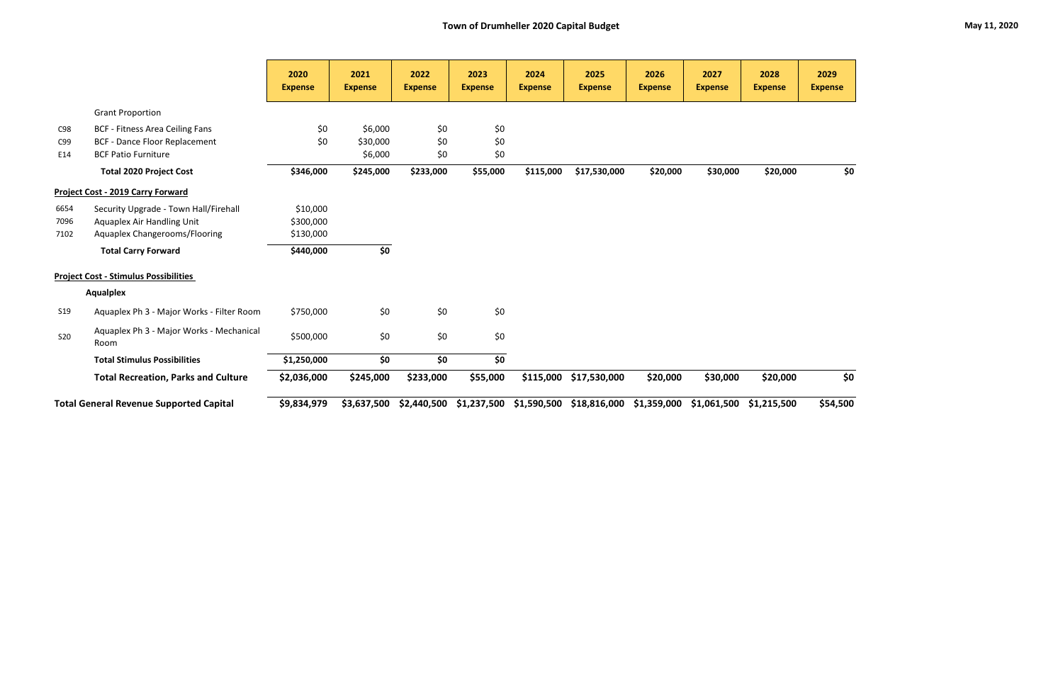# Town of Drumheller 2020 Capital Budget

May 11, 2020

| | | 2020 Expense | 2021 Expense | 2022 Expense | 2023 Expense | 2024 Expense | 2025 Expense | 2026 Expense | 2027 Expense | 2028 Expense | 2029 Expense |
|---|---|---|---|---|---|---|---|---|---|---|---|
| | Grant Proportion | | | | | | | | | | |
| C98 | BCF - Fitness Area Ceiling Fans | $0 | $6,000 | $0 | $0 | | | | | | |
| C99 | BCF - Dance Floor Replacement | $0 | $30,000 | $0 | $0 | | | | | | |
| E14 | BCF Patio Furniture | | $6,000 | $0 | $0 | | | | | | |
| | **Total 2020 Project Cost** | **$346,000** | **$245,000** | **$233,000** | **$55,000** | **$115,000** | **$17,530,000** | **$20,000** | **$30,000** | **$20,000** | **$0** |
| **Project Cost - 2019 Carry Forward** | | | | | | | | | | | |
| 6654 | Security Upgrade - Town Hall/Firehall | $10,000 | | | | | | | | | |
| 7096 | Aquaplex Air Handling Unit | $300,000 | | | | | | | | | |
| 7102 | Aquaplex Changerooms/Flooring | $130,000 | | | | | | | | | |
| | **Total Carry Forward** | **$440,000** | **$0** | | | | | | | | |
| **Project Cost - Stimulus Possibilities** | | | | | | | | | | | |
| | **Aqualplex** | | | | | | | | | | |
| S19 | Aquaplex Ph 3 - Major Works - Filter Room | $750,000 | $0 | $0 | $0 | | | | | | |
| S20 | Aquaplex Ph 3 - Major Works - Mechanical Room | $500,000 | $0 | $0 | $0 | | | | | | |
| | **Total Stimulus Possibilities** | **$1,250,000** | **$0** | **$0** | **$0** | | | | | | |
| | **Total Recreation, Parks and Culture** | **$2,036,000** | **$245,000** | **$233,000** | **$55,000** | **$115,000** | **$17,530,000** | **$20,000** | **$30,000** | **$20,000** | **$0** |
| **Total General Revenue Supported Capital** | | **$9,834,979** | **$3,637,500** | **$2,440,500** | **$1,237,500** | **$1,590,500** | **$18,816,000** | **$1,359,000** | **$1,061,500** | **$1,215,500** | **$54,500** |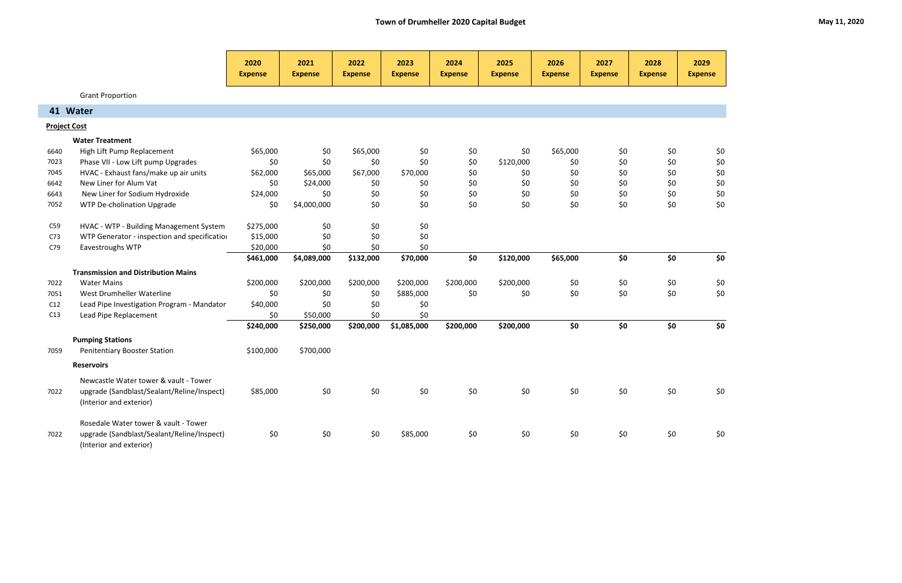# Town of Drumheller 2020 Capital Budget

May 11, 2020

| | | 2020 Expense | 2021 Expense | 2022 Expense | 2023 Expense | 2024 Expense | 2025 Expense | 2026 Expense | 2027 Expense | 2028 Expense | 2029 Expense |
|---|---|---|---|---|---|---|---|---|---|---|---|
| | Grant Proportion | | | | | | | | | | |
| **41** | **Water** | | | | | | | | | | |
| **Project Cost** | | | | | | | | | | | |
| | **Water Treatment** | | | | | | | | | | |
| 6640 | High Lift Pump Replacement | $65,000 | $0 | $65,000 | $0 | $0 | $0 | $65,000 | $0 | $0 | $0 |
| 7023 | Phase VII - Low Lift pump Upgrades | $0 | $0 | $0 | $0 | $0 | $120,000 | $0 | $0 | $0 | $0 |
| 7045 | HVAC - Exhaust fans/make up air units | $62,000 | $65,000 | $67,000 | $70,000 | $0 | $0 | $0 | $0 | $0 | $0 |
| 6642 | New Liner for Alum Vat | $0 | $24,000 | $0 | $0 | $0 | $0 | $0 | $0 | $0 | $0 |
| 6643 | New Liner for Sodium Hydroxide | $24,000 | $0 | $0 | $0 | $0 | $0 | $0 | $0 | $0 | $0 |
| 7052 | WTP De-cholination Upgrade | $0 | $4,000,000 | $0 | $0 | $0 | $0 | $0 | $0 | $0 | $0 |
| C59 | HVAC - WTP - Building Management System | $275,000 | $0 | $0 | $0 | | | | | | |
| C73 | WTP Generator - inspection and specificatio | $15,000 | $0 | $0 | $0 | | | | | | |
| C79 | Eavestroughs WTP | $20,000 | $0 | $0 | $0 | | | | | | |
| | | **$461,000** | **$4,089,000** | **$132,000** | **$70,000** | **$0** | **$120,000** | **$65,000** | **$0** | **$0** | **$0** |
| | **Transmission and Distribution Mains** | | | | | | | | | | |
| 7022 | Water Mains | $200,000 | $200,000 | $200,000 | $200,000 | $200,000 | $200,000 | $0 | $0 | $0 | $0 |
| 7051 | West Drumheller Waterline | $0 | $0 | $0 | $885,000 | $0 | $0 | $0 | $0 | $0 | $0 |
| C12 | Lead Pipe Investigation Program - Mandator | $40,000 | $0 | $0 | $0 | | | | | | |
| C13 | Lead Pipe Replacement | $0 | $50,000 | $0 | $0 | | | | | | |
| | | **$240,000** | **$250,000** | **$200,000** | **$1,085,000** | **$200,000** | **$200,000** | **$0** | **$0** | **$0** | **$0** |
| | **Pumping Stations** | | | | | | | | | | |
| 7059 | Penitentiary Booster Station | $100,000 | $700,000 | | | | | | | | |
| | **Reservoirs** | | | | | | | | | | |
| 7022 | Newcastle Water tower & vault - Tower upgrade (Sandblast/Sealant/Reline/Inspect) (Interior and exterior) | $85,000 | $0 | $0 | $0 | $0 | $0 | $0 | $0 | $0 | $0 |
| 7022 | Rosedale Water tower & vault - Tower upgrade (Sandblast/Sealant/Reline/Inspect) (Interior and exterior) | $0 | $0 | $0 | $85,000 | $0 | $0 | $0 | $0 | $0 | $0 |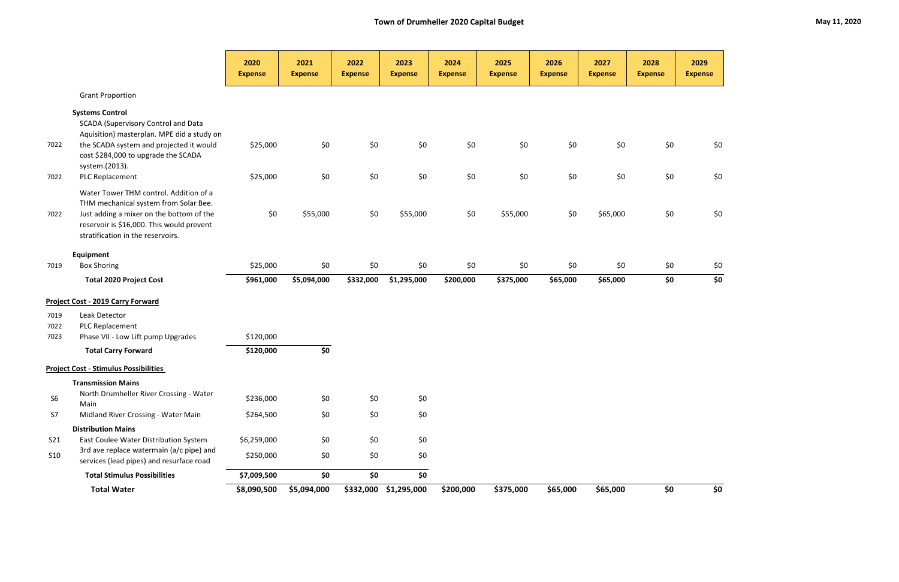# Town of Drumheller 2020 Capital Budget

May 11, 2020

| | | 2020 Expense | 2021 Expense | 2022 Expense | 2023 Expense | 2024 Expense | 2025 Expense | 2026 Expense | 2027 Expense | 2028 Expense | 2029 Expense |
|---|---|---|---|---|---|---|---|---|---|---|---|
| | Grant Proportion | | | | | | | | | | |
| | **Systems Control** | | | | | | | | | | |
| 7022 | SCADA (Supervisory Control and Data Aquisition) masterplan. MPE did a study on the SCADA system and projected it would cost $284,000 to upgrade the SCADA system.(2013). | $25,000 | $0 | $0 | $0 | $0 | $0 | $0 | $0 | $0 | $0 |
| 7022 | PLC Replacement | $25,000 | $0 | $0 | $0 | $0 | $0 | $0 | $0 | $0 | $0 |
| 7022 | Water Tower THM control. Addition of a THM mechanical system from Solar Bee. Just adding a mixer on the bottom of the reservoir is $16,000. This would prevent stratification in the reservoirs. | $0 | $55,000 | $0 | $55,000 | $0 | $55,000 | $0 | $65,000 | $0 | $0 |
| | **Equipment** | | | | | | | | | | |
| 7019 | Box Shoring | $25,000 | $0 | $0 | $0 | $0 | $0 | $0 | $0 | $0 | $0 |
| | **Total 2020 Project Cost** | **$961,000** | **$5,094,000** | **$332,000** | **$1,295,000** | **$200,000** | **$375,000** | **$65,000** | **$65,000** | **$0** | **$0** |
| | **Project Cost - 2019 Carry Forward** | | | | | | | | | | |
| 7019 | Leak Detector | | | | | | | | | | |
| 7022 | PLC Replacement | | | | | | | | | | |
| 7023 | Phase VII - Low Lift pump Upgrades | $120,000 | | | | | | | | | |
| | **Total Carry Forward** | **$120,000** | **$0** | | | | | | | | |
| | **Project Cost - Stimulus Possibilities** | | | | | | | | | | |
| | **Transmission Mains** | | | | | | | | | | |
| S6 | North Drumheller River Crossing - Water Main | $236,000 | $0 | $0 | $0 | | | | | | |
| S7 | Midland River Crossing - Water Main | $264,500 | $0 | $0 | $0 | | | | | | |
| | **Distribution Mains** | | | | | | | | | | |
| S21 | East Coulee Water Distribution System | $6,259,000 | $0 | $0 | $0 | | | | | | |
| S10 | 3rd ave replace watermain (a/c pipe) and services (lead pipes) and resurface road | $250,000 | $0 | $0 | $0 | | | | | | |
| | **Total Stimulus Possibilities** | **$7,009,500** | **$0** | **$0** | **$0** | | | | | | |
| | **Total Water** | **$8,090,500** | **$5,094,000** | **$332,000** | **$1,295,000** | **$200,000** | **$375,000** | **$65,000** | **$65,000** | **$0** | **$0** |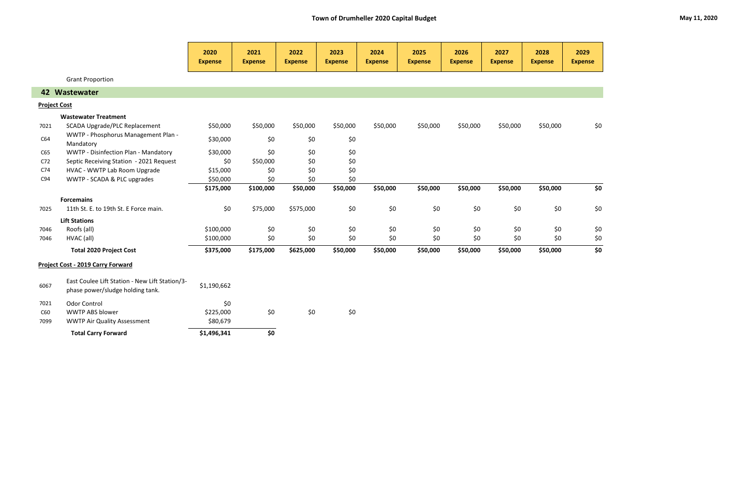# Town of Drumheller 2020 Capital Budget

May 11, 2020

| | | 2020 Expense | 2021 Expense | 2022 Expense | 2023 Expense | 2024 Expense | 2025 Expense | 2026 Expense | 2027 Expense | 2028 Expense | 2029 Expense |
|---|---|---|---|---|---|---|---|---|---|---|---|
| | Grant Proportion | | | | | | | | | | |
| **42** | **Wastewater** | | | | | | | | | | |
| **Project Cost** | | | | | | | | | | | |
| | **Wastewater Treatment** | | | | | | | | | | |
| 7021 | SCADA Upgrade/PLC Replacement | $50,000 | $50,000 | $50,000 | $50,000 | $50,000 | $50,000 | $50,000 | $50,000 | $50,000 | $0 |
| C64 | WWTP - Phosphorus Management Plan - Mandatory | $30,000 | $0 | $0 | $0 | | | | | | |
| C65 | WWTP - Disinfection Plan - Mandatory | $30,000 | $0 | $0 | $0 | | | | | | |
| C72 | Septic Receiving Station - 2021 Request | $0 | $50,000 | $0 | $0 | | | | | | |
| C74 | HVAC - WWTP Lab Room Upgrade | $15,000 | $0 | $0 | $0 | | | | | | |
| C94 | WWTP - SCADA & PLC upgrades | $50,000 | $0 | $0 | $0 | | | | | | |
| | | **$175,000** | **$100,000** | **$50,000** | **$50,000** | **$50,000** | **$50,000** | **$50,000** | **$50,000** | **$50,000** | **$0** |
| | **Forcemains** | | | | | | | | | | |
| 7025 | 11th St. E. to 19th St. E Force main. | $0 | $75,000 | $575,000 | $0 | $0 | $0 | $0 | $0 | $0 | $0 |
| | **Lift Stations** | | | | | | | | | | |
| 7046 | Roofs (all) | $100,000 | $0 | $0 | $0 | $0 | $0 | $0 | $0 | $0 | $0 |
| 7046 | HVAC (all) | $100,000 | $0 | $0 | $0 | $0 | $0 | $0 | $0 | $0 | $0 |
| | **Total 2020 Project Cost** | **$375,000** | **$175,000** | **$625,000** | **$50,000** | **$50,000** | **$50,000** | **$50,000** | **$50,000** | **$50,000** | **$0** |
| **Project Cost - 2019 Carry Forward** | | | | | | | | | | | |
| 6067 | East Coulee Lift Station - New Lift Station/3-phase power/sludge holding tank. | $1,190,662 | | | | | | | | | |
| 7021 | Odor Control | $0 | | | | | | | | | |
| C60 | WWTP ABS blower | $225,000 | $0 | $0 | $0 | | | | | | |
| 7099 | WWTP Air Quality Assessment | $80,679 | | | | | | | | | |
| | **Total Carry Forward** | **$1,496,341** | **$0** | | | | | | | | |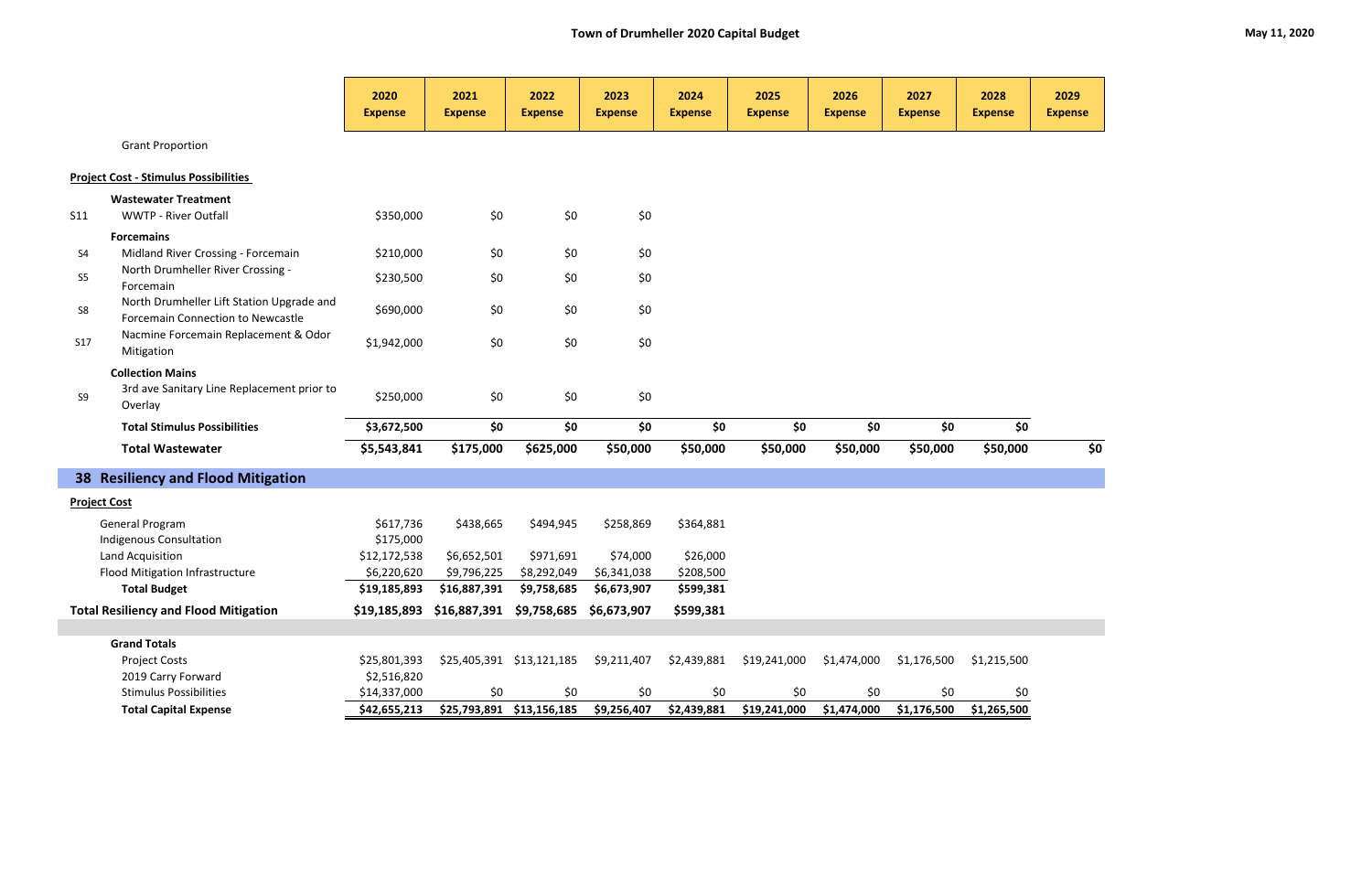**Town of Drumheller 2020 Capital Budget**

May 11, 2020

| | | 2020 Expense | 2021 Expense | 2022 Expense | 2023 Expense | 2024 Expense | 2025 Expense | 2026 Expense | 2027 Expense | 2028 Expense | 2029 Expense |
|---|---|---|---|---|---|---|---|---|---|---|---|
| | Grant Proportion | | | | | | | | | | |
| | **Project Cost - Stimulus Possibilities** | | | | | | | | | | |
| | **Wastewater Treatment** | | | | | | | | | | |
| S11 | WWTP - River Outfall | $350,000 | $0 | $0 | $0 | | | | | | |
| | **Forcemains** | | | | | | | | | | |
| S4 | Midland River Crossing - Forcemain | $210,000 | $0 | $0 | $0 | | | | | | |
| S5 | North Drumheller River Crossing - Forcemain | $230,500 | $0 | $0 | $0 | | | | | | |
| S8 | North Drumheller Lift Station Upgrade and Forcemain Connection to Newcastle | $690,000 | $0 | $0 | $0 | | | | | | |
| S17 | Nacmine Forcemain Replacement & Odor Mitigation | $1,942,000 | $0 | $0 | $0 | | | | | | |
| | **Collection Mains** | | | | | | | | | | |
| S9 | 3rd ave Sanitary Line Replacement prior to Overlay | $250,000 | $0 | $0 | $0 | | | | | | |
| | **Total Stimulus Possibilities** | **$3,672,500** | **$0** | **$0** | **$0** | **$0** | **$0** | **$0** | **$0** | **$0** | |
| | **Total Wastewater** | **$5,543,841** | **$175,000** | **$625,000** | **$50,000** | **$50,000** | **$50,000** | **$50,000** | **$50,000** | **$50,000** | **$0** |

## 38 Resiliency and Flood Mitigation

| | 2020 Expense | 2021 Expense | 2022 Expense | 2023 Expense | 2024 Expense | 2025 Expense | 2026 Expense | 2027 Expense | 2028 Expense | 2029 Expense |
|---|---|---|---|---|---|---|---|---|---|---|
| **Project Cost** | | | | | | | | | | |
| General Program | $617,736 | $438,665 | $494,945 | $258,869 | $364,881 | | | | | |
| Indigenous Consultation | $175,000 | | | | | | | | | |
| Land Acquisition | $12,172,538 | $6,652,501 | $971,691 | $74,000 | $26,000 | | | | | |
| Flood Mitigation Infrastructure | $6,220,620 | $9,796,225 | $8,292,049 | $6,341,038 | $208,500 | | | | | |
| **Total Budget** | **$19,185,893** | **$16,887,391** | **$9,758,685** | **$6,673,907** | **$599,381** | | | | | |
| **Total Resiliency and Flood Mitigation** | **$19,185,893** | **$16,887,391** | **$9,758,685** | **$6,673,907** | **$599,381** | | | | | |
| **Grand Totals** | | | | | | | | | | |
| Project Costs | $25,801,393 | $25,405,391 | $13,121,185 | $9,211,407 | $2,439,881 | $19,241,000 | $1,474,000 | $1,176,500 | $1,215,500 | |
| 2019 Carry Forward | $2,516,820 | | | | | | | | | |
| Stimulus Possibilities | $14,337,000 | $0 | $0 | $0 | $0 | $0 | $0 | $0 | $0 | |
| **Total Capital Expense** | **$42,655,213** | **$25,793,891** | **$13,156,185** | **$9,256,407** | **$2,439,881** | **$19,241,000** | **$1,474,000** | **$1,176,500** | **$1,265,500** | |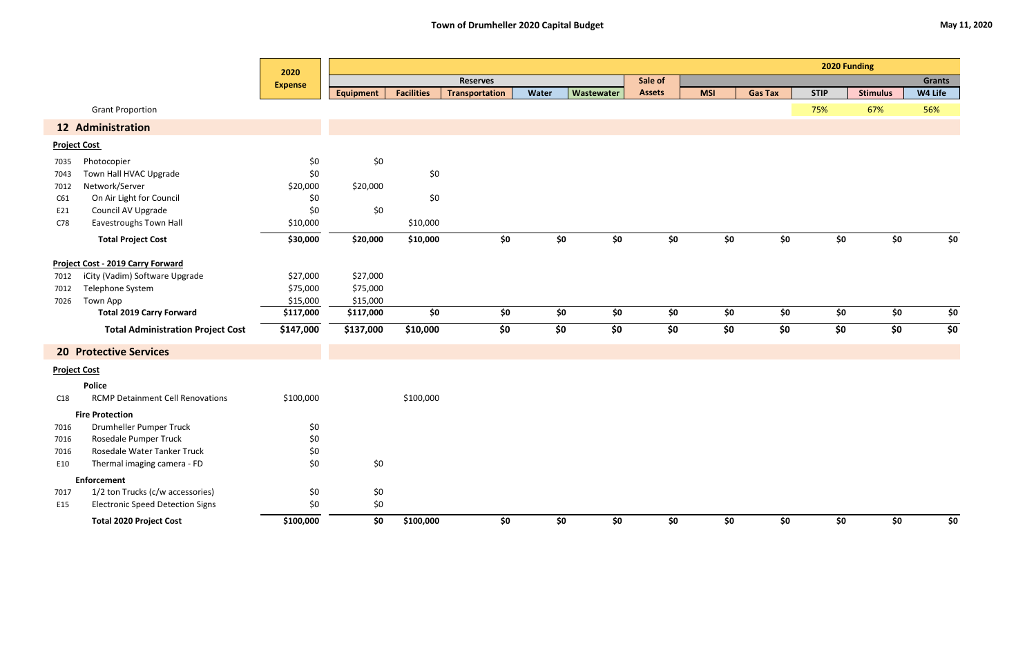# Town of Drumheller 2020 Capital Budget

May 11, 2020

| | | 2020 Expense | Reserves | | | | | Sale of | 2020 Funding | | | | Grants |
|---|---|---|---|---|---|---|---|---|---|---|---|---|---|
| | | | Equipment | Facilities | Transportation | Water | Wastewater | Assets | MSI | Gas Tax | STIP | Stimulus | W4 Life |
| | Grant Proportion | | | | | | | | | | 75% | 67% | 56% |
| **12** | **Administration** | | | | | | | | | | | | |
| | **Project Cost** | | | | | | | | | | | | |
| 7035 | Photocopier | $0 | $0 | | | | | | | | | | |
| 7043 | Town Hall HVAC Upgrade | $0 | | $0 | | | | | | | | | |
| 7012 | Network/Server | $20,000 | $20,000 | | | | | | | | | | |
| C61 | On Air Light for Council | $0 | | $0 | | | | | | | | | |
| E21 | Council AV Upgrade | $0 | $0 | | | | | | | | | | |
| C78 | Eavestroughs Town Hall | $10,000 | | $10,000 | | | | | | | | | |
| | **Total Project Cost** | **$30,000** | **$20,000** | **$10,000** | **$0** | **$0** | **$0** | **$0** | **$0** | **$0** | **$0** | **$0** | **$0** |
| | **Project Cost - 2019 Carry Forward** | | | | | | | | | | | | |
| 7012 | iCity (Vadim) Software Upgrade | $27,000 | $27,000 | | | | | | | | | | |
| 7012 | Telephone System | $75,000 | $75,000 | | | | | | | | | | |
| 7026 | Town App | $15,000 | $15,000 | | | | | | | | | | |
| | **Total 2019 Carry Forward** | **$117,000** | **$117,000** | **$0** | **$0** | **$0** | **$0** | **$0** | **$0** | **$0** | **$0** | **$0** | **$0** |
| | **Total Administration Project Cost** | **$147,000** | **$137,000** | **$10,000** | **$0** | **$0** | **$0** | **$0** | **$0** | **$0** | **$0** | **$0** | **$0** |
| **20** | **Protective Services** | | | | | | | | | | | | |
| | **Project Cost** | | | | | | | | | | | | |
| | **Police** | | | | | | | | | | | | |
| C18 | RCMP Detainment Cell Renovations | $100,000 | | $100,000 | | | | | | | | | |
| | **Fire Protection** | | | | | | | | | | | | |
| 7016 | Drumheller Pumper Truck | $0 | | | | | | | | | | | |
| 7016 | Rosedale Pumper Truck | $0 | | | | | | | | | | | |
| 7016 | Rosedale Water Tanker Truck | $0 | | | | | | | | | | | |
| E10 | Thermal imaging camera - FD | $0 | $0 | | | | | | | | | | |
| | **Enforcement** | | | | | | | | | | | | |
| 7017 | 1/2 ton Trucks (c/w accessories) | $0 | $0 | | | | | | | | | | |
| E15 | Electronic Speed Detection Signs | $0 | $0 | | | | | | | | | | |
| | **Total 2020 Project Cost** | **$100,000** | **$0** | **$100,000** | **$0** | **$0** | **$0** | **$0** | **$0** | **$0** | **$0** | **$0** | **$0** |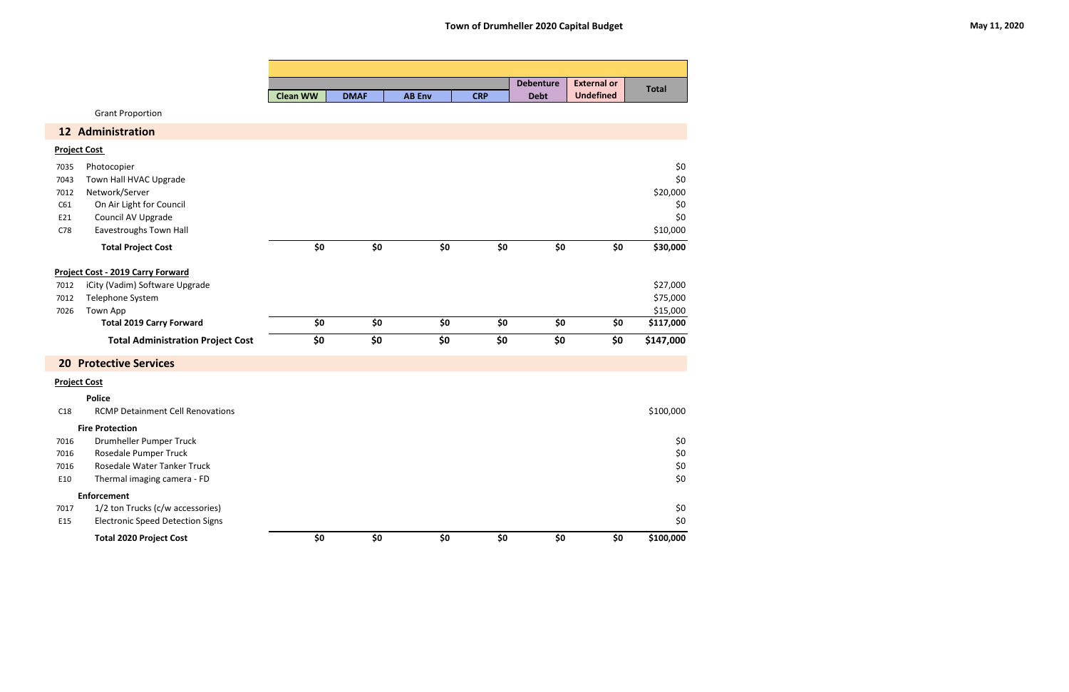# Town of Drumheller 2020 Capital Budget

May 11, 2020

| | | Clean WW | DMAF | AB Env | CRP | Debenture Debt | External or Undefined | Total |
|---|---|---|---|---|---|---|---|---|
| | Grant Proportion | | | | | | | |
| **12** | **Administration** | | | | | | | |
| | **Project Cost** | | | | | | | |
| 7035 | Photocopier | | | | | | | $0 |
| 7043 | Town Hall HVAC Upgrade | | | | | | | $0 |
| 7012 | Network/Server | | | | | | | $20,000 |
| C61 | On Air Light for Council | | | | | | | $0 |
| E21 | Council AV Upgrade | | | | | | | $0 |
| C78 | Eavestroughs Town Hall | | | | | | | $10,000 |
| | **Total Project Cost** | **$0** | **$0** | **$0** | **$0** | **$0** | **$0** | **$30,000** |
| | **Project Cost - 2019 Carry Forward** | | | | | | | |
| 7012 | iCity (Vadim) Software Upgrade | | | | | | | $27,000 |
| 7012 | Telephone System | | | | | | | $75,000 |
| 7026 | Town App | | | | | | | $15,000 |
| | **Total 2019 Carry Forward** | **$0** | **$0** | **$0** | **$0** | **$0** | **$0** | **$117,000** |
| | **Total Administration Project Cost** | **$0** | **$0** | **$0** | **$0** | **$0** | **$0** | **$147,000** |
| **20** | **Protective Services** | | | | | | | |
| | **Project Cost** | | | | | | | |
| | **Police** | | | | | | | |
| C18 | RCMP Detainment Cell Renovations | | | | | | | $100,000 |
| | **Fire Protection** | | | | | | | |
| 7016 | Drumheller Pumper Truck | | | | | | | $0 |
| 7016 | Rosedale Pumper Truck | | | | | | | $0 |
| 7016 | Rosedale Water Tanker Truck | | | | | | | $0 |
| E10 | Thermal imaging camera - FD | | | | | | | $0 |
| | **Enforcement** | | | | | | | |
| 7017 | 1/2 ton Trucks (c/w accessories) | | | | | | | $0 |
| E15 | Electronic Speed Detection Signs | | | | | | | $0 |
| | **Total 2020 Project Cost** | **$0** | **$0** | **$0** | **$0** | **$0** | **$0** | **$100,000** |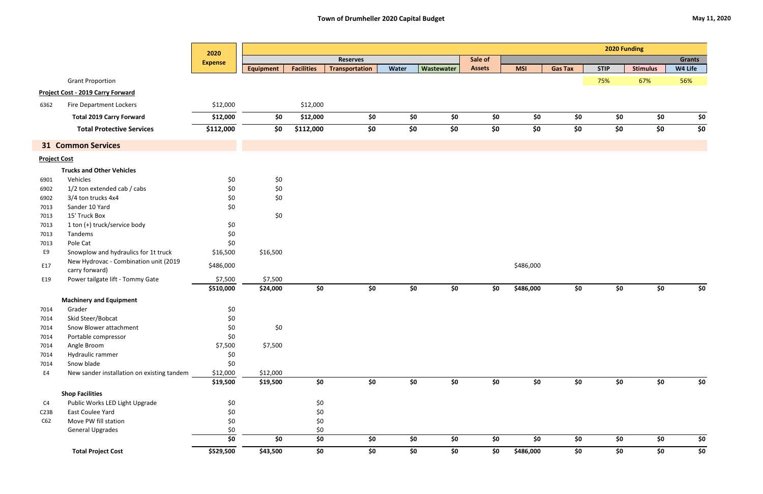## Town of Drumheller 2020 Capital Budget

May 11, 2020

| | | 2020 Expense | Reserves | | | | | Sale of Assets | 2020 Funding | | | | Grants |
|---|---|---|---|---|---|---|---|---|---|---|---|---|---|
| | | | Equipment | Facilities | Transportation | Water | Wastewater | | MSI | Gas Tax | STIP | Stimulus | W4 Life |
| | Grant Proportion | | | | | | | | | | 75% | 67% | 56% |
| | **Project Cost - 2019 Carry Forward** | | | | | | | | | | | | |
| 6362 | Fire Department Lockers | $12,000 | | $12,000 | | | | | | | | | |
| | **Total 2019 Carry Forward** | **$12,000** | **$0** | **$12,000** | **$0** | **$0** | **$0** | **$0** | **$0** | **$0** | **$0** | **$0** | **$0** |
| | **Total Protective Services** | **$112,000** | **$0** | **$112,000** | **$0** | **$0** | **$0** | **$0** | **$0** | **$0** | **$0** | **$0** | **$0** |
| | **31 Common Services** | | | | | | | | | | | | |
| | **Project Cost** | | | | | | | | | | | | |
| | **Trucks and Other Vehicles** | | | | | | | | | | | | |
| 6901 | Vehicles | $0 | $0 | | | | | | | | | | |
| 6902 | 1/2 ton extended cab / cabs | $0 | $0 | | | | | | | | | | |
| 6902 | 3/4 ton trucks 4x4 | $0 | $0 | | | | | | | | | | |
| 7013 | Sander 10 Yard | $0 | | | | | | | | | | | |
| 7013 | 15' Truck Box | | $0 | | | | | | | | | | |
| 7013 | 1 ton (+) truck/service body | $0 | | | | | | | | | | | |
| 7013 | Tandems | $0 | | | | | | | | | | | |
| 7013 | Pole Cat | $0 | | | | | | | | | | | |
| E9 | Snowplow and hydraulics for 1t truck | $16,500 | $16,500 | | | | | | | | | | |
| E17 | New Hydrovac - Combination unit (2019 carry forward) | $486,000 | | | | | | | $486,000 | | | | |
| E19 | Power tailgate lift - Tommy Gate | $7,500 | $7,500 | | | | | | | | | | |
| | | **$510,000** | **$24,000** | **$0** | **$0** | **$0** | **$0** | **$0** | **$486,000** | **$0** | **$0** | **$0** | **$0** |
| | **Machinery and Equipment** | | | | | | | | | | | | |
| 7014 | Grader | $0 | | | | | | | | | | | |
| 7014 | Skid Steer/Bobcat | $0 | | | | | | | | | | | |
| 7014 | Snow Blower attachment | $0 | $0 | | | | | | | | | | |
| 7014 | Portable compressor | $0 | | | | | | | | | | | |
| 7014 | Angle Broom | $7,500 | $7,500 | | | | | | | | | | |
| 7014 | Hydraulic rammer | $0 | | | | | | | | | | | |
| 7014 | Snow blade | $0 | | | | | | | | | | | |
| E4 | New sander installation on existing tandem | $12,000 | $12,000 | | | | | | | | | | |
| | | **$19,500** | **$19,500** | **$0** | **$0** | **$0** | **$0** | **$0** | **$0** | **$0** | **$0** | **$0** | **$0** |
| | **Shop Facilities** | | | | | | | | | | | | |
| C4 | Public Works LED Light Upgrade | $0 | | $0 | | | | | | | | | |
| C23B | East Coulee Yard | $0 | | $0 | | | | | | | | | |
| C62 | Move PW fill station | $0 | | $0 | | | | | | | | | |
| | General Upgrades | $0 | | $0 | | | | | | | | | |
| | | **$0** | **$0** | **$0** | **$0** | **$0** | **$0** | **$0** | **$0** | **$0** | **$0** | **$0** | **$0** |
| | **Total Project Cost** | **$529,500** | **$43,500** | **$0** | **$0** | **$0** | **$0** | **$0** | **$486,000** | **$0** | **$0** | **$0** | **$0** |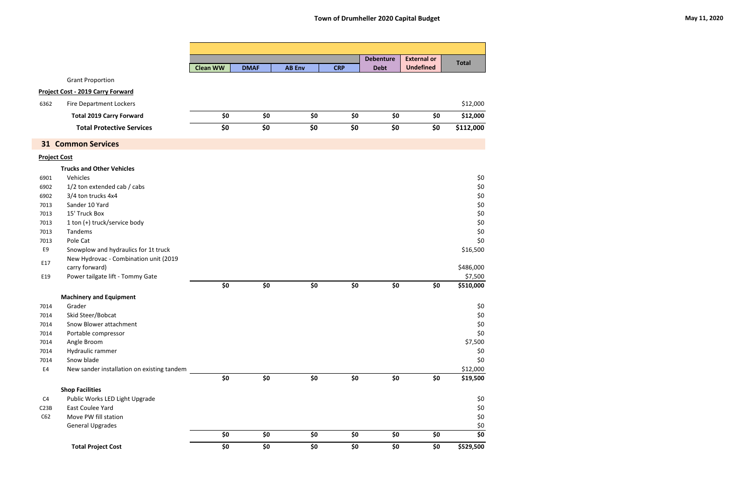# Town of Drumheller 2020 Capital Budget

May 11, 2020

| | | Clean WW | DMAF | AB Env | CRP | Debenture Debt | External or Undefined | Total |
|---|---|---|---|---|---|---|---|---|
| | Grant Proportion | | | | | | | |
| **Project Cost - 2019 Carry Forward** | | | | | | | | |
| 6362 | Fire Department Lockers | | | | | | | $12,000 |
| | **Total 2019 Carry Forward** | **$0** | **$0** | **$0** | **$0** | **$0** | **$0** | **$12,000** |
| | **Total Protective Services** | **$0** | **$0** | **$0** | **$0** | **$0** | **$0** | **$112,000** |

## 31 Common Services

| | | Clean WW | DMAF | AB Env | CRP | Debenture Debt | External or Undefined | Total |
|---|---|---|---|---|---|---|---|---|
| **Project Cost** | | | | | | | | |
| | **Trucks and Other Vehicles** | | | | | | | |
| 6901 | Vehicles | | | | | | | $0 |
| 6902 | 1/2 ton extended cab / cabs | | | | | | | $0 |
| 6902 | 3/4 ton trucks 4x4 | | | | | | | $0 |
| 7013 | Sander 10 Yard | | | | | | | $0 |
| 7013 | 15' Truck Box | | | | | | | $0 |
| 7013 | 1 ton (+) truck/service body | | | | | | | $0 |
| 7013 | Tandems | | | | | | | $0 |
| 7013 | Pole Cat | | | | | | | $0 |
| E9 | Snowplow and hydraulics for 1t truck | | | | | | | $16,500 |
| E17 | New Hydrovac - Combination unit (2019 carry forward) | | | | | | | $486,000 |
| E19 | Power tailgate lift - Tommy Gate | | | | | | | $7,500 |
| | | **$0** | **$0** | **$0** | **$0** | **$0** | **$0** | **$510,000** |
| | **Machinery and Equipment** | | | | | | | |
| 7014 | Grader | | | | | | | $0 |
| 7014 | Skid Steer/Bobcat | | | | | | | $0 |
| 7014 | Snow Blower attachment | | | | | | | $0 |
| 7014 | Portable compressor | | | | | | | $0 |
| 7014 | Angle Broom | | | | | | | $7,500 |
| 7014 | Hydraulic rammer | | | | | | | $0 |
| 7014 | Snow blade | | | | | | | $0 |
| E4 | New sander installation on existing tandem | | | | | | | $12,000 |
| | | **$0** | **$0** | **$0** | **$0** | **$0** | **$0** | **$19,500** |
| | **Shop Facilities** | | | | | | | |
| C4 | Public Works LED Light Upgrade | | | | | | | $0 |
| C23B | East Coulee Yard | | | | | | | $0 |
| C62 | Move PW fill station | | | | | | | $0 |
| | General Upgrades | | | | | | | $0 |
| | | **$0** | **$0** | **$0** | **$0** | **$0** | **$0** | **$0** |
| | **Total Project Cost** | **$0** | **$0** | **$0** | **$0** | **$0** | **$0** | **$529,500** |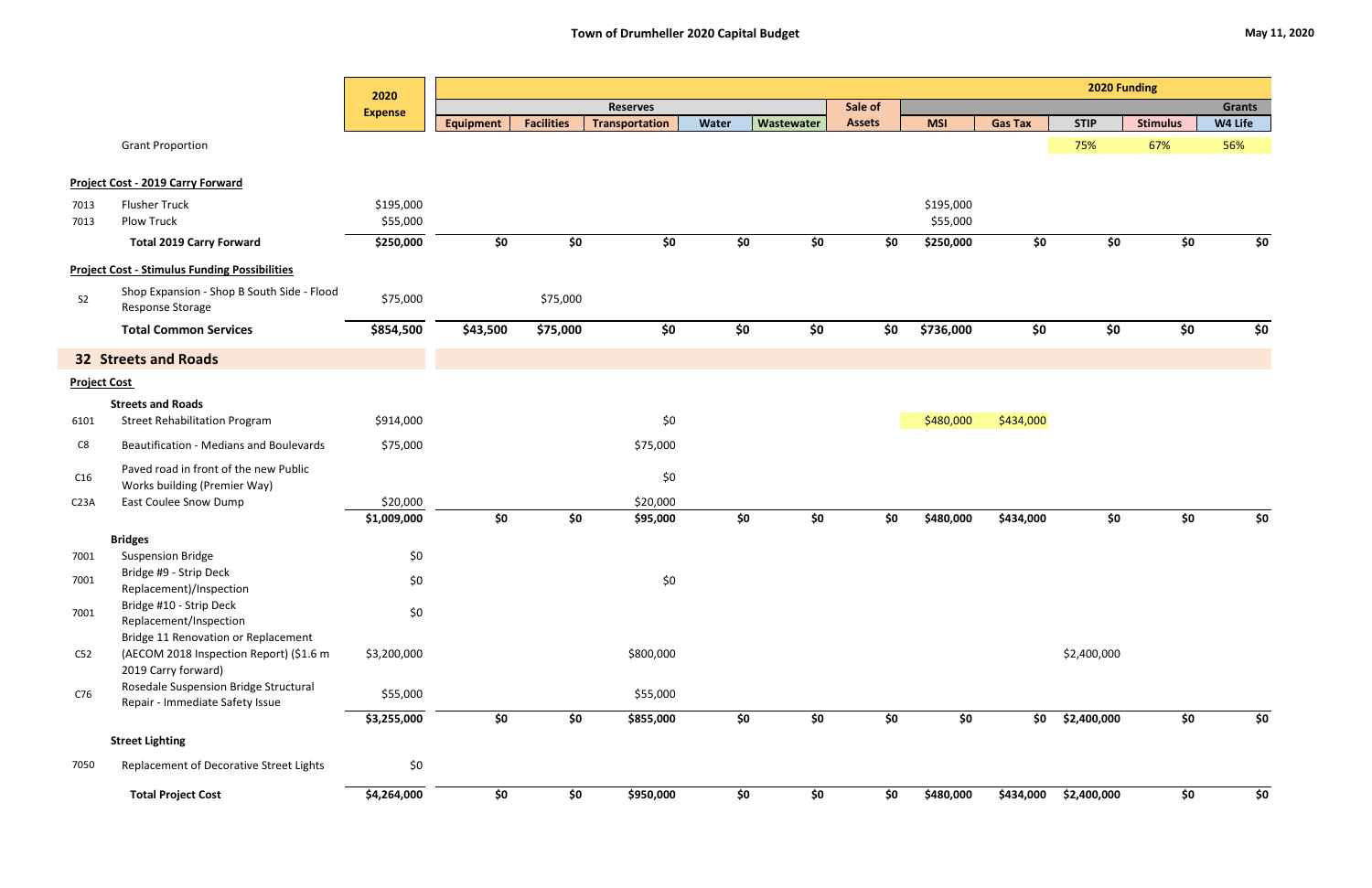# Town of Drumheller 2020 Capital Budget

May 11, 2020

| | | 2020 Expense | 2020 Funding | | | | | | | | | | |
|---|---|---|---|---|---|---|---|---|---|---|---|---|---|
| | | | Reserves | | | | | Sale of Assets | | | | | Grants |
| | | | Equipment | Facilities | Transportation | Water | Wastewater | | MSI | Gas Tax | STIP | Stimulus | W4 Life |
| | Grant Proportion | | | | | | | | | | 75% | 67% | 56% |
| | **Project Cost - 2019 Carry Forward** | | | | | | | | | | | | |
| 7013 | Flusher Truck | $195,000 | | | | | | | $195,000 | | | | |
| 7013 | Plow Truck | $55,000 | | | | | | | $55,000 | | | | |
| | **Total 2019 Carry Forward** | **$250,000** | **$0** | **$0** | **$0** | **$0** | **$0** | **$0** | **$250,000** | **$0** | **$0** | **$0** | **$0** |
| | **Project Cost - Stimulus Funding Possibilities** | | | | | | | | | | | | |
| S2 | Shop Expansion - Shop B South Side - Flood Response Storage | $75,000 | | $75,000 | | | | | | | | | |
| | **Total Common Services** | **$854,500** | **$43,500** | **$75,000** | **$0** | **$0** | **$0** | **$0** | **$736,000** | **$0** | **$0** | **$0** | **$0** |
| | **32 Streets and Roads** | | | | | | | | | | | | |
| | **Project Cost** | | | | | | | | | | | | |
| | **Streets and Roads** | | | | | | | | | | | | |
| 6101 | Street Rehabilitation Program | $914,000 | | | $0 | | | | $480,000 | $434,000 | | | |
| C8 | Beautification - Medians and Boulevards | $75,000 | | | $75,000 | | | | | | | | |
| C16 | Paved road in front of the new Public Works building (Premier Way) | | | | $0 | | | | | | | | |
| C23A | East Coulee Snow Dump | $20,000 | | | $20,000 | | | | | | | | |
| | | **$1,009,000** | **$0** | **$0** | **$95,000** | **$0** | **$0** | **$0** | **$480,000** | **$434,000** | **$0** | **$0** | **$0** |
| | **Bridges** | | | | | | | | | | | | |
| 7001 | Suspension Bridge | $0 | | | | | | | | | | | |
| 7001 | Bridge #9 - Strip Deck Replacement)/Inspection | $0 | | | $0 | | | | | | | | |
| 7001 | Bridge #10 - Strip Deck Replacement/Inspection | $0 | | | | | | | | | | | |
| C52 | Bridge 11 Renovation or Replacement (AECOM 2018 Inspection Report) ($1.6 m 2019 Carry forward) | $3,200,000 | | | $800,000 | | | | | | $2,400,000 | | |
| C76 | Rosedale Suspension Bridge Structural Repair - Immediate Safety Issue | $55,000 | | | $55,000 | | | | | | | | |
| | | **$3,255,000** | **$0** | **$0** | **$855,000** | **$0** | **$0** | **$0** | **$0** | **$0** | **$2,400,000** | **$0** | **$0** |
| | **Street Lighting** | | | | | | | | | | | | |
| 7050 | Replacement of Decorative Street Lights | $0 | | | | | | | | | | | |
| | **Total Project Cost** | **$4,264,000** | **$0** | **$0** | **$950,000** | **$0** | **$0** | **$0** | **$480,000** | **$434,000** | **$2,400,000** | **$0** | **$0** |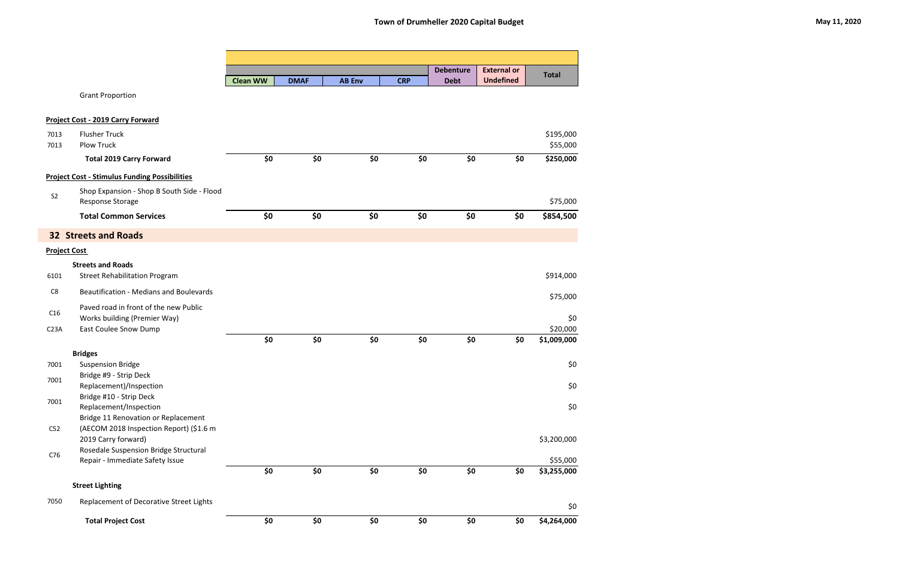# Town of Drumheller 2020 Capital Budget

May 11, 2020

| | | Clean WW | DMAF | AB Env | CRP | Debenture Debt | External or Undefined | Total |
|---|---|---|---|---|---|---|---|---|
| | Grant Proportion | | | | | | | |
| | **Project Cost - 2019 Carry Forward** | | | | | | | |
| 7013 | Flusher Truck | | | | | | | $195,000 |
| 7013 | Plow Truck | | | | | | | $55,000 |
| | **Total 2019 Carry Forward** | **$0** | **$0** | **$0** | **$0** | **$0** | **$0** | **$250,000** |
| | **Project Cost - Stimulus Funding Possibilities** | | | | | | | |
| S2 | Shop Expansion - Shop B South Side - Flood Response Storage | | | | | | | $75,000 |
| | **Total Common Services** | **$0** | **$0** | **$0** | **$0** | **$0** | **$0** | **$854,500** |

## 32 Streets and Roads

| | | Clean WW | DMAF | AB Env | CRP | Debenture Debt | External or Undefined | Total |
|---|---|---|---|---|---|---|---|---|
| | **Project Cost** | | | | | | | |
| | **Streets and Roads** | | | | | | | |
| 6101 | Street Rehabilitation Program | | | | | | | $914,000 |
| C8 | Beautification - Medians and Boulevards | | | | | | | $75,000 |
| C16 | Paved road in front of the new Public Works building (Premier Way) | | | | | | | $0 |
| C23A | East Coulee Snow Dump | | | | | | | $20,000 |
| | | $0 | $0 | $0 | $0 | $0 | $0 | $1,009,000 |
| | **Bridges** | | | | | | | |
| 7001 | Suspension Bridge | | | | | | | $0 |
| 7001 | Bridge #9 - Strip Deck Replacement)/Inspection | | | | | | | $0 |
| 7001 | Bridge #10 - Strip Deck Replacement/Inspection | | | | | | | $0 |
| C52 | Bridge 11 Renovation or Replacement (AECOM 2018 Inspection Report) ($1.6 m 2019 Carry forward) | | | | | | | $3,200,000 |
| C76 | Rosedale Suspension Bridge Structural Repair - Immediate Safety Issue | | | | | | | $55,000 |
| | | $0 | $0 | $0 | $0 | $0 | $0 | $3,255,000 |
| | **Street Lighting** | | | | | | | |
| 7050 | Replacement of Decorative Street Lights | | | | | | | $0 |
| | **Total Project Cost** | **$0** | **$0** | **$0** | **$0** | **$0** | **$0** | **$4,264,000** |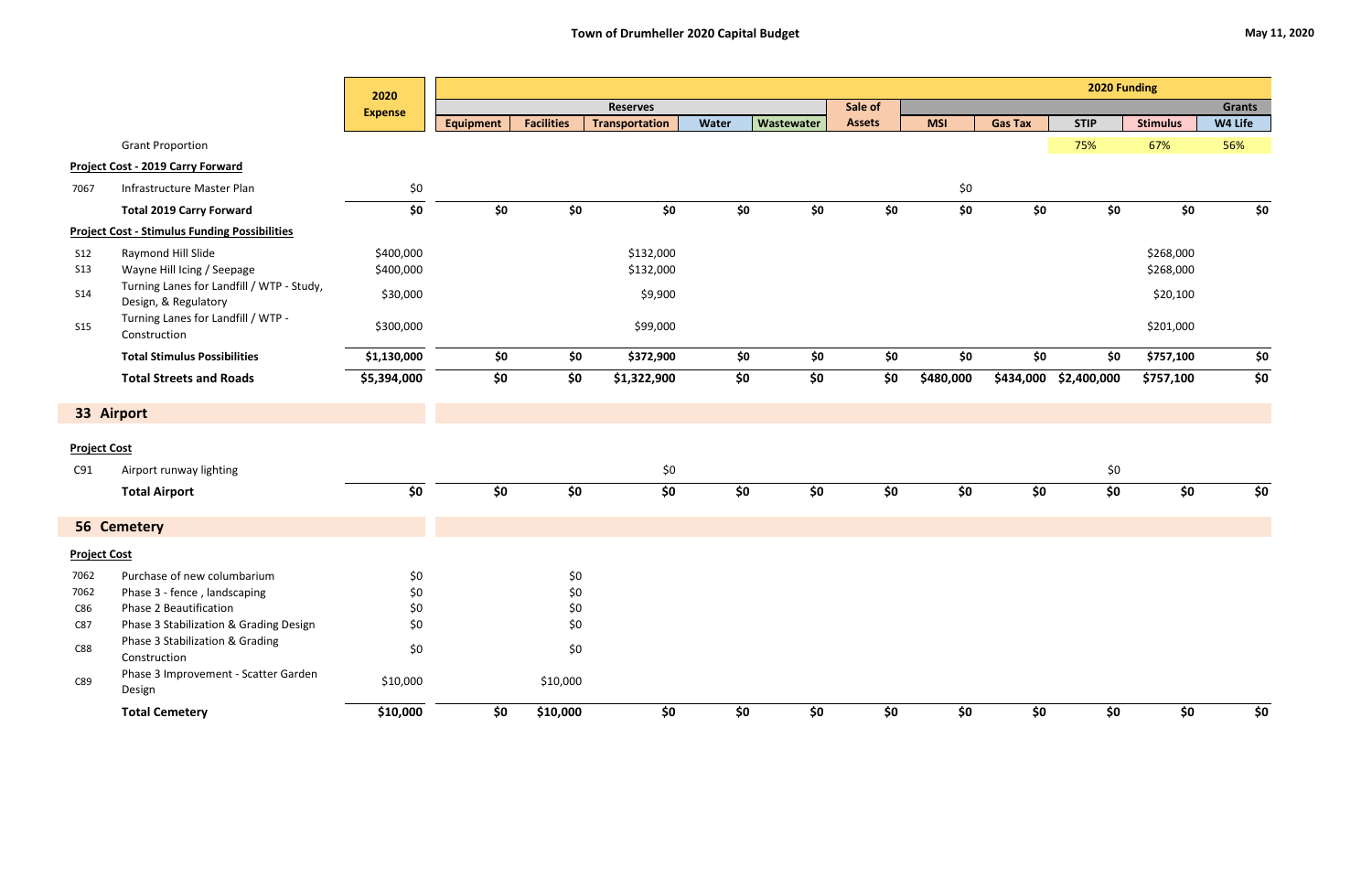## Town of Drumheller 2020 Capital Budget

May 11, 2020

| | | 2020 Expense | Reserves | | | | | Sale of Assets | 2020 Funding | | | | Grants |
|---|---|---|---|---|---|---|---|---|---|---|---|---|---|
| | | | Equipment | Facilities | Transportation | Water | Wastewater | | MSI | Gas Tax | STIP | Stimulus | W4 Life |
| | Grant Proportion | | | | | | | | | | 75% | 67% | 56% |
| | **Project Cost - 2019 Carry Forward** | | | | | | | | | | | | |
| 7067 | Infrastructure Master Plan | $0 | | | | | | | $0 | | | | |
| | **Total 2019 Carry Forward** | **$0** | **$0** | **$0** | **$0** | **$0** | **$0** | **$0** | **$0** | **$0** | **$0** | **$0** | **$0** |
| | **Project Cost - Stimulus Funding Possibilities** | | | | | | | | | | | | |
| S12 | Raymond Hill Slide | $400,000 | | | $132,000 | | | | | | | $268,000 | |
| S13 | Wayne Hill Icing / Seepage | $400,000 | | | $132,000 | | | | | | | $268,000 | |
| S14 | Turning Lanes for Landfill / WTP - Study, Design, & Regulatory | $30,000 | | | $9,900 | | | | | | | $20,100 | |
| S15 | Turning Lanes for Landfill / WTP - Construction | $300,000 | | | $99,000 | | | | | | | $201,000 | |
| | **Total Stimulus Possibilities** | **$1,130,000** | **$0** | **$0** | **$372,900** | **$0** | **$0** | **$0** | **$0** | **$0** | **$0** | **$757,100** | **$0** |
| | **Total Streets and Roads** | **$5,394,000** | **$0** | **$0** | **$1,322,900** | **$0** | **$0** | **$0** | **$480,000** | **$434,000** | **$2,400,000** | **$757,100** | **$0** |
| | **33 Airport** | | | | | | | | | | | | |
| | **Project Cost** | | | | | | | | | | | | |
| C91 | Airport runway lighting | | | | $0 | | | | | | $0 | | |
| | **Total Airport** | **$0** | **$0** | **$0** | **$0** | **$0** | **$0** | **$0** | **$0** | **$0** | **$0** | **$0** | **$0** |
| | **56 Cemetery** | | | | | | | | | | | | |
| | **Project Cost** | | | | | | | | | | | | |
| 7062 | Purchase of new columbarium | $0 | | $0 | | | | | | | | | |
| 7062 | Phase 3 - fence , landscaping | $0 | | $0 | | | | | | | | | |
| C86 | Phase 2 Beautification | $0 | | $0 | | | | | | | | | |
| C87 | Phase 3 Stabilization & Grading Design | $0 | | $0 | | | | | | | | | |
| C88 | Phase 3 Stabilization & Grading Construction | $0 | | $0 | | | | | | | | | |
| C89 | Phase 3 Improvement - Scatter Garden Design | $10,000 | | $10,000 | | | | | | | | | |
| | **Total Cemetery** | **$10,000** | **$0** | **$10,000** | **$0** | **$0** | **$0** | **$0** | **$0** | **$0** | **$0** | **$0** | **$0** |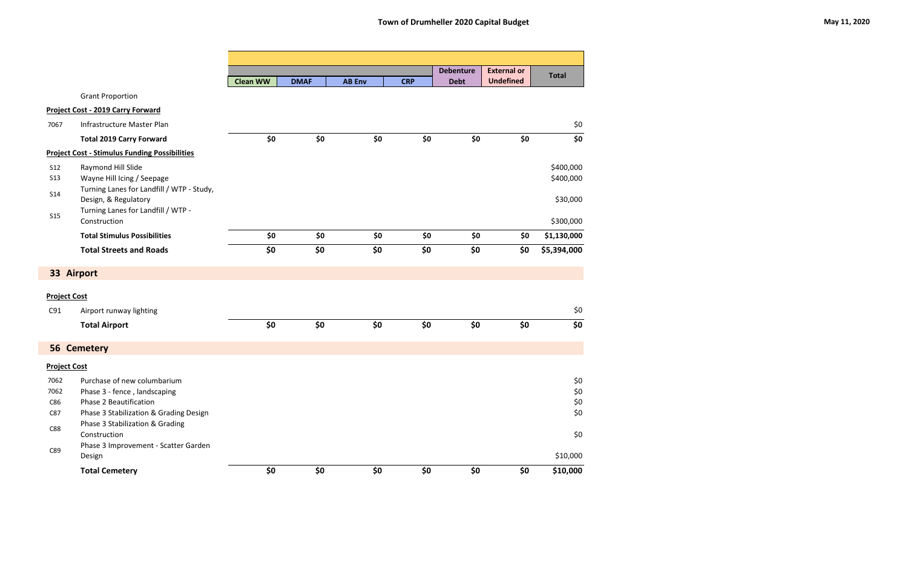# Town of Drumheller 2020 Capital Budget

May 11, 2020

| | | Clean WW | DMAF | AB Env | CRP | Debenture Debt | External or Undefined | Total |
|---|---|---|---|---|---|---|---|---|
| | Grant Proportion | | | | | | | |
| **Project Cost - 2019 Carry Forward** | | | | | | | | |
| 7067 | Infrastructure Master Plan | | | | | | | $0 |
| | **Total 2019 Carry Forward** | **$0** | **$0** | **$0** | **$0** | **$0** | **$0** | **$0** |
| **Project Cost - Stimulus Funding Possibilities** | | | | | | | | |
| S12 | Raymond Hill Slide | | | | | | | $400,000 |
| S13 | Wayne Hill Icing / Seepage | | | | | | | $400,000 |
| S14 | Turning Lanes for Landfill / WTP - Study, Design, & Regulatory | | | | | | | $30,000 |
| S15 | Turning Lanes for Landfill / WTP - Construction | | | | | | | $300,000 |
| | **Total Stimulus Possibilities** | **$0** | **$0** | **$0** | **$0** | **$0** | **$0** | **$1,130,000** |
| | **Total Streets and Roads** | **$0** | **$0** | **$0** | **$0** | **$0** | **$0** | **$5,394,000** |

## 33 Airport

| | | Clean WW | DMAF | AB Env | CRP | Debenture Debt | External or Undefined | Total |
|---|---|---|---|---|---|---|---|---|
| **Project Cost** | | | | | | | | |
| C91 | Airport runway lighting | | | | | | | $0 |
| | **Total Airport** | **$0** | **$0** | **$0** | **$0** | **$0** | **$0** | **$0** |

## 56 Cemetery

| | | Clean WW | DMAF | AB Env | CRP | Debenture Debt | External or Undefined | Total |
|---|---|---|---|---|---|---|---|---|
| **Project Cost** | | | | | | | | |
| 7062 | Purchase of new columbarium | | | | | | | $0 |
| 7062 | Phase 3 - fence , landscaping | | | | | | | $0 |
| C86 | Phase 2 Beautification | | | | | | | $0 |
| C87 | Phase 3 Stabilization & Grading Design | | | | | | | $0 |
| C88 | Phase 3 Stabilization & Grading Construction | | | | | | | $0 |
| C89 | Phase 3 Improvement - Scatter Garden Design | | | | | | | $10,000 |
| | **Total Cemetery** | **$0** | **$0** | **$0** | **$0** | **$0** | **$0** | **$10,000** |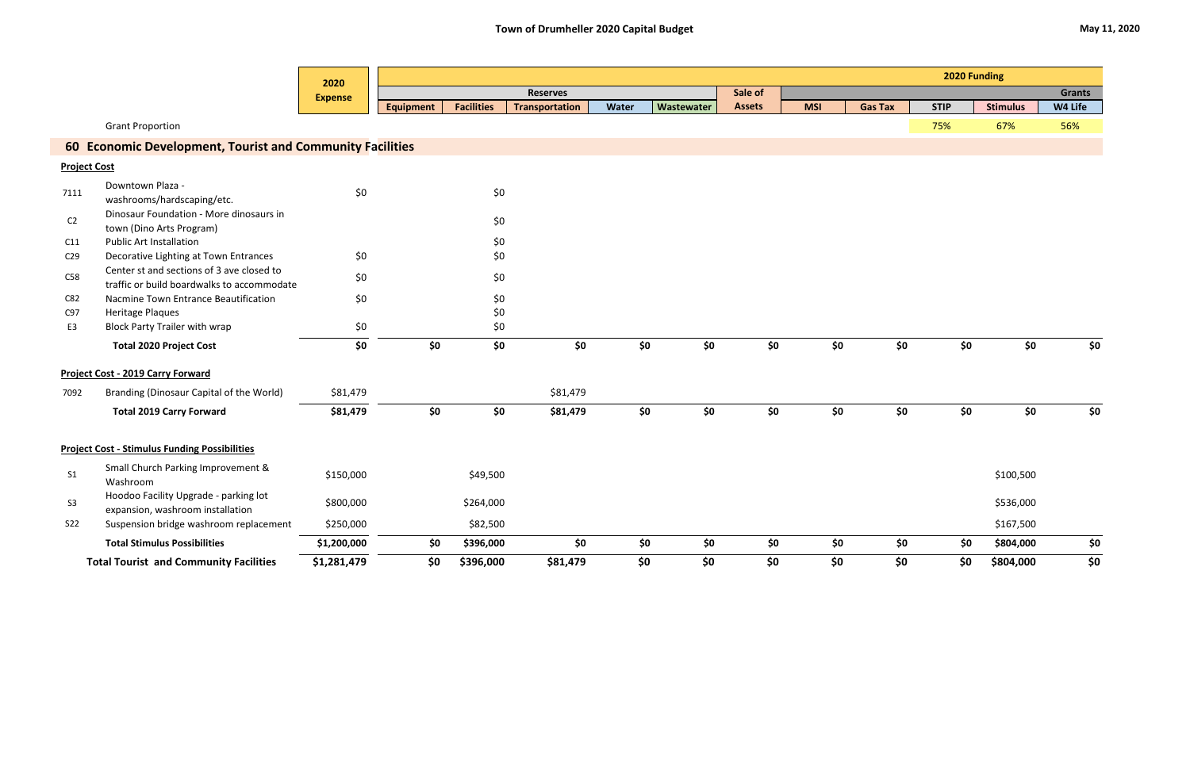# Town of Drumheller 2020 Capital Budget

May 11, 2020

| | | 2020 Expense | 2020 Funding | | | | | | | | | | |
|---|---|---|---|---|---|---|---|---|---|---|---|---|---|
| | | | Reserves | | | | | Sale of Assets | | | | | Grants |
| | | | Equipment | Facilities | Transportation | Water | Wastewater | | MSI | Gas Tax | STIP | Stimulus | W4 Life |
| | Grant Proportion | | | | | | | | | | 75% | 67% | 56% |
| **60** | **Economic Development, Tourist and Community Facilities** | | | | | | | | | | | | |
| **Project Cost** | | | | | | | | | | | | | |
| 7111 | Downtown Plaza - washrooms/hardscaping/etc. | $0 | | $0 | | | | | | | | | |
| C2 | Dinosaur Foundation - More dinosaurs in town (Dino Arts Program) | | | $0 | | | | | | | | | |
| C11 | Public Art Installation | | | $0 | | | | | | | | | |
| C29 | Decorative Lighting at Town Entrances | $0 | | $0 | | | | | | | | | |
| C58 | Center st and sections of 3 ave closed to traffic or build boardwalks to accommodate | $0 | | $0 | | | | | | | | | |
| C82 | Nacmine Town Entrance Beautification | $0 | | $0 | | | | | | | | | |
| C97 | Heritage Plaques | | | $0 | | | | | | | | | |
| E3 | Block Party Trailer with wrap | $0 | | $0 | | | | | | | | | |
| | **Total 2020 Project Cost** | **$0** | **$0** | **$0** | **$0** | **$0** | **$0** | **$0** | **$0** | **$0** | **$0** | **$0** | **$0** |
| **Project Cost - 2019 Carry Forward** | | | | | | | | | | | | | |
| 7092 | Branding (Dinosaur Capital of the World) | $81,479 | | | $81,479 | | | | | | | | |
| | **Total 2019 Carry Forward** | **$81,479** | **$0** | **$0** | **$81,479** | **$0** | **$0** | **$0** | **$0** | **$0** | **$0** | **$0** | **$0** |
| **Project Cost - Stimulus Funding Possibilities** | | | | | | | | | | | | | |
| S1 | Small Church Parking Improvement & Washroom | $150,000 | | $49,500 | | | | | | | | $100,500 | |
| S3 | Hoodoo Facility Upgrade - parking lot expansion, washroom installation | $800,000 | | $264,000 | | | | | | | | $536,000 | |
| S22 | Suspension bridge washroom replacement | $250,000 | | $82,500 | | | | | | | | $167,500 | |
| | **Total Stimulus Possibilities** | **$1,200,000** | **$0** | **$396,000** | **$0** | **$0** | **$0** | **$0** | **$0** | **$0** | **$0** | **$804,000** | **$0** |
| | **Total Tourist and Community Facilities** | **$1,281,479** | **$0** | **$396,000** | **$81,479** | **$0** | **$0** | **$0** | **$0** | **$0** | **$0** | **$804,000** | **$0** |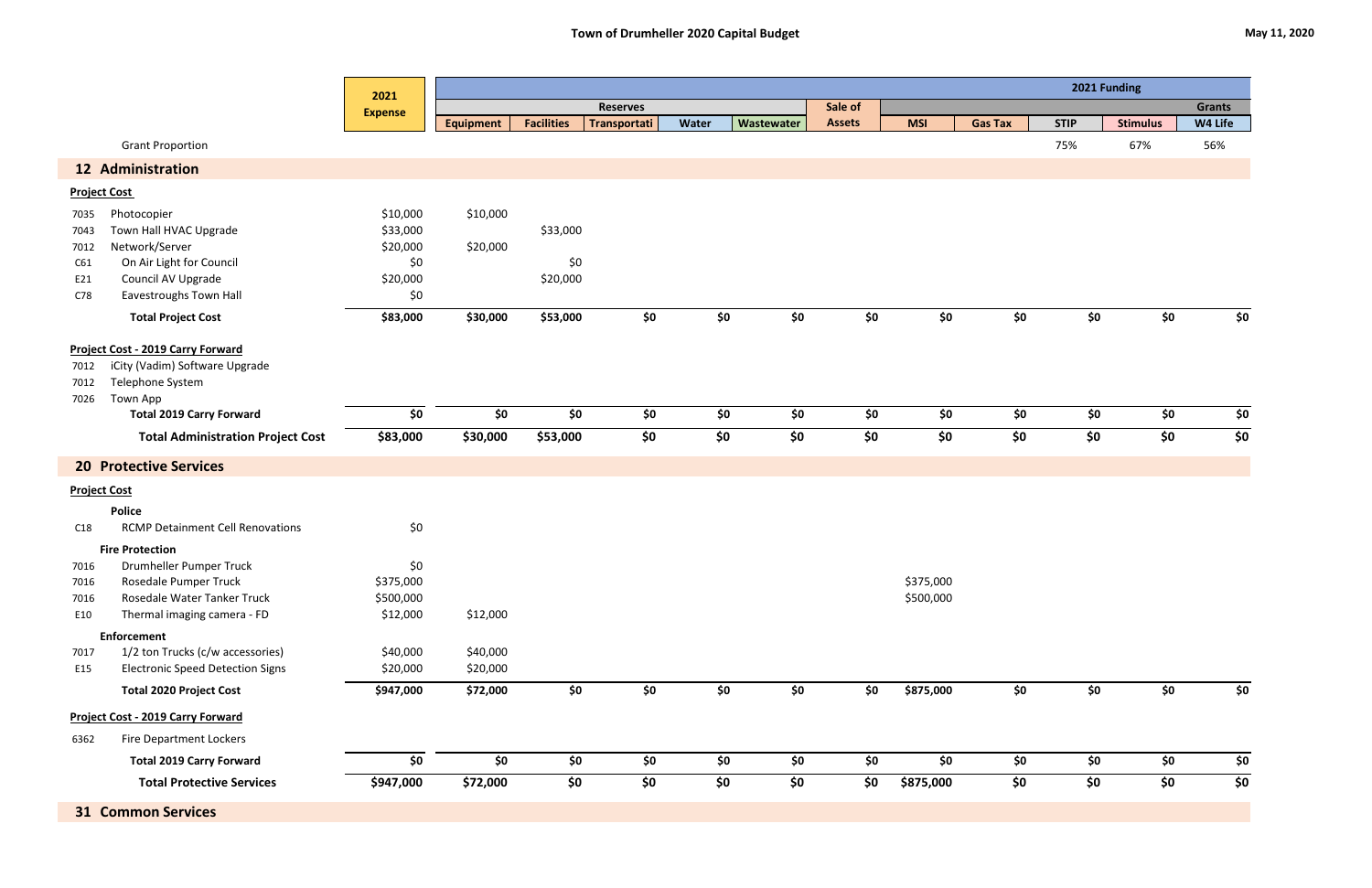# Town of Drumheller 2020 Capital Budget

May 11, 2020

| | | 2021 Expense | Reserves | | | | | Sale of Assets | 2021 Funding | | | | Grants |
|---|---|---|---|---|---|---|---|---|---|---|---|---|---|
| | | | Equipment | Facilities | Transportati | Water | Wastewater | | MSI | Gas Tax | STIP | Stimulus | W4 Life |
| | Grant Proportion | | | | | | | | | | 75% | 67% | 56% |
| **12 Administration** | | | | | | | | | | | | | |
| **Project Cost** | | | | | | | | | | | | | |
| 7035 | Photocopier | $10,000 | $10,000 | | | | | | | | | | |
| 7043 | Town Hall HVAC Upgrade | $33,000 | | $33,000 | | | | | | | | | |
| 7012 | Network/Server | $20,000 | $20,000 | | | | | | | | | | |
| C61 | On Air Light for Council | $0 | | $0 | | | | | | | | | |
| E21 | Council AV Upgrade | $20,000 | | $20,000 | | | | | | | | | |
| C78 | Eavestroughs Town Hall | $0 | | | | | | | | | | | |
| | **Total Project Cost** | **$83,000** | **$30,000** | **$53,000** | **$0** | **$0** | **$0** | **$0** | **$0** | **$0** | **$0** | **$0** | **$0** |
| **Project Cost - 2019 Carry Forward** | | | | | | | | | | | | | |
| 7012 | iCity (Vadim) Software Upgrade | | | | | | | | | | | | |
| 7012 | Telephone System | | | | | | | | | | | | |
| 7026 | Town App | | | | | | | | | | | | |
| | **Total 2019 Carry Forward** | **$0** | **$0** | **$0** | **$0** | **$0** | **$0** | **$0** | **$0** | **$0** | **$0** | **$0** | **$0** |
| | **Total Administration Project Cost** | **$83,000** | **$30,000** | **$53,000** | **$0** | **$0** | **$0** | **$0** | **$0** | **$0** | **$0** | **$0** | **$0** |
| **20 Protective Services** | | | | | | | | | | | | | |
| **Project Cost** | | | | | | | | | | | | | |
| | **Police** | | | | | | | | | | | | |
| C18 | RCMP Detainment Cell Renovations | $0 | | | | | | | | | | | |
| | **Fire Protection** | | | | | | | | | | | | |
| 7016 | Drumheller Pumper Truck | $0 | | | | | | | | | | | |
| 7016 | Rosedale Pumper Truck | $375,000 | | | | | | | $375,000 | | | | |
| 7016 | Rosedale Water Tanker Truck | $500,000 | | | | | | | $500,000 | | | | |
| E10 | Thermal imaging camera - FD | $12,000 | $12,000 | | | | | | | | | | |
| | **Enforcement** | | | | | | | | | | | | |
| 7017 | 1/2 ton Trucks (c/w accessories) | $40,000 | $40,000 | | | | | | | | | | |
| E15 | Electronic Speed Detection Signs | $20,000 | $20,000 | | | | | | | | | | |
| | **Total 2020 Project Cost** | **$947,000** | **$72,000** | **$0** | **$0** | **$0** | **$0** | **$0** | **$875,000** | **$0** | **$0** | **$0** | **$0** |
| **Project Cost - 2019 Carry Forward** | | | | | | | | | | | | | |
| 6362 | Fire Department Lockers | | | | | | | | | | | | |
| | **Total 2019 Carry Forward** | **$0** | **$0** | **$0** | **$0** | **$0** | **$0** | **$0** | **$0** | **$0** | **$0** | **$0** | **$0** |
| | **Total Protective Services** | **$947,000** | **$72,000** | **$0** | **$0** | **$0** | **$0** | **$0** | **$875,000** | **$0** | **$0** | **$0** | **$0** |
| **31 Common Services** | | | | | | | | | | | | | |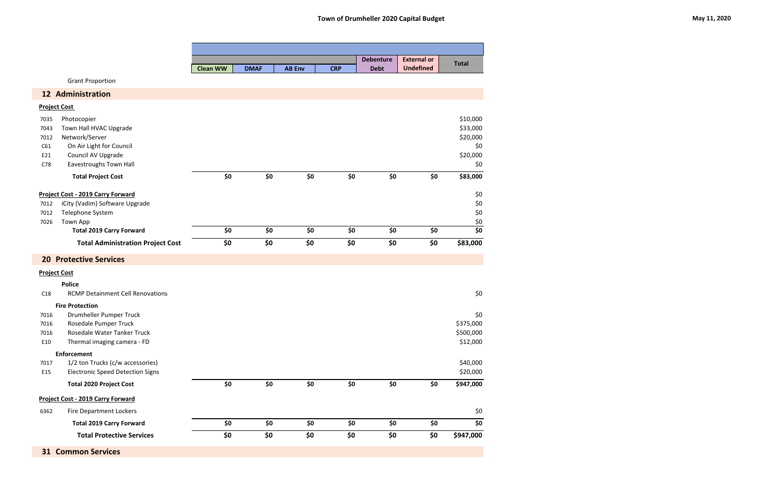# Town of Drumheller 2020 Capital Budget

May 11, 2020

| | | Clean WW | DMAF | AB Env | CRP | Debenture Debt | External or Undefined | Total |
|---|---|---|---|---|---|---|---|---|
| | Grant Proportion | | | | | | | |
| **12** | **Administration** | | | | | | | |
| | **Project Cost** | | | | | | | |
| 7035 | Photocopier | | | | | | | $10,000 |
| 7043 | Town Hall HVAC Upgrade | | | | | | | $33,000 |
| 7012 | Network/Server | | | | | | | $20,000 |
| C61 | On Air Light for Council | | | | | | | $0 |
| E21 | Council AV Upgrade | | | | | | | $20,000 |
| C78 | Eavestroughs Town Hall | | | | | | | $0 |
| | **Total Project Cost** | **$0** | **$0** | **$0** | **$0** | **$0** | **$0** | **$83,000** |
| | **Project Cost - 2019 Carry Forward** | | | | | | | $0 |
| 7012 | iCity (Vadim) Software Upgrade | | | | | | | $0 |
| 7012 | Telephone System | | | | | | | $0 |
| 7026 | Town App | | | | | | | $0 |
| | **Total 2019 Carry Forward** | **$0** | **$0** | **$0** | **$0** | **$0** | **$0** | **$0** |
| | **Total Administration Project Cost** | **$0** | **$0** | **$0** | **$0** | **$0** | **$0** | **$83,000** |
| **20** | **Protective Services** | | | | | | | |
| | **Project Cost** | | | | | | | |
| | **Police** | | | | | | | |
| C18 | RCMP Detainment Cell Renovations | | | | | | | $0 |
| | **Fire Protection** | | | | | | | |
| 7016 | Drumheller Pumper Truck | | | | | | | $0 |
| 7016 | Rosedale Pumper Truck | | | | | | | $375,000 |
| 7016 | Rosedale Water Tanker Truck | | | | | | | $500,000 |
| E10 | Thermal imaging camera - FD | | | | | | | $12,000 |
| | **Enforcement** | | | | | | | |
| 7017 | 1/2 ton Trucks (c/w accessories) | | | | | | | $40,000 |
| E15 | Electronic Speed Detection Signs | | | | | | | $20,000 |
| | **Total 2020 Project Cost** | **$0** | **$0** | **$0** | **$0** | **$0** | **$0** | **$947,000** |
| | **Project Cost - 2019 Carry Forward** | | | | | | | |
| 6362 | Fire Department Lockers | | | | | | | $0 |
| | **Total 2019 Carry Forward** | **$0** | **$0** | **$0** | **$0** | **$0** | **$0** | **$0** |
| | **Total Protective Services** | **$0** | **$0** | **$0** | **$0** | **$0** | **$0** | **$947,000** |
| **31** | **Common Services** | | | | | | | |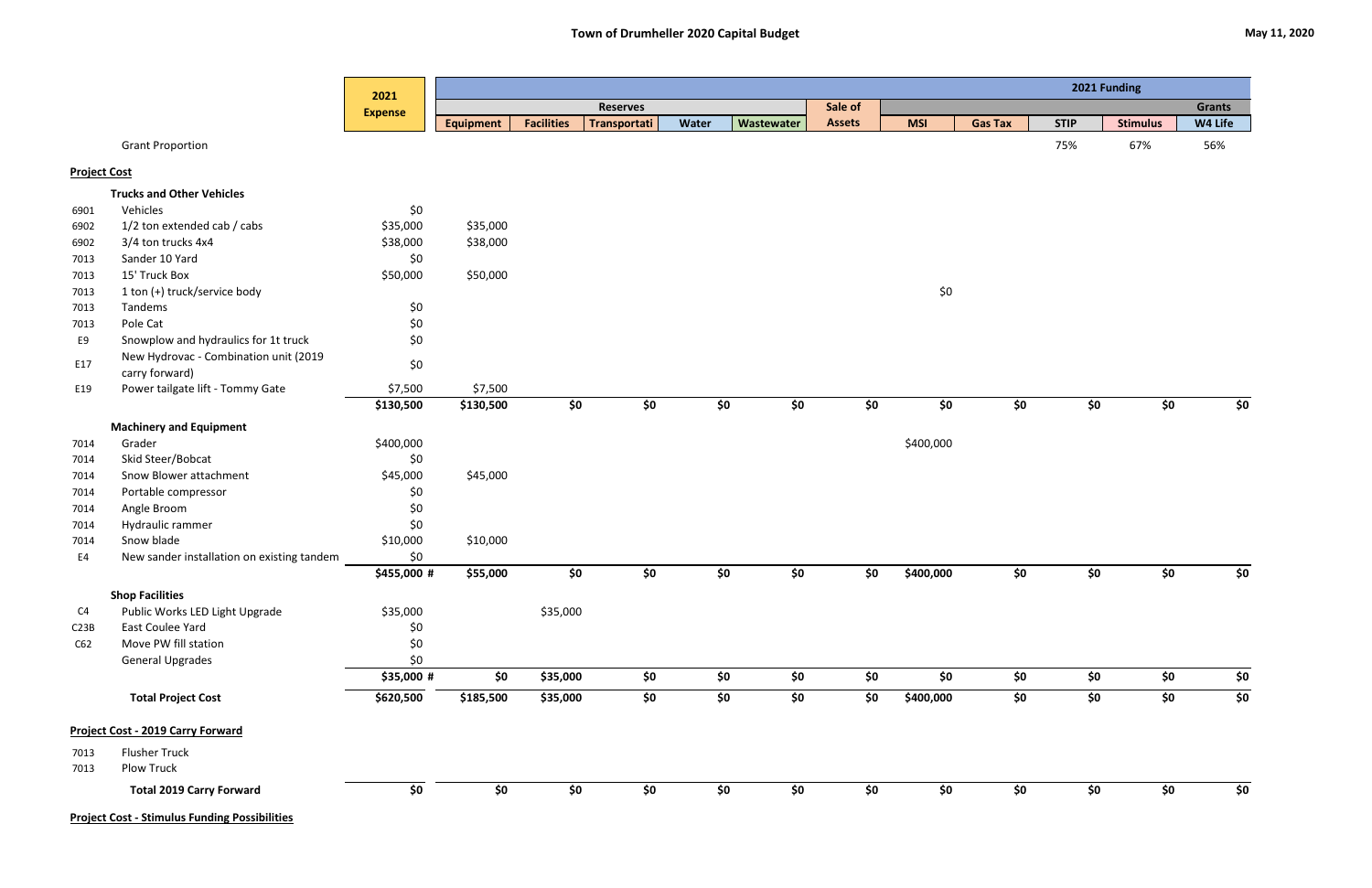# Town of Drumheller 2020 Capital Budget

May 11, 2020

| | | 2021 Expense | Reserves | | | | | Sale of Assets | 2021 Funding | | | | |
|---|---|---|---|---|---|---|---|---|---|---|---|---|---|
| | | | | | | | | | | | | | Grants |
| | | | Equipment | Facilities | Transportati | Water | Wastewater | | MSI | Gas Tax | STIP | Stimulus | W4 Life |
| | Grant Proportion | | | | | | | | | | 75% | 67% | 56% |
| **Project Cost** | | | | | | | | | | | | | |
| | **Trucks and Other Vehicles** | | | | | | | | | | | | |
| 6901 | Vehicles | $0 | | | | | | | | | | | |
| 6902 | 1/2 ton extended cab / cabs | $35,000 | $35,000 | | | | | | | | | | |
| 6902 | 3/4 ton trucks 4x4 | $38,000 | $38,000 | | | | | | | | | | |
| 7013 | Sander 10 Yard | $0 | | | | | | | | | | | |
| 7013 | 15' Truck Box | $50,000 | $50,000 | | | | | | | | | | |
| 7013 | 1 ton (+) truck/service body | | | | | | | | $0 | | | | |
| 7013 | Tandems | $0 | | | | | | | | | | | |
| 7013 | Pole Cat | $0 | | | | | | | | | | | |
| E9 | Snowplow and hydraulics for 1t truck | $0 | | | | | | | | | | | |
| E17 | New Hydrovac - Combination unit (2019 carry forward) | $0 | | | | | | | | | | | |
| E19 | Power tailgate lift - Tommy Gate | $7,500 | $7,500 | | | | | | | | | | |
| | | **$130,500** | **$130,500** | **$0** | **$0** | **$0** | **$0** | **$0** | **$0** | **$0** | **$0** | **$0** | **$0** |
| | **Machinery and Equipment** | | | | | | | | | | | | |
| 7014 | Grader | $400,000 | | | | | | | $400,000 | | | | |
| 7014 | Skid Steer/Bobcat | $0 | | | | | | | | | | | |
| 7014 | Snow Blower attachment | $45,000 | $45,000 | | | | | | | | | | |
| 7014 | Portable compressor | $0 | | | | | | | | | | | |
| 7014 | Angle Broom | $0 | | | | | | | | | | | |
| 7014 | Hydraulic rammer | $0 | | | | | | | | | | | |
| 7014 | Snow blade | $10,000 | $10,000 | | | | | | | | | | |
| E4 | New sander installation on existing tandem | $0 | | | | | | | | | | | |
| | | **$455,000 #** | **$55,000** | **$0** | **$0** | **$0** | **$0** | **$0** | **$400,000** | **$0** | **$0** | **$0** | **$0** |
| | **Shop Facilities** | | | | | | | | | | | | |
| C4 | Public Works LED Light Upgrade | $35,000 | | $35,000 | | | | | | | | | |
| C23B | East Coulee Yard | $0 | | | | | | | | | | | |
| C62 | Move PW fill station | $0 | | | | | | | | | | | |
| | General Upgrades | $0 | | | | | | | | | | | |
| | | **$35,000 #** | **$0** | **$35,000** | **$0** | **$0** | **$0** | **$0** | **$0** | **$0** | **$0** | **$0** | **$0** |
| | **Total Project Cost** | **$620,500** | **$185,500** | **$35,000** | **$0** | **$0** | **$0** | **$0** | **$400,000** | **$0** | **$0** | **$0** | **$0** |
| **Project Cost - 2019 Carry Forward** | | | | | | | | | | | | | |
| 7013 | Flusher Truck | | | | | | | | | | | | |
| 7013 | Plow Truck | | | | | | | | | | | | |
| | **Total 2019 Carry Forward** | **$0** | **$0** | **$0** | **$0** | **$0** | **$0** | **$0** | **$0** | **$0** | **$0** | **$0** | **$0** |
| **Project Cost - Stimulus Funding Possibilities** | | | | | | | | | | | | | |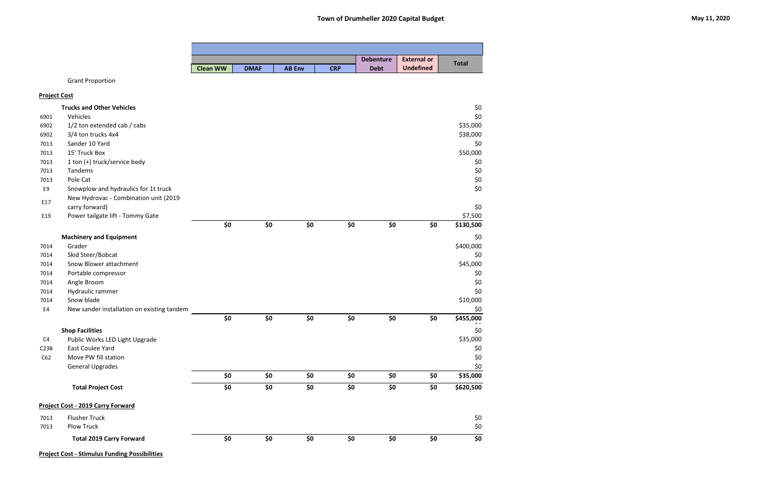## Town of Drumheller 2020 Capital Budget

May 11, 2020

| | | Clean WW | DMAF | AB Env | CRP | Debenture Debt | External or Undefined | Total |
|---|---|---|---|---|---|---|---|---|
| | Grant Proportion | | | | | | | |
| **Project Cost** | | | | | | | | |
| | **Trucks and Other Vehicles** | | | | | | | $0 |
| 6901 | Vehicles | | | | | | | $0 |
| 6902 | 1/2 ton extended cab / cabs | | | | | | | $35,000 |
| 6902 | 3/4 ton trucks 4x4 | | | | | | | $38,000 |
| 7013 | Sander 10 Yard | | | | | | | $0 |
| 7013 | 15' Truck Box | | | | | | | $50,000 |
| 7013 | 1 ton (+) truck/service body | | | | | | | $0 |
| 7013 | Tandems | | | | | | | $0 |
| 7013 | Pole Cat | | | | | | | $0 |
| E9 | Snowplow and hydraulics for 1t truck | | | | | | | $0 |
| E17 | New Hydrovac - Combination unit (2019 carry forward) | | | | | | | $0 |
| E19 | Power tailgate lift - Tommy Gate | | | | | | | $7,500 |
| | | $0 | $0 | $0 | $0 | $0 | $0 | $130,500 |
| | **Machinery and Equipment** | | | | | | | $0 |
| 7014 | Grader | | | | | | | $400,000 |
| 7014 | Skid Steer/Bobcat | | | | | | | $0 |
| 7014 | Snow Blower attachment | | | | | | | $45,000 |
| 7014 | Portable compressor | | | | | | | $0 |
| 7014 | Angle Broom | | | | | | | $0 |
| 7014 | Hydraulic rammer | | | | | | | $0 |
| 7014 | Snow blade | | | | | | | $10,000 |
| E4 | New sander installation on existing tandem | | | | | | | $0 |
| | | $0 | $0 | $0 | $0 | $0 | $0 | $455,000 |
| | **Shop Facilities** | | | | | | | $0 |
| C4 | Public Works LED Light Upgrade | | | | | | | $35,000 |
| C23B | East Coulee Yard | | | | | | | $0 |
| C62 | Move PW fill station | | | | | | | $0 |
| | General Upgrades | | | | | | | $0 |
| | | $0 | $0 | $0 | $0 | $0 | $0 | $35,000 |
| | **Total Project Cost** | $0 | $0 | $0 | $0 | $0 | $0 | $620,500 |
| **Project Cost - 2019 Carry Forward** | | | | | | | | |
| 7013 | Flusher Truck | | | | | | | $0 |
| 7013 | Plow Truck | | | | | | | $0 |
| | **Total 2019 Carry Forward** | $0 | $0 | $0 | $0 | $0 | $0 | $0 |

**Project Cost - Stimulus Funding Possibilities**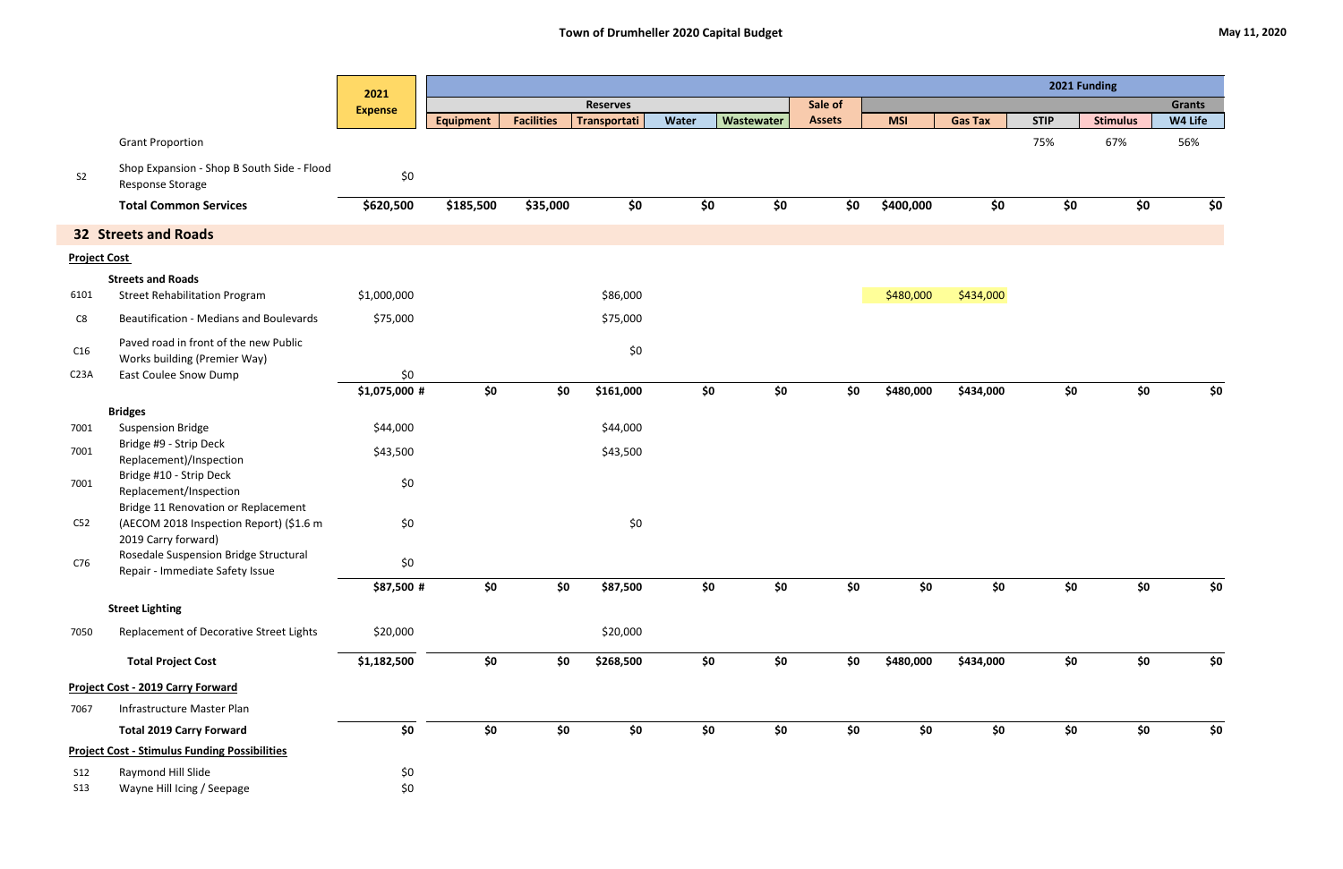# Town of Drumheller 2020 Capital Budget

May 11, 2020

| | | 2021 Expense | Reserves | | | | | Sale of Assets | 2021 Funding | | | | |
|---|---|---|---|---|---|---|---|---|---|---|---|---|---|
| | | | | | | | | | | | | | Grants |
| | | | Equipment | Facilities | Transportati | Water | Wastewater | | MSI | Gas Tax | STIP | Stimulus | W4 Life |
| | Grant Proportion | | | | | | | | | | 75% | 67% | 56% |
| S2 | Shop Expansion - Shop B South Side - Flood Response Storage | $0 | | | | | | | | | | | |
| | **Total Common Services** | **$620,500** | **$185,500** | **$35,000** | **$0** | **$0** | **$0** | **$0** | **$400,000** | **$0** | **$0** | **$0** | **$0** |
| | **32 Streets and Roads** | | | | | | | | | | | | |
| | **Project Cost** | | | | | | | | | | | | |
| | **Streets and Roads** | | | | | | | | | | | | |
| 6101 | Street Rehabilitation Program | $1,000,000 | | | $86,000 | | | | $480,000 | $434,000 | | | |
| C8 | Beautification - Medians and Boulevards | $75,000 | | | $75,000 | | | | | | | | |
| C16 | Paved road in front of the new Public Works building (Premier Way) | | | | $0 | | | | | | | | |
| C23A | East Coulee Snow Dump | $0 | | | | | | | | | | | |
| | | **$1,075,000 #** | **$0** | **$0** | **$161,000** | **$0** | **$0** | **$0** | **$480,000** | **$434,000** | **$0** | **$0** | **$0** |
| | **Bridges** | | | | | | | | | | | | |
| 7001 | Suspension Bridge | $44,000 | | | $44,000 | | | | | | | | |
| 7001 | Bridge #9 - Strip Deck Replacement)/Inspection | $43,500 | | | $43,500 | | | | | | | | |
| 7001 | Bridge #10 - Strip Deck Replacement/Inspection | $0 | | | | | | | | | | | |
| C52 | Bridge 11 Renovation or Replacement (AECOM 2018 Inspection Report) ($1.6 m 2019 Carry forward) | $0 | | | $0 | | | | | | | | |
| C76 | Rosedale Suspension Bridge Structural Repair - Immediate Safety Issue | $0 | | | | | | | | | | | |
| | | **$87,500 #** | **$0** | **$0** | **$87,500** | **$0** | **$0** | **$0** | **$0** | **$0** | **$0** | **$0** | **$0** |
| | **Street Lighting** | | | | | | | | | | | | |
| 7050 | Replacement of Decorative Street Lights | $20,000 | | | $20,000 | | | | | | | | |
| | **Total Project Cost** | **$1,182,500** | **$0** | **$0** | **$268,500** | **$0** | **$0** | **$0** | **$480,000** | **$434,000** | **$0** | **$0** | **$0** |
| | **Project Cost - 2019 Carry Forward** | | | | | | | | | | | | |
| 7067 | Infrastructure Master Plan | | | | | | | | | | | | |
| | **Total 2019 Carry Forward** | **$0** | **$0** | **$0** | **$0** | **$0** | **$0** | **$0** | **$0** | **$0** | **$0** | **$0** | **$0** |
| | **Project Cost - Stimulus Funding Possibilities** | | | | | | | | | | | | |
| S12 | Raymond Hill Slide | $0 | | | | | | | | | | | |
| S13 | Wayne Hill Icing / Seepage | $0 | | | | | | | | | | | |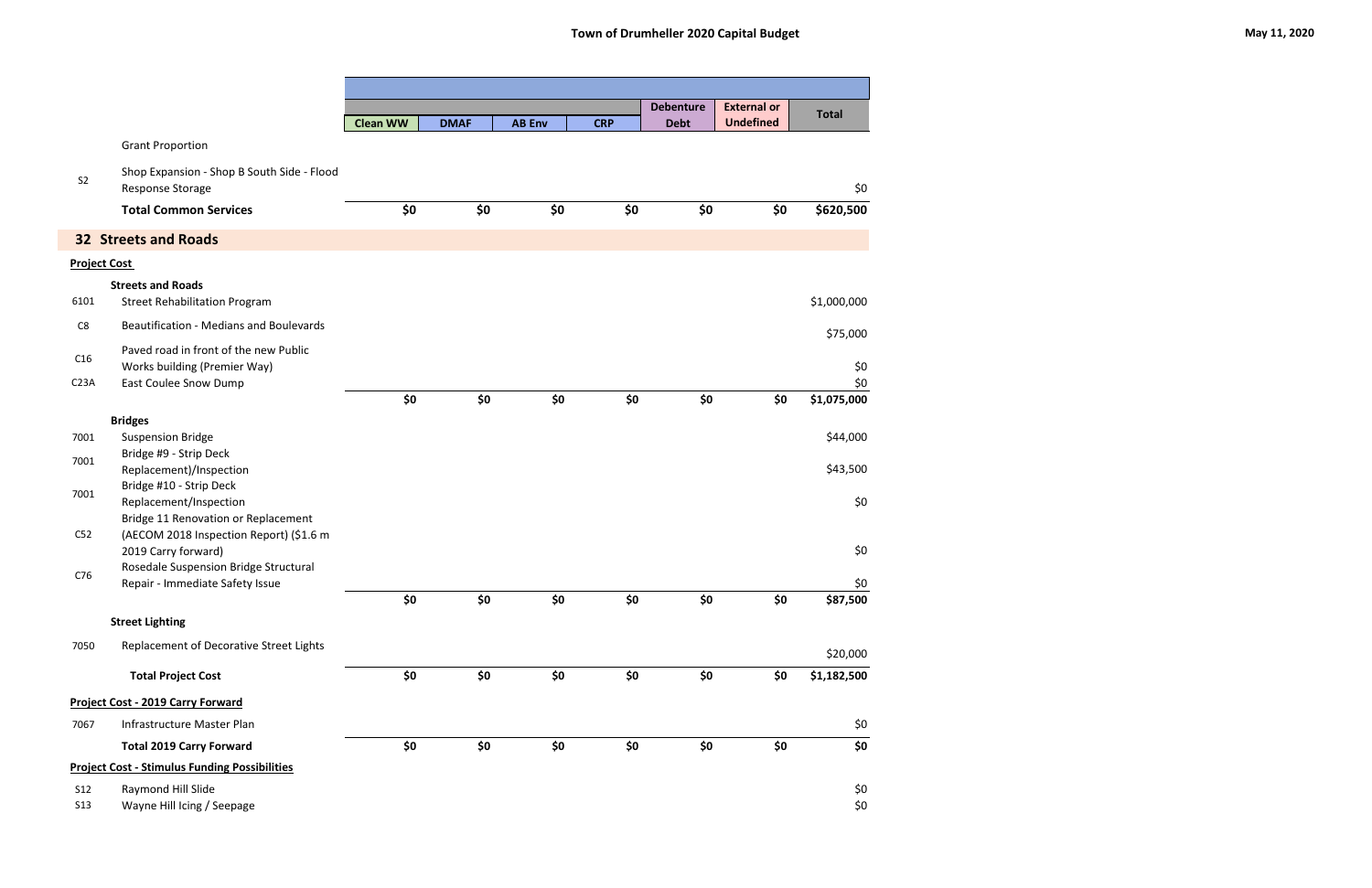# Town of Drumheller 2020 Capital Budget

May 11, 2020

| | | Clean WW | DMAF | AB Env | CRP | Debenture Debt | External or Undefined | Total |
|---|---|---|---|---|---|---|---|---|
| | Grant Proportion | | | | | | | |
| S2 | Shop Expansion - Shop B South Side - Flood Response Storage | | | | | | | $0 |
| | **Total Common Services** | **$0** | **$0** | **$0** | **$0** | **$0** | **$0** | **$620,500** |
| | **32 Streets and Roads** | | | | | | | |
| | **Project Cost** | | | | | | | |
| | **Streets and Roads** | | | | | | | |
| 6101 | Street Rehabilitation Program | | | | | | | $1,000,000 |
| C8 | Beautification - Medians and Boulevards | | | | | | | $75,000 |
| C16 | Paved road in front of the new Public Works building (Premier Way) | | | | | | | $0 |
| C23A | East Coulee Snow Dump | | | | | | | $0 |
| | | **$0** | **$0** | **$0** | **$0** | **$0** | **$0** | **$1,075,000** |
| | **Bridges** | | | | | | | |
| 7001 | Suspension Bridge | | | | | | | $44,000 |
| 7001 | Bridge #9 - Strip Deck Replacement)/Inspection | | | | | | | $43,500 |
| 7001 | Bridge #10 - Strip Deck Replacement/Inspection | | | | | | | $0 |
| C52 | Bridge 11 Renovation or Replacement (AECOM 2018 Inspection Report) ($1.6 m 2019 Carry forward) | | | | | | | $0 |
| C76 | Rosedale Suspension Bridge Structural Repair - Immediate Safety Issue | | | | | | | $0 |
| | | **$0** | **$0** | **$0** | **$0** | **$0** | **$0** | **$87,500** |
| | **Street Lighting** | | | | | | | |
| 7050 | Replacement of Decorative Street Lights | | | | | | | $20,000 |
| | **Total Project Cost** | **$0** | **$0** | **$0** | **$0** | **$0** | **$0** | **$1,182,500** |
| | **Project Cost - 2019 Carry Forward** | | | | | | | |
| 7067 | Infrastructure Master Plan | | | | | | | $0 |
| | **Total 2019 Carry Forward** | **$0** | **$0** | **$0** | **$0** | **$0** | **$0** | **$0** |
| | **Project Cost - Stimulus Funding Possibilities** | | | | | | | |
| S12 | Raymond Hill Slide | | | | | | | $0 |
| S13 | Wayne Hill Icing / Seepage | | | | | | | $0 |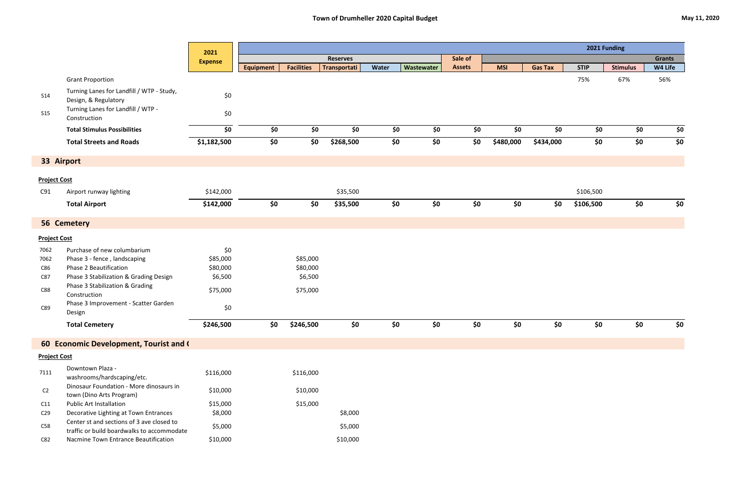# Town of Drumheller 2020 Capital Budget

May 11, 2020

| | | 2021 Expense | Reserves | | | | | Sale of Assets | 2021 Funding | | | | Grants |
|---|---|---|---|---|---|---|---|---|---|---|---|---|---|
| | | | Equipment | Facilities | Transportati | Water | Wastewater | | MSI | Gas Tax | STIP | Stimulus | W4 Life |
| | Grant Proportion | | | | | | | | | | 75% | 67% | 56% |
| S14 | Turning Lanes for Landfill / WTP - Study, Design, & Regulatory | $0 | | | | | | | | | | | |
| S15 | Turning Lanes for Landfill / WTP - Construction | $0 | | | | | | | | | | | |
| | **Total Stimulus Possibilities** | **$0** | **$0** | **$0** | **$0** | **$0** | **$0** | **$0** | **$0** | **$0** | **$0** | **$0** | **$0** |
| | **Total Streets and Roads** | **$1,182,500** | **$0** | **$0** | **$268,500** | **$0** | **$0** | **$0** | **$480,000** | **$434,000** | **$0** | **$0** | **$0** |
| **33** | **Airport** | | | | | | | | | | | | |
| **Project Cost** | | | | | | | | | | | | | |
| C91 | Airport runway lighting | $142,000 | | | $35,500 | | | | | | $106,500 | | |
| | **Total Airport** | **$142,000** | **$0** | **$0** | **$35,500** | **$0** | **$0** | **$0** | **$0** | **$0** | **$106,500** | **$0** | **$0** |
| **56** | **Cemetery** | | | | | | | | | | | | |
| **Project Cost** | | | | | | | | | | | | | |
| 7062 | Purchase of new columbarium | $0 | | | | | | | | | | | |
| 7062 | Phase 3 - fence , landscaping | $85,000 | | $85,000 | | | | | | | | | |
| C86 | Phase 2 Beautification | $80,000 | | $80,000 | | | | | | | | | |
| C87 | Phase 3 Stabilization & Grading Design | $6,500 | | $6,500 | | | | | | | | | |
| C88 | Phase 3 Stabilization & Grading Construction | $75,000 | | $75,000 | | | | | | | | | |
| C89 | Phase 3 Improvement - Scatter Garden Design | $0 | | | | | | | | | | | |
| | **Total Cemetery** | **$246,500** | **$0** | **$246,500** | **$0** | **$0** | **$0** | **$0** | **$0** | **$0** | **$0** | **$0** | **$0** |
| **60** | **Economic Development, Tourist and (** | | | | | | | | | | | | |
| **Project Cost** | | | | | | | | | | | | | |
| 7111 | Downtown Plaza - washrooms/hardscaping/etc. | $116,000 | | $116,000 | | | | | | | | | |
| C2 | Dinosaur Foundation - More dinosaurs in town (Dino Arts Program) | $10,000 | | $10,000 | | | | | | | | | |
| C11 | Public Art Installation | $15,000 | | $15,000 | | | | | | | | | |
| C29 | Decorative Lighting at Town Entrances | $8,000 | | | $8,000 | | | | | | | | |
| C58 | Center st and sections of 3 ave closed to traffic or build boardwalks to accommodate | $5,000 | | | $5,000 | | | | | | | | |
| C82 | Nacmine Town Entrance Beautification | $10,000 | | | $10,000 | | | | | | | | |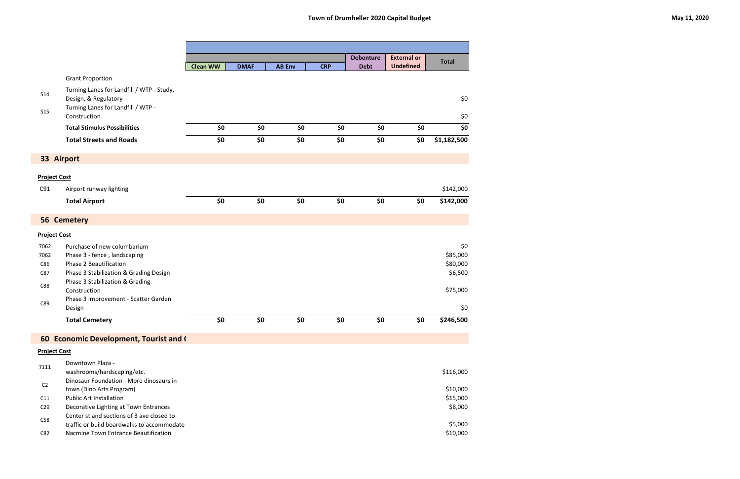| | | Clean WW | DMAF | AB Env | CRP | Debenture Debt | External or Undefined | Total |
|---|---|---|---|---|---|---|---|---|
| | Grant Proportion | | | | | | | |
| S14 | Turning Lanes for Landfill / WTP - Study, Design, & Regulatory | | | | | | | $0 |
| S15 | Turning Lanes for Landfill / WTP - Construction | | | | | | | $0 |
| | **Total Stimulus Possibilities** | **$0** | **$0** | **$0** | **$0** | **$0** | **$0** | **$0** |
| | **Total Streets and Roads** | **$0** | **$0** | **$0** | **$0** | **$0** | **$0** | **$1,182,500** |

## 33 Airport

**Project Cost**

| | | Clean WW | DMAF | AB Env | CRP | Debenture Debt | External or Undefined | Total |
|---|---|---|---|---|---|---|---|---|
| C91 | Airport runway lighting | | | | | | | $142,000 |
| | **Total Airport** | **$0** | **$0** | **$0** | **$0** | **$0** | **$0** | **$142,000** |

## 56 Cemetery

**Project Cost**

| | | Clean WW | DMAF | AB Env | CRP | Debenture Debt | External or Undefined | Total |
|---|---|---|---|---|---|---|---|---|
| 7062 | Purchase of new columbarium | | | | | | | $0 |
| 7062 | Phase 3 - fence , landscaping | | | | | | | $85,000 |
| C86 | Phase 2 Beautification | | | | | | | $80,000 |
| C87 | Phase 3 Stabilization & Grading Design | | | | | | | $6,500 |
| C88 | Phase 3 Stabilization & Grading Construction | | | | | | | $75,000 |
| C89 | Phase 3 Improvement - Scatter Garden Design | | | | | | | $0 |
| | **Total Cemetery** | **$0** | **$0** | **$0** | **$0** | **$0** | **$0** | **$246,500** |

## 60 Economic Development, Tourist and (

**Project Cost**

| | | Clean WW | DMAF | AB Env | CRP | Debenture Debt | External or Undefined | Total |
|---|---|---|---|---|---|---|---|---|
| 7111 | Downtown Plaza - washrooms/hardscaping/etc. | | | | | | | $116,000 |
| C2 | Dinosaur Foundation - More dinosaurs in town (Dino Arts Program) | | | | | | | $10,000 |
| C11 | Public Art Installation | | | | | | | $15,000 |
| C29 | Decorative Lighting at Town Entrances | | | | | | | $8,000 |
| C58 | Center st and sections of 3 ave closed to traffic or build boardwalks to accommodate | | | | | | | $5,000 |
| C82 | Nacmine Town Entrance Beautification | | | | | | | $10,000 |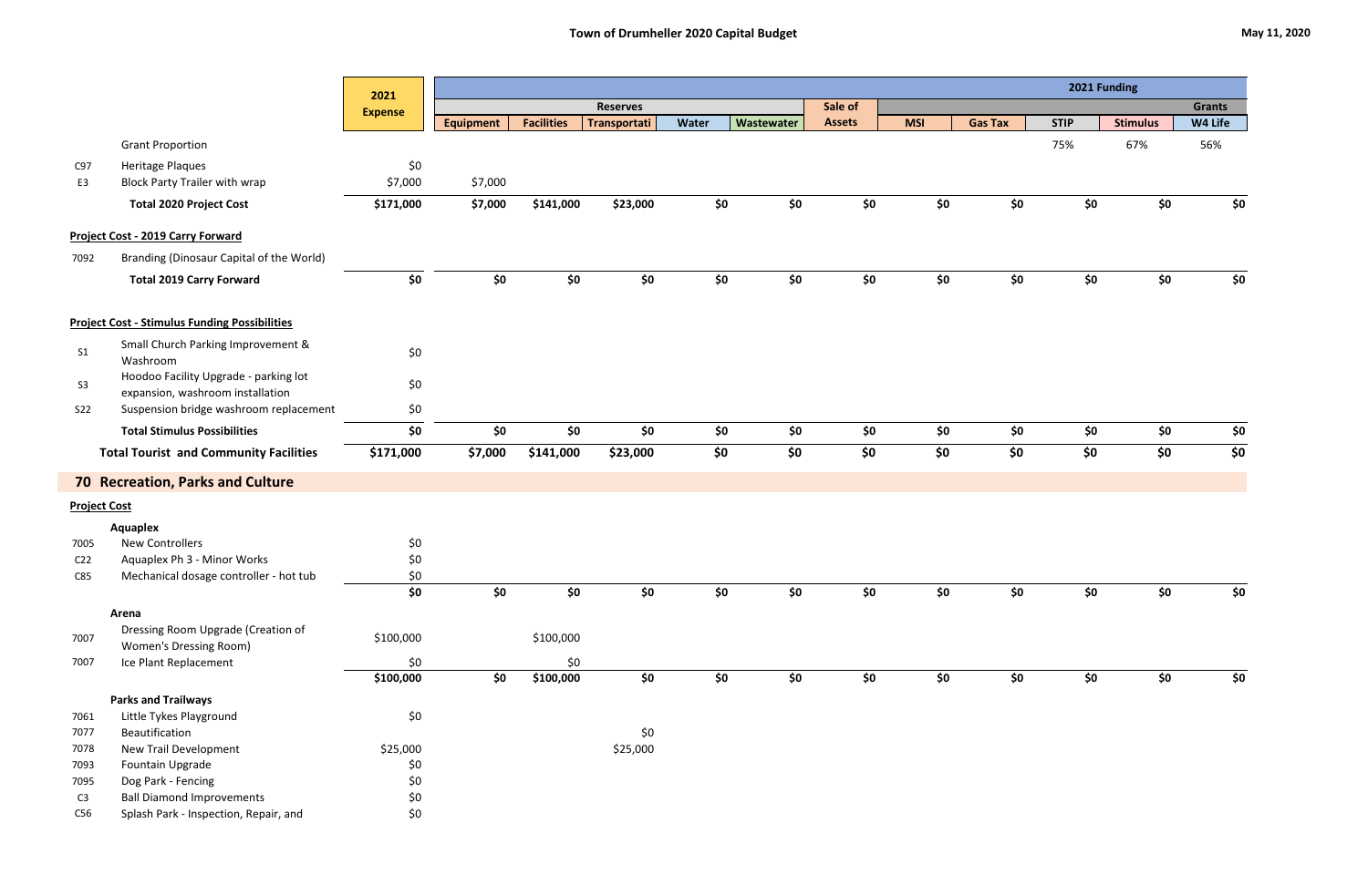# Town of Drumheller 2020 Capital Budget

May 11, 2020

| | | 2021 Expense | Reserves | | | | | Sale of Assets | 2021 Funding | | | | Grants |
|---|---|---|---|---|---|---|---|---|---|---|---|---|---|
| | | | Equipment | Facilities | Transportati | Water | Wastewater | | MSI | Gas Tax | STIP | Stimulus | W4 Life |
| | Grant Proportion | | | | | | | | | | 75% | 67% | 56% |
| C97 | Heritage Plaques | $0 | | | | | | | | | | | |
| E3 | Block Party Trailer with wrap | $7,000 | $7,000 | | | | | | | | | | |
| | **Total 2020 Project Cost** | **$171,000** | **$7,000** | **$141,000** | **$23,000** | **$0** | **$0** | **$0** | **$0** | **$0** | **$0** | **$0** | **$0** |
| | **Project Cost - 2019 Carry Forward** | | | | | | | | | | | | |
| 7092 | Branding (Dinosaur Capital of the World) | | | | | | | | | | | | |
| | **Total 2019 Carry Forward** | **$0** | **$0** | **$0** | **$0** | **$0** | **$0** | **$0** | **$0** | **$0** | **$0** | **$0** | **$0** |
| | **Project Cost - Stimulus Funding Possibilities** | | | | | | | | | | | | |
| S1 | Small Church Parking Improvement & Washroom | $0 | | | | | | | | | | | |
| S3 | Hoodoo Facility Upgrade - parking lot expansion, washroom installation | $0 | | | | | | | | | | | |
| S22 | Suspension bridge washroom replacement | $0 | | | | | | | | | | | |
| | **Total Stimulus Possibilities** | **$0** | **$0** | **$0** | **$0** | **$0** | **$0** | **$0** | **$0** | **$0** | **$0** | **$0** | **$0** |
| | **Total Tourist and Community Facilities** | **$171,000** | **$7,000** | **$141,000** | **$23,000** | **$0** | **$0** | **$0** | **$0** | **$0** | **$0** | **$0** | **$0** |
| | **70 Recreation, Parks and Culture** | | | | | | | | | | | | |
| | **Project Cost** | | | | | | | | | | | | |
| | **Aquaplex** | | | | | | | | | | | | |
| 7005 | New Controllers | $0 | | | | | | | | | | | |
| C22 | Aquaplex Ph 3 - Minor Works | $0 | | | | | | | | | | | |
| C85 | Mechanical dosage controller - hot tub | $0 | | | | | | | | | | | |
| | | **$0** | **$0** | **$0** | **$0** | **$0** | **$0** | **$0** | **$0** | **$0** | **$0** | **$0** | **$0** |
| | **Arena** | | | | | | | | | | | | |
| 7007 | Dressing Room Upgrade (Creation of Women's Dressing Room) | $100,000 | | $100,000 | | | | | | | | | |
| 7007 | Ice Plant Replacement | $0 | | $0 | | | | | | | | | |
| | | **$100,000** | **$0** | **$100,000** | **$0** | **$0** | **$0** | **$0** | **$0** | **$0** | **$0** | **$0** | **$0** |
| | **Parks and Trailways** | | | | | | | | | | | | |
| 7061 | Little Tykes Playground | $0 | | | | | | | | | | | |
| 7077 | Beautification | | | | $0 | | | | | | | | |
| 7078 | New Trail Development | $25,000 | | | $25,000 | | | | | | | | |
| 7093 | Fountain Upgrade | $0 | | | | | | | | | | | |
| 7095 | Dog Park - Fencing | $0 | | | | | | | | | | | |
| C3 | Ball Diamond Improvements | $0 | | | | | | | | | | | |
| C56 | Splash Park - Inspection, Repair, and | $0 | | | | | | | | | | | |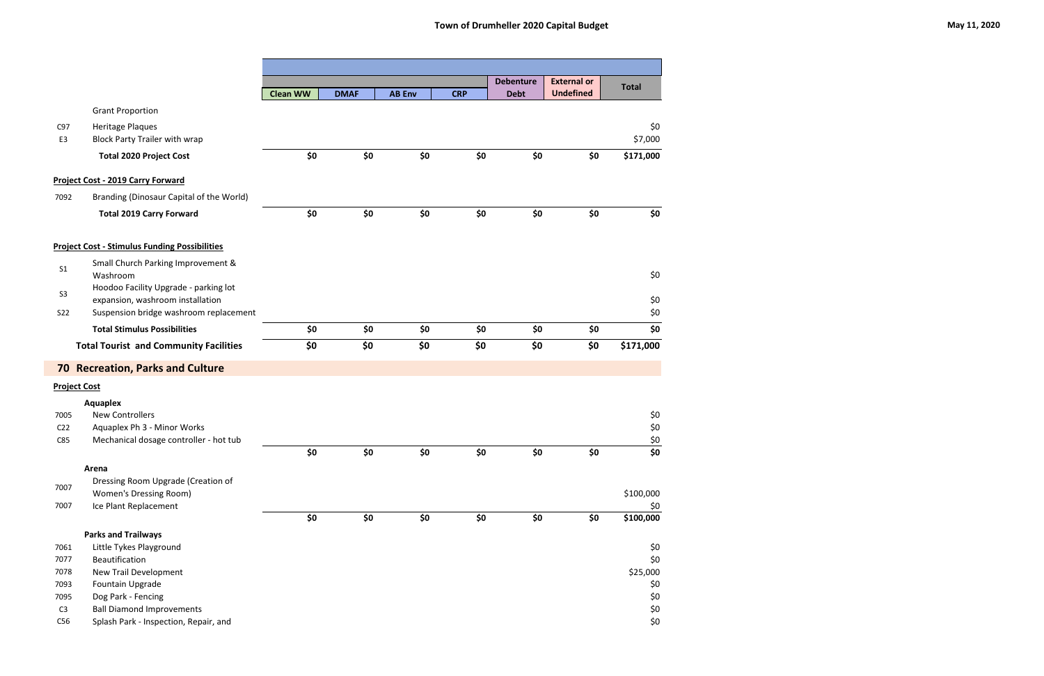# Town of Drumheller 2020 Capital Budget

May 11, 2020

| | | Clean WW | DMAF | AB Env | CRP | Debenture Debt | External or Undefined | Total |
|---|---|---|---|---|---|---|---|---|
| | Grant Proportion | | | | | | | |
| C97 | Heritage Plaques | | | | | | | $0 |
| E3 | Block Party Trailer with wrap | | | | | | | $7,000 |
| | **Total 2020 Project Cost** | **$0** | **$0** | **$0** | **$0** | **$0** | **$0** | **$171,000** |
| | **Project Cost - 2019 Carry Forward** | | | | | | | |
| 7092 | Branding (Dinosaur Capital of the World) | | | | | | | |
| | **Total 2019 Carry Forward** | **$0** | **$0** | **$0** | **$0** | **$0** | **$0** | **$0** |
| | **Project Cost - Stimulus Funding Possibilities** | | | | | | | |
| S1 | Small Church Parking Improvement & Washroom | | | | | | | $0 |
| S3 | Hoodoo Facility Upgrade - parking lot expansion, washroom installation | | | | | | | $0 |
| S22 | Suspension bridge washroom replacement | | | | | | | $0 |
| | **Total Stimulus Possibilities** | **$0** | **$0** | **$0** | **$0** | **$0** | **$0** | **$0** |
| | **Total Tourist and Community Facilities** | **$0** | **$0** | **$0** | **$0** | **$0** | **$0** | **$171,000** |

## 70 Recreation, Parks and Culture

| | | Clean WW | DMAF | AB Env | CRP | Debenture Debt | External or Undefined | Total |
|---|---|---|---|---|---|---|---|---|
| | **Project Cost** | | | | | | | |
| | **Aquaplex** | | | | | | | |
| 7005 | New Controllers | | | | | | | $0 |
| C22 | Aquaplex Ph 3 - Minor Works | | | | | | | $0 |
| C85 | Mechanical dosage controller - hot tub | | | | | | | $0 |
| | | **$0** | **$0** | **$0** | **$0** | **$0** | **$0** | **$0** |
| | **Arena** | | | | | | | |
| 7007 | Dressing Room Upgrade (Creation of Women's Dressing Room) | | | | | | | $100,000 |
| 7007 | Ice Plant Replacement | | | | | | | $0 |
| | | **$0** | **$0** | **$0** | **$0** | **$0** | **$0** | **$100,000** |
| | **Parks and Trailways** | | | | | | | |
| 7061 | Little Tykes Playground | | | | | | | $0 |
| 7077 | Beautification | | | | | | | $0 |
| 7078 | New Trail Development | | | | | | | $25,000 |
| 7093 | Fountain Upgrade | | | | | | | $0 |
| 7095 | Dog Park - Fencing | | | | | | | $0 |
| C3 | Ball Diamond Improvements | | | | | | | $0 |
| C56 | Splash Park - Inspection, Repair, and | | | | | | | $0 |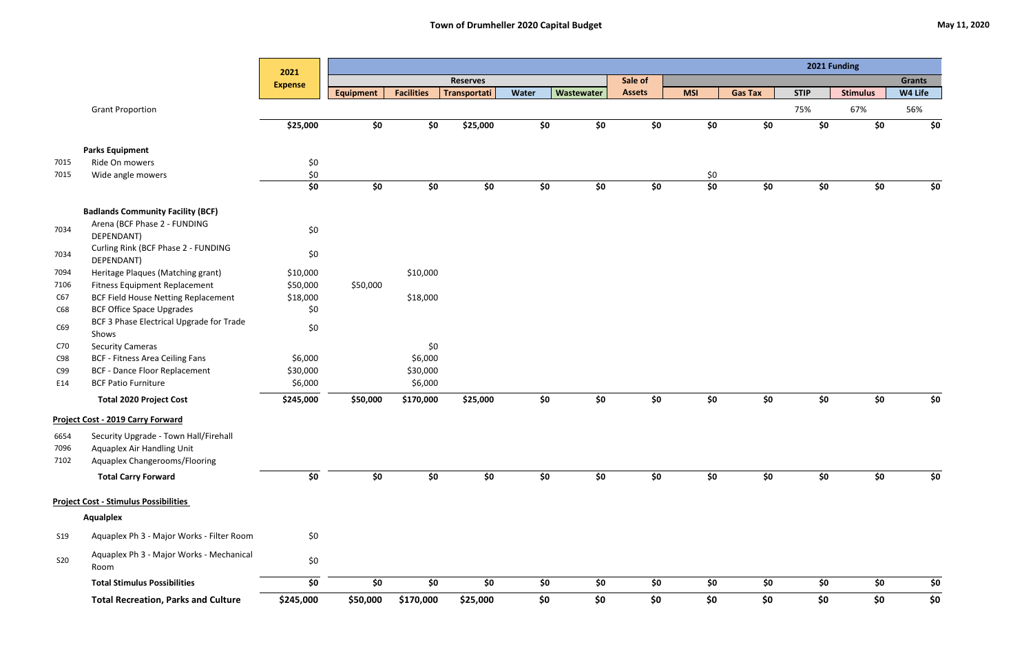# Town of Drumheller 2020 Capital Budget

May 11, 2020

| | | 2021 Expense | Reserves | | | | | Sale of Assets | 2021 Funding | | | | Grants |
|---|---|---|---|---|---|---|---|---|---|---|---|---|---|
| | | | Equipment | Facilities | Transportati | Water | Wastewater | | MSI | Gas Tax | STIP | Stimulus | W4 Life |
| | Grant Proportion | | | | | | | | | | 75% | 67% | 56% |
| | | **$25,000** | **$0** | **$0** | **$25,000** | **$0** | **$0** | **$0** | **$0** | **$0** | **$0** | **$0** | **$0** |
| | **Parks Equipment** | | | | | | | | | | | | |
| 7015 | Ride On mowers | $0 | | | | | | | | | | | |
| 7015 | Wide angle mowers | $0 | | | | | | | $0 | | | | |
| | | **$0** | **$0** | **$0** | **$0** | **$0** | **$0** | **$0** | **$0** | **$0** | **$0** | **$0** | **$0** |
| | **Badlands Community Facility (BCF)** | | | | | | | | | | | | |
| 7034 | Arena (BCF Phase 2 - FUNDING DEPENDANT) | $0 | | | | | | | | | | | |
| 7034 | Curling Rink (BCF Phase 2 - FUNDING DEPENDANT) | $0 | | | | | | | | | | | |
| 7094 | Heritage Plaques (Matching grant) | $10,000 | | $10,000 | | | | | | | | | |
| 7106 | Fitness Equipment Replacement | $50,000 | $50,000 | | | | | | | | | | |
| C67 | BCF Field House Netting Replacement | $18,000 | | $18,000 | | | | | | | | | |
| C68 | BCF Office Space Upgrades | $0 | | | | | | | | | | | |
| C69 | BCF 3 Phase Electrical Upgrade for Trade Shows | $0 | | | | | | | | | | | |
| C70 | Security Cameras | | | $0 | | | | | | | | | |
| C98 | BCF - Fitness Area Ceiling Fans | $6,000 | | $6,000 | | | | | | | | | |
| C99 | BCF - Dance Floor Replacement | $30,000 | | $30,000 | | | | | | | | | |
| E14 | BCF Patio Furniture | $6,000 | | $6,000 | | | | | | | | | |
| | **Total 2020 Project Cost** | **$245,000** | **$50,000** | **$170,000** | **$25,000** | **$0** | **$0** | **$0** | **$0** | **$0** | **$0** | **$0** | **$0** |
| | **Project Cost - 2019 Carry Forward** | | | | | | | | | | | | |
| 6654 | Security Upgrade - Town Hall/Firehall | | | | | | | | | | | | |
| 7096 | Aquaplex Air Handling Unit | | | | | | | | | | | | |
| 7102 | Aquaplex Changerooms/Flooring | | | | | | | | | | | | |
| | **Total Carry Forward** | **$0** | **$0** | **$0** | **$0** | **$0** | **$0** | **$0** | **$0** | **$0** | **$0** | **$0** | **$0** |
| | **Project Cost - Stimulus Possibilities** | | | | | | | | | | | | |
| | **Aqualplex** | | | | | | | | | | | | |
| S19 | Aquaplex Ph 3 - Major Works - Filter Room | $0 | | | | | | | | | | | |
| S20 | Aquaplex Ph 3 - Major Works - Mechanical Room | $0 | | | | | | | | | | | |
| | **Total Stimulus Possibilities** | **$0** | **$0** | **$0** | **$0** | **$0** | **$0** | **$0** | **$0** | **$0** | **$0** | **$0** | **$0** |
| | **Total Recreation, Parks and Culture** | **$245,000** | **$50,000** | **$170,000** | **$25,000** | **$0** | **$0** | **$0** | **$0** | **$0** | **$0** | **$0** | **$0** |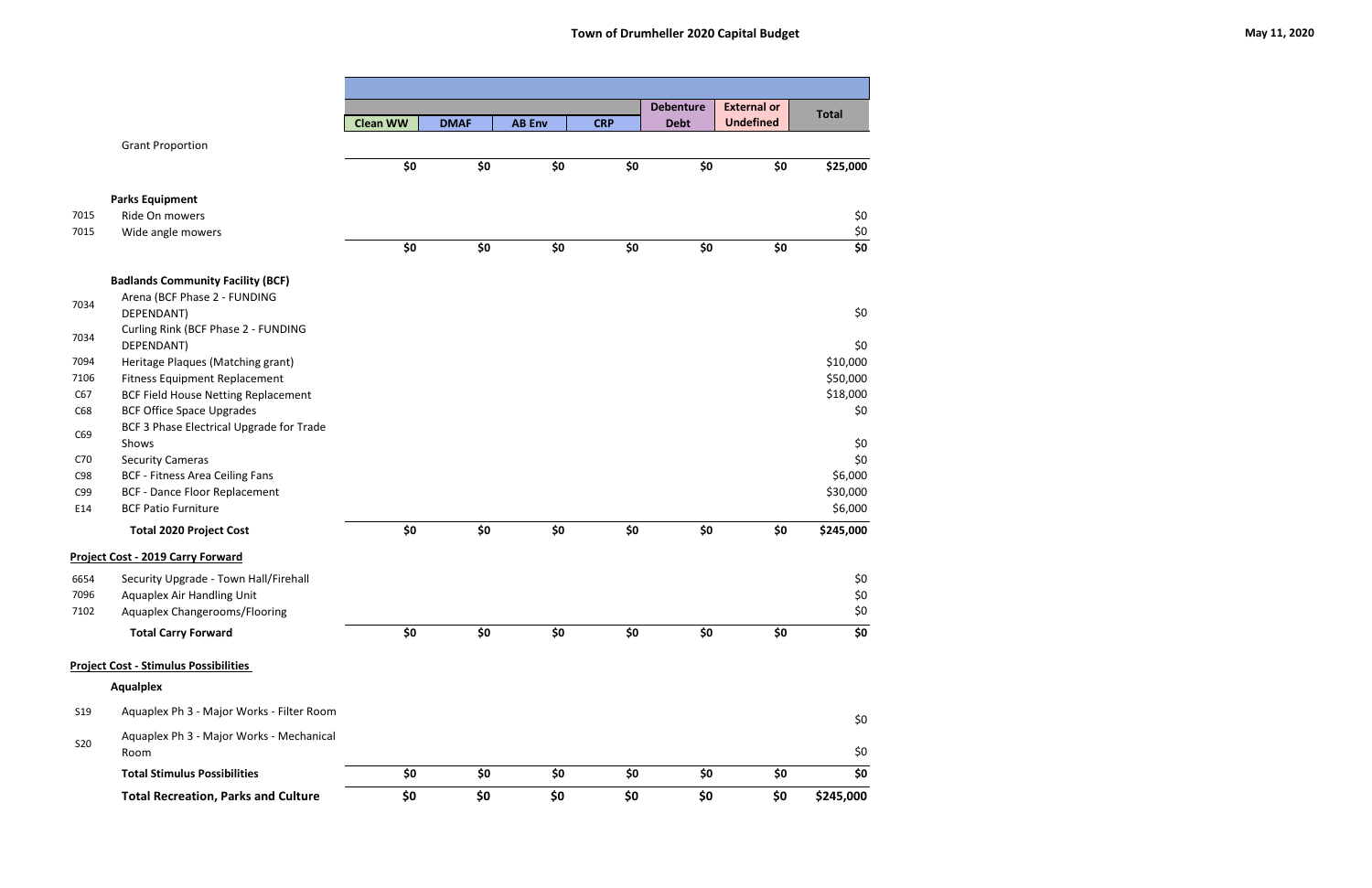# Town of Drumheller 2020 Capital Budget

May 11, 2020

| | | Clean WW | DMAF | AB Env | CRP | Debenture Debt | External or Undefined | Total |
|---|---|---|---|---|---|---|---|---|
| | Grant Proportion | | | | | | | |
| | | $0 | $0 | $0 | $0 | $0 | $0 | $25,000 |
| | **Parks Equipment** | | | | | | | |
| 7015 | Ride On mowers | | | | | | | $0 |
| 7015 | Wide angle mowers | | | | | | | $0 |
| | | $0 | $0 | $0 | $0 | $0 | $0 | $0 |
| | **Badlands Community Facility (BCF)** | | | | | | | |
| 7034 | Arena (BCF Phase 2 - FUNDING DEPENDANT) | | | | | | | $0 |
| 7034 | Curling Rink (BCF Phase 2 - FUNDING DEPENDANT) | | | | | | | $0 |
| 7094 | Heritage Plaques (Matching grant) | | | | | | | $10,000 |
| 7106 | Fitness Equipment Replacement | | | | | | | $50,000 |
| C67 | BCF Field House Netting Replacement | | | | | | | $18,000 |
| C68 | BCF Office Space Upgrades | | | | | | | $0 |
| C69 | BCF 3 Phase Electrical Upgrade for Trade Shows | | | | | | | $0 |
| C70 | Security Cameras | | | | | | | $0 |
| C98 | BCF - Fitness Area Ceiling Fans | | | | | | | $6,000 |
| C99 | BCF - Dance Floor Replacement | | | | | | | $30,000 |
| E14 | BCF Patio Furniture | | | | | | | $6,000 |
| | **Total 2020 Project Cost** | $0 | $0 | $0 | $0 | $0 | $0 | $245,000 |
| | **Project Cost - 2019 Carry Forward** | | | | | | | |
| 6654 | Security Upgrade - Town Hall/Firehall | | | | | | | $0 |
| 7096 | Aquaplex Air Handling Unit | | | | | | | $0 |
| 7102 | Aquaplex Changerooms/Flooring | | | | | | | $0 |
| | **Total Carry Forward** | $0 | $0 | $0 | $0 | $0 | $0 | $0 |
| | **Project Cost - Stimulus Possibilities** | | | | | | | |
| | **Aqualplex** | | | | | | | |
| S19 | Aquaplex Ph 3 - Major Works - Filter Room | | | | | | | $0 |
| S20 | Aquaplex Ph 3 - Major Works - Mechanical Room | | | | | | | $0 |
| | **Total Stimulus Possibilities** | $0 | $0 | $0 | $0 | $0 | $0 | $0 |
| | **Total Recreation, Parks and Culture** | $0 | $0 | $0 | $0 | $0 | $0 | $245,000 |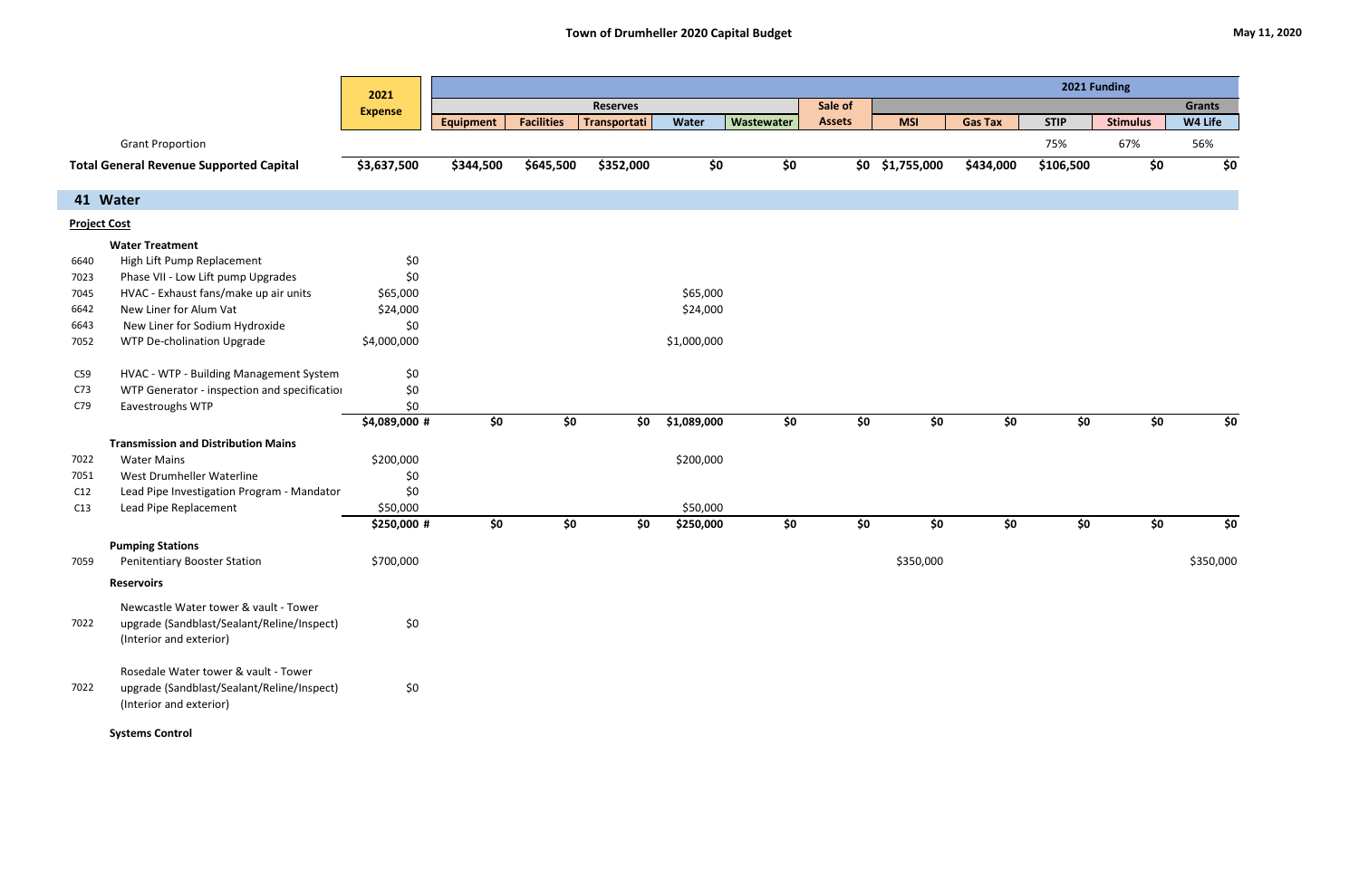## Town of Drumheller 2020 Capital Budget

May 11, 2020

| | | 2021 Expense | Reserves | | | | | Sale of Assets | 2021 Funding | | | | Grants |
|---|---|---|---|---|---|---|---|---|---|---|---|---|---|
| | | | Equipment | Facilities | Transportati | Water | Wastewater | | MSI | Gas Tax | STIP | Stimulus | W4 Life |
| | Grant Proportion | | | | | | | | | | 75% | 67% | 56% |
| | **Total General Revenue Supported Capital** | **$3,637,500** | **$344,500** | **$645,500** | **$352,000** | **$0** | **$0** | **$0** | **$1,755,000** | **$434,000** | **$106,500** | **$0** | **$0** |
| **41** | **Water** | | | | | | | | | | | | |
| | **Project Cost** | | | | | | | | | | | | |
| | **Water Treatment** | | | | | | | | | | | | |
| 6640 | High Lift Pump Replacement | $0 | | | | | | | | | | | |
| 7023 | Phase VII - Low Lift pump Upgrades | $0 | | | | | | | | | | | |
| 7045 | HVAC - Exhaust fans/make up air units | $65,000 | | | | $65,000 | | | | | | | |
| 6642 | New Liner for Alum Vat | $24,000 | | | | $24,000 | | | | | | | |
| 6643 | New Liner for Sodium Hydroxide | $0 | | | | | | | | | | | |
| 7052 | WTP De-cholination Upgrade | $4,000,000 | | | | $1,000,000 | | | | | | | |
| C59 | HVAC - WTP - Building Management System | $0 | | | | | | | | | | | |
| C73 | WTP Generator - inspection and specificatio | $0 | | | | | | | | | | | |
| C79 | Eavestroughs WTP | $0 | | | | | | | | | | | |
| | | **$4,089,000 #** | **$0** | **$0** | **$0** | **$1,089,000** | **$0** | **$0** | **$0** | **$0** | **$0** | **$0** | **$0** |
| | **Transmission and Distribution Mains** | | | | | | | | | | | | |
| 7022 | Water Mains | $200,000 | | | | $200,000 | | | | | | | |
| 7051 | West Drumheller Waterline | $0 | | | | | | | | | | | |
| C12 | Lead Pipe Investigation Program - Mandator | $0 | | | | | | | | | | | |
| C13 | Lead Pipe Replacement | $50,000 | | | | $50,000 | | | | | | | |
| | | **$250,000 #** | **$0** | **$0** | **$0** | **$250,000** | **$0** | **$0** | **$0** | **$0** | **$0** | **$0** | **$0** |
| | **Pumping Stations** | | | | | | | | | | | | |
| 7059 | Penitentiary Booster Station | $700,000 | | | | | | | $350,000 | | | | $350,000 |
| | **Reservoirs** | | | | | | | | | | | | |
| 7022 | Newcastle Water tower & vault - Tower upgrade (Sandblast/Sealant/Reline/Inspect) (Interior and exterior) | $0 | | | | | | | | | | | |
| 7022 | Rosedale Water tower & vault - Tower upgrade (Sandblast/Sealant/Reline/Inspect) (Interior and exterior) | $0 | | | | | | | | | | | |
| | **Systems Control** | | | | | | | | | | | | |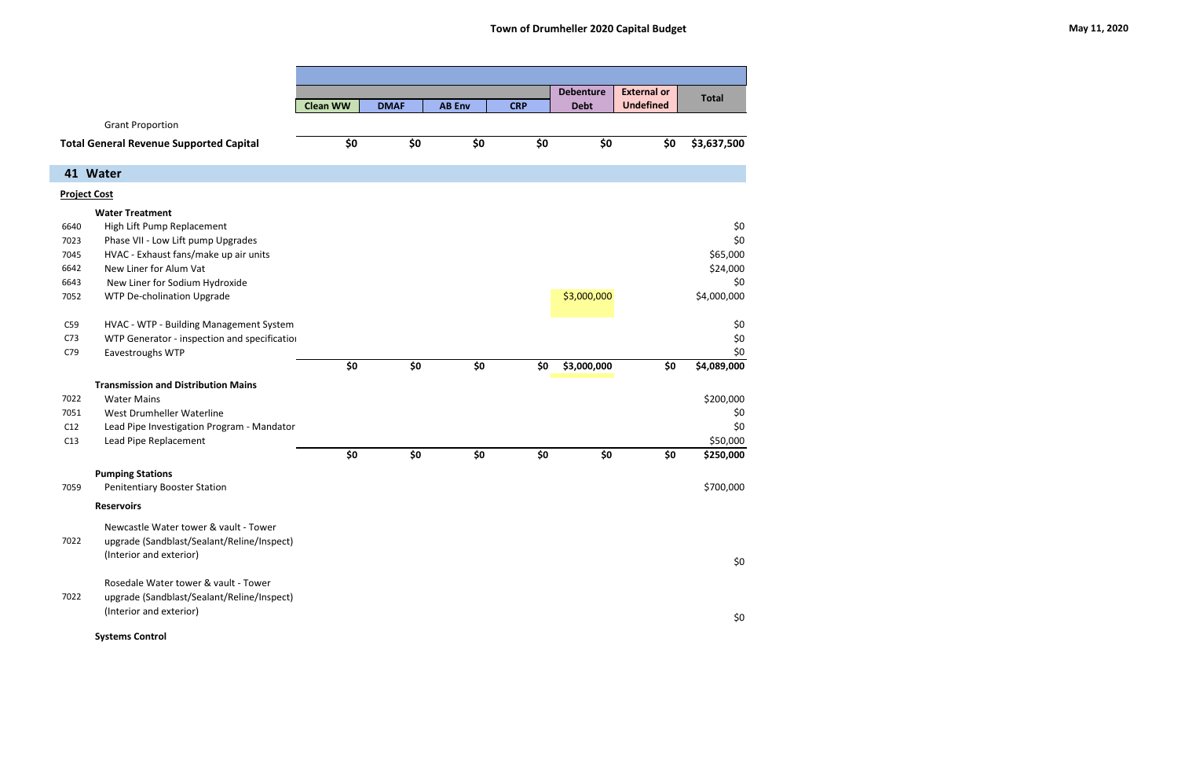# Town of Drumheller 2020 Capital Budget

May 11, 2020

| | | Clean WW | DMAF | AB Env | CRP | Debenture Debt | External or Undefined | Total |
|---|---|---|---|---|---|---|---|---|
| | Grant Proportion | | | | | | | |
| **Total General Revenue Supported Capital** | | **$0** | **$0** | **$0** | **$0** | **$0** | **$0** | **$3,637,500** |

## 41 Water

**Project Cost**

| | | Clean WW | DMAF | AB Env | CRP | Debenture Debt | External or Undefined | Total |
|---|---|---|---|---|---|---|---|---|
| | **Water Treatment** | | | | | | | |
| 6640 | High Lift Pump Replacement | | | | | | | $0 |
| 7023 | Phase VII - Low Lift pump Upgrades | | | | | | | $0 |
| 7045 | HVAC - Exhaust fans/make up air units | | | | | | | $65,000 |
| 6642 | New Liner for Alum Vat | | | | | | | $24,000 |
| 6643 | New Liner for Sodium Hydroxide | | | | | | | $0 |
| 7052 | WTP De-cholination Upgrade | | | | | $3,000,000 | | $4,000,000 |
| C59 | HVAC - WTP - Building Management System | | | | | | | $0 |
| C73 | WTP Generator - inspection and specificatio | | | | | | | $0 |
| C79 | Eavestroughs WTP | | | | | | | $0 |
| | | **$0** | **$0** | **$0** | **$0** | **$3,000,000** | **$0** | **$4,089,000** |
| | **Transmission and Distribution Mains** | | | | | | | |
| 7022 | Water Mains | | | | | | | $200,000 |
| 7051 | West Drumheller Waterline | | | | | | | $0 |
| C12 | Lead Pipe Investigation Program - Mandator | | | | | | | $0 |
| C13 | Lead Pipe Replacement | | | | | | | $50,000 |
| | | **$0** | **$0** | **$0** | **$0** | **$0** | **$0** | **$250,000** |
| | **Pumping Stations** | | | | | | | |
| 7059 | Penitentiary Booster Station | | | | | | | $700,000 |
| | **Reservoirs** | | | | | | | |
| 7022 | Newcastle Water tower & vault - Tower upgrade (Sandblast/Sealant/Reline/Inspect) (Interior and exterior) | | | | | | | $0 |
| 7022 | Rosedale Water tower & vault - Tower upgrade (Sandblast/Sealant/Reline/Inspect) (Interior and exterior) | | | | | | | $0 |
| | **Systems Control** | | | | | | | |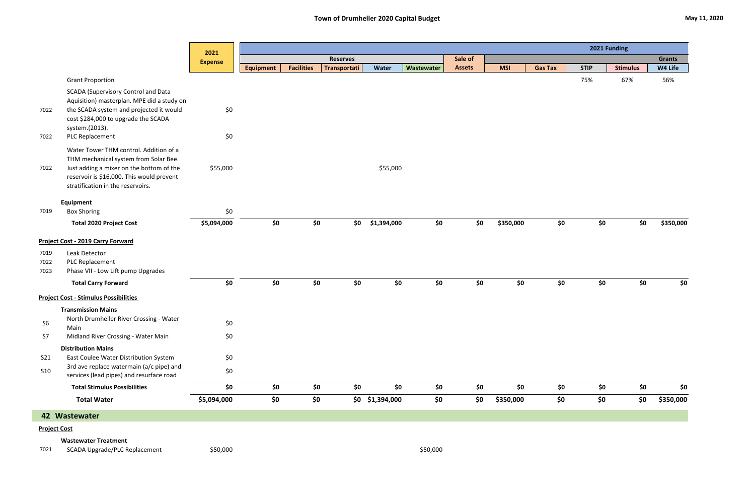## Town of Drumheller 2020 Capital Budget

May 11, 2020

| | | 2021 Expense | Reserves | | | | | Sale of Assets | 2021 Funding | | | | |
|---|---|---|---|---|---|---|---|---|---|---|---|---|---|
| | | | | | | | | | | | | | Grants |
| | | | Equipment | Facilities | Transportati | Water | Wastewater | | MSI | Gas Tax | STIP | Stimulus | W4 Life |
| | Grant Proportion | | | | | | | | | | 75% | 67% | 56% |
| 7022 | SCADA (Supervisory Control and Data Aquisition) masterplan. MPE did a study on the SCADA system and projected it would cost $284,000 to upgrade the SCADA system.(2013). | $0 | | | | | | | | | | | |
| 7022 | PLC Replacement | $0 | | | | | | | | | | | |
| 7022 | Water Tower THM control. Addition of a THM mechanical system from Solar Bee. Just adding a mixer on the bottom of the reservoir is $16,000. This would prevent stratification in the reservoirs. | $55,000 | | | | $55,000 | | | | | | | |
| | **Equipment** | | | | | | | | | | | | |
| 7019 | Box Shoring | $0 | | | | | | | | | | | |
| | **Total 2020 Project Cost** | **$5,094,000** | **$0** | **$0** | **$0** | **$1,394,000** | **$0** | **$0** | **$350,000** | **$0** | **$0** | **$0** | **$350,000** |
| | **Project Cost - 2019 Carry Forward** | | | | | | | | | | | | |
| 7019 | Leak Detector | | | | | | | | | | | | |
| 7022 | PLC Replacement | | | | | | | | | | | | |
| 7023 | Phase VII - Low Lift pump Upgrades | | | | | | | | | | | | |
| | **Total Carry Forward** | **$0** | **$0** | **$0** | **$0** | **$0** | **$0** | **$0** | **$0** | **$0** | **$0** | **$0** | **$0** |
| | **Project Cost - Stimulus Possibilities** | | | | | | | | | | | | |
| | **Transmission Mains** | | | | | | | | | | | | |
| S6 | North Drumheller River Crossing - Water Main | $0 | | | | | | | | | | | |
| S7 | Midland River Crossing - Water Main | $0 | | | | | | | | | | | |
| | **Distribution Mains** | | | | | | | | | | | | |
| S21 | East Coulee Water Distribution System | $0 | | | | | | | | | | | |
| S10 | 3rd ave replace watermain (a/c pipe) and services (lead pipes) and resurface road | $0 | | | | | | | | | | | |
| | **Total Stimulus Possibilities** | **$0** | **$0** | **$0** | **$0** | **$0** | **$0** | **$0** | **$0** | **$0** | **$0** | **$0** | **$0** |
| | **Total Water** | **$5,094,000** | **$0** | **$0** | **$0** | **$1,394,000** | **$0** | **$0** | **$350,000** | **$0** | **$0** | **$0** | **$350,000** |
| | **42 Wastewater** | | | | | | | | | | | | |
| | **Project Cost** | | | | | | | | | | | | |
| | **Wastewater Treatment** | | | | | | | | | | | | |
| 7021 | SCADA Upgrade/PLC Replacement | $50,000 | | | | | $50,000 | | | | | | |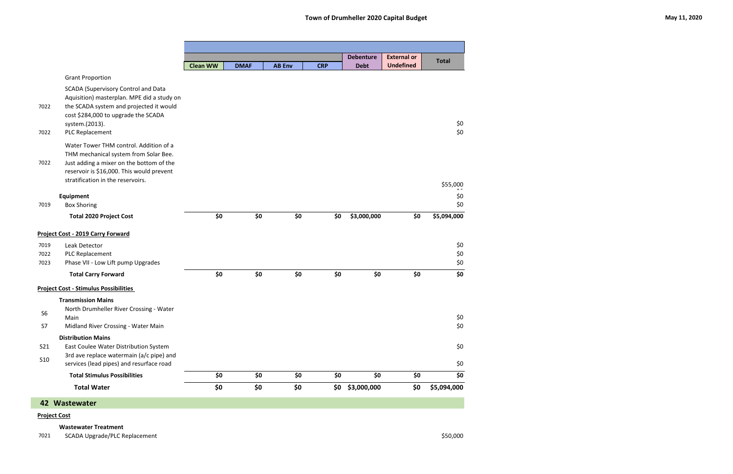| | | Clean WW | DMAF | AB Env | CRP | Debenture Debt | External or Undefined | Total |
|---|---|---|---|---|---|---|---|---|
| | Grant Proportion | | | | | | | |
| 7022 | SCADA (Supervisory Control and Data Aquisition) masterplan. MPE did a study on the SCADA system and projected it would cost $284,000 to upgrade the SCADA system.(2013). | | | | | | | $0 |
| 7022 | PLC Replacement | | | | | | | $0 |
| 7022 | Water Tower THM control. Addition of a THM mechanical system from Solar Bee. Just adding a mixer on the bottom of the reservoir is $16,000. This would prevent stratification in the reservoirs. | | | | | | | $55,000 |
| | **Equipment** | | | | | | | $0 |
| 7019 | Box Shoring | | | | | | | $0 |
| | **Total 2020 Project Cost** | **$0** | **$0** | **$0** | **$0** | **$3,000,000** | **$0** | **$5,094,000** |
| | **Project Cost - 2019 Carry Forward** | | | | | | | |
| 7019 | Leak Detector | | | | | | | $0 |
| 7022 | PLC Replacement | | | | | | | $0 |
| 7023 | Phase VII - Low Lift pump Upgrades | | | | | | | $0 |
| | **Total Carry Forward** | **$0** | **$0** | **$0** | **$0** | **$0** | **$0** | **$0** |
| | **Project Cost - Stimulus Possibilities** | | | | | | | |
| | **Transmission Mains** | | | | | | | |
| S6 | North Drumheller River Crossing - Water Main | | | | | | | $0 |
| S7 | Midland River Crossing - Water Main | | | | | | | $0 |
| | **Distribution Mains** | | | | | | | |
| S21 | East Coulee Water Distribution System | | | | | | | $0 |
| S10 | 3rd ave replace watermain (a/c pipe) and services (lead pipes) and resurface road | | | | | | | $0 |
| | **Total Stimulus Possibilities** | **$0** | **$0** | **$0** | **$0** | **$0** | **$0** | **$0** |
| | **Total Water** | **$0** | **$0** | **$0** | **$0** | **$3,000,000** | **$0** | **$5,094,000** |

## 42 Wastewater

**Project Cost**

| | | Total |
|---|---|---|
| | **Wastewater Treatment** | |
| 7021 | SCADA Upgrade/PLC Replacement | $50,000 |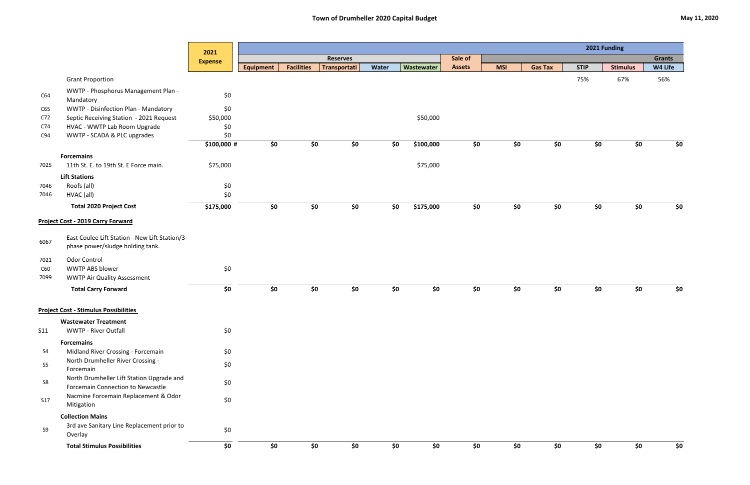# Town of Drumheller 2020 Capital Budget

May 11, 2020

| | | 2021 Expense | Reserves | | | | | Sale of | 2021 Funding | | | | |
|---|---|---|---|---|---|---|---|---|---|---|---|---|---|
| | | | | | | | | | | | | | Grants |
| | | | Equipment | Facilities | Transportati | Water | Wastewater | Assets | MSI | Gas Tax | STIP | Stimulus | W4 Life |
| | Grant Proportion | | | | | | | | | | 75% | 67% | 56% |
| C64 | WWTP - Phosphorus Management Plan - Mandatory | $0 | | | | | | | | | | | |
| C65 | WWTP - Disinfection Plan - Mandatory | $0 | | | | | | | | | | | |
| C72 | Septic Receiving Station - 2021 Request | $50,000 | | | | | $50,000 | | | | | | |
| C74 | HVAC - WWTP Lab Room Upgrade | $0 | | | | | | | | | | | |
| C94 | WWTP - SCADA & PLC upgrades | $0 | | | | | | | | | | | |
| | | $100,000 # | $0 | $0 | $0 | $0 | $100,000 | $0 | $0 | $0 | $0 | $0 | $0 |
| | **Forcemains** | | | | | | | | | | | | |
| 7025 | 11th St. E. to 19th St. E Force main. | $75,000 | | | | | $75,000 | | | | | | |
| | **Lift Stations** | | | | | | | | | | | | |
| 7046 | Roofs (all) | $0 | | | | | | | | | | | |
| 7046 | HVAC (all) | $0 | | | | | | | | | | | |
| | **Total 2020 Project Cost** | $175,000 | $0 | $0 | $0 | $0 | $175,000 | $0 | $0 | $0 | $0 | $0 | $0 |
| | **Project Cost - 2019 Carry Forward** | | | | | | | | | | | | |
| 6067 | East Coulee Lift Station - New Lift Station/3-phase power/sludge holding tank. | | | | | | | | | | | | |
| 7021 | Odor Control | | | | | | | | | | | | |
| C60 | WWTP ABS blower | $0 | | | | | | | | | | | |
| 7099 | WWTP Air Quality Assessment | | | | | | | | | | | | |
| | **Total Carry Forward** | $0 | $0 | $0 | $0 | $0 | $0 | $0 | $0 | $0 | $0 | $0 | $0 |
| | **Project Cost - Stimulus Possibilities** | | | | | | | | | | | | |
| | **Wastewater Treatment** | | | | | | | | | | | | |
| S11 | WWTP - River Outfall | $0 | | | | | | | | | | | |
| | **Forcemains** | | | | | | | | | | | | |
| S4 | Midland River Crossing - Forcemain | $0 | | | | | | | | | | | |
| S5 | North Drumheller River Crossing - Forcemain | $0 | | | | | | | | | | | |
| S8 | North Drumheller Lift Station Upgrade and Forcemain Connection to Newcastle | $0 | | | | | | | | | | | |
| S17 | Nacmine Forcemain Replacement & Odor Mitigation | $0 | | | | | | | | | | | |
| | **Collection Mains** | | | | | | | | | | | | |
| S9 | 3rd ave Sanitary Line Replacement prior to Overlay | $0 | | | | | | | | | | | |
| | **Total Stimulus Possibilities** | $0 | $0 | $0 | $0 | $0 | $0 | $0 | $0 | $0 | $0 | $0 | $0 |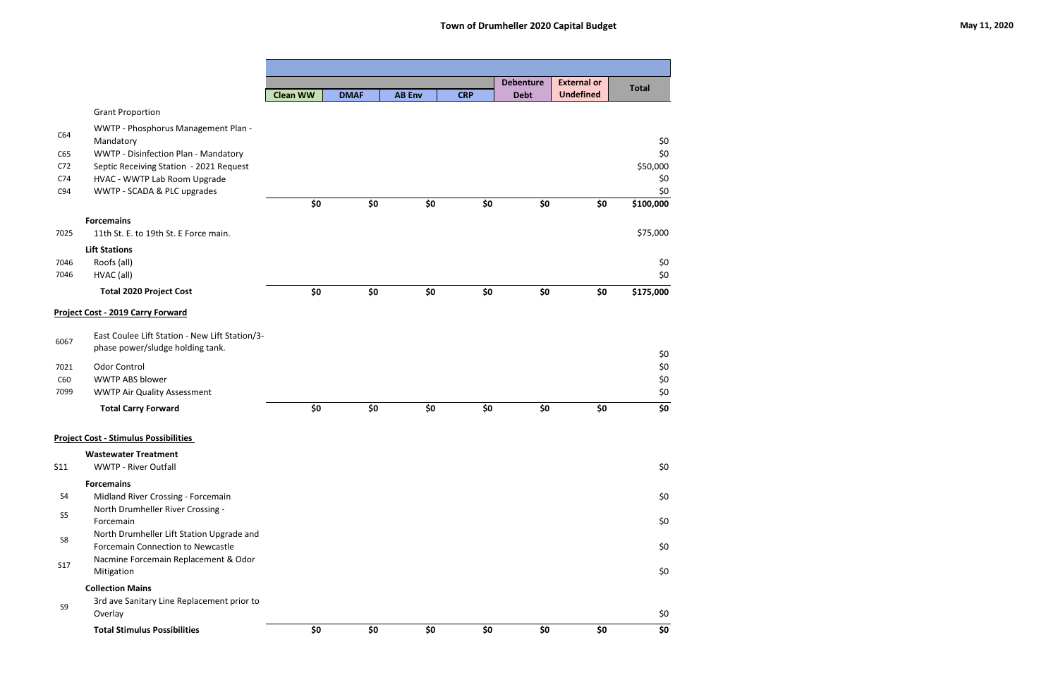# Town of Drumheller 2020 Capital Budget

May 11, 2020

| | | Clean WW | DMAF | AB Env | CRP | Debenture Debt | External or Undefined | Total |
|---|---|---|---|---|---|---|---|---|
| | Grant Proportion | | | | | | | |
| C64 | WWTP - Phosphorus Management Plan - Mandatory | | | | | | | $0 |
| C65 | WWTP - Disinfection Plan - Mandatory | | | | | | | $0 |
| C72 | Septic Receiving Station - 2021 Request | | | | | | | $50,000 |
| C74 | HVAC - WWTP Lab Room Upgrade | | | | | | | $0 |
| C94 | WWTP - SCADA & PLC upgrades | | | | | | | $0 |
| | | $0 | $0 | $0 | $0 | $0 | $0 | $100,000 |
| | **Forcemains** | | | | | | | |
| 7025 | 11th St. E. to 19th St. E Force main. | | | | | | | $75,000 |
| | **Lift Stations** | | | | | | | |
| 7046 | Roofs (all) | | | | | | | $0 |
| 7046 | HVAC (all) | | | | | | | $0 |
| | **Total 2020 Project Cost** | $0 | $0 | $0 | $0 | $0 | $0 | $175,000 |
| | **Project Cost - 2019 Carry Forward** | | | | | | | |
| 6067 | East Coulee Lift Station - New Lift Station/3-phase power/sludge holding tank. | | | | | | | $0 |
| 7021 | Odor Control | | | | | | | $0 |
| C60 | WWTP ABS blower | | | | | | | $0 |
| 7099 | WWTP Air Quality Assessment | | | | | | | $0 |
| | **Total Carry Forward** | $0 | $0 | $0 | $0 | $0 | $0 | $0 |
| | **Project Cost - Stimulus Possibilities** | | | | | | | |
| | **Wastewater Treatment** | | | | | | | |
| S11 | WWTP - River Outfall | | | | | | | $0 |
| | **Forcemains** | | | | | | | |
| S4 | Midland River Crossing - Forcemain | | | | | | | $0 |
| S5 | North Drumheller River Crossing - Forcemain | | | | | | | $0 |
| S8 | North Drumheller Lift Station Upgrade and Forcemain Connection to Newcastle | | | | | | | $0 |
| S17 | Nacmine Forcemain Replacement & Odor Mitigation | | | | | | | $0 |
| | **Collection Mains** | | | | | | | |
| S9 | 3rd ave Sanitary Line Replacement prior to Overlay | | | | | | | $0 |
| | **Total Stimulus Possibilities** | $0 | $0 | $0 | $0 | $0 | $0 | $0 |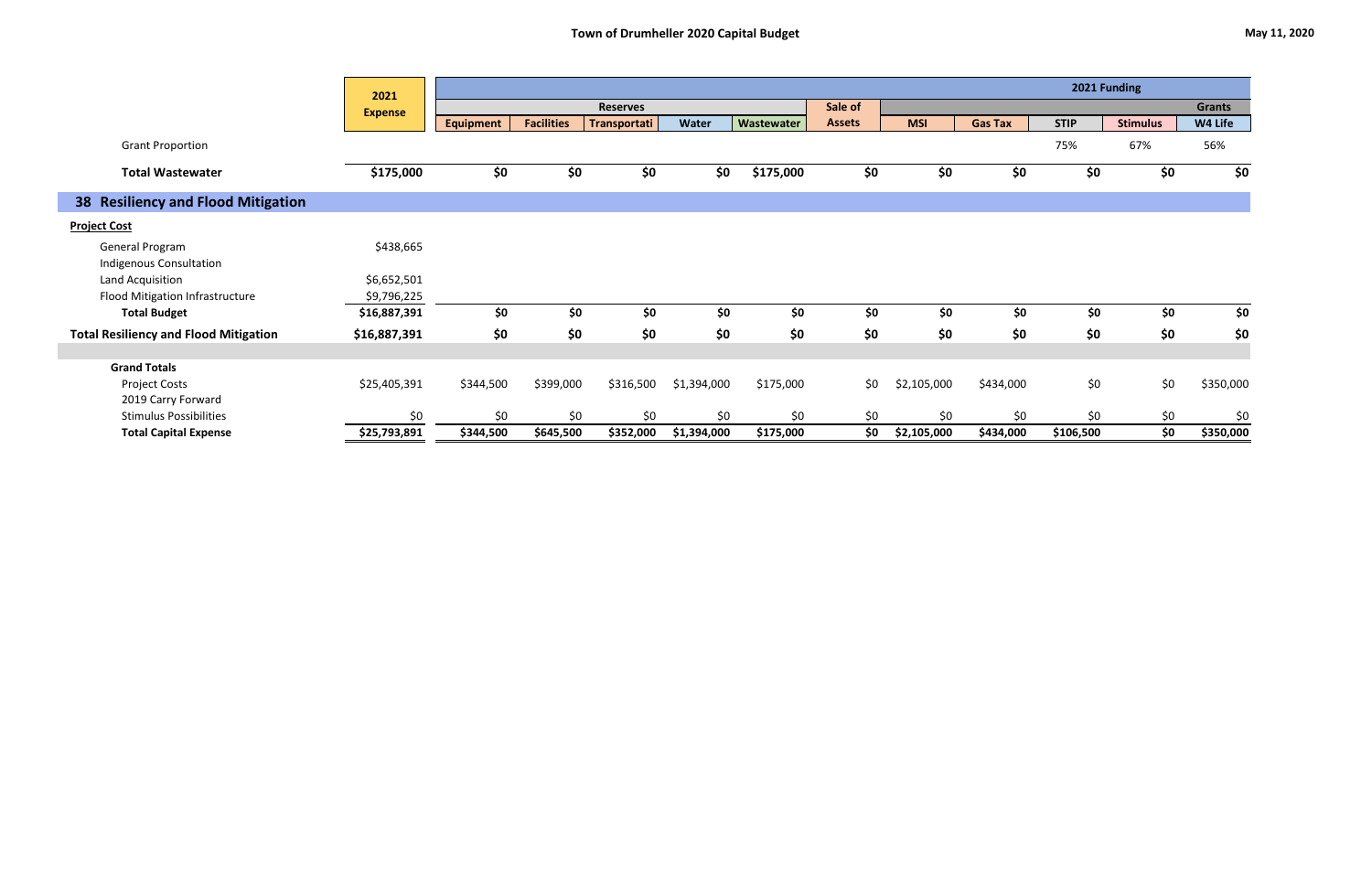| | 2021 Expense | Reserves | | | | | Sale of Assets | 2021 Funding | | | | Grants |
|---|---|---|---|---|---|---|---|---|---|---|---|---|
| | | Equipment | Facilities | Transportati | Water | Wastewater | | MSI | Gas Tax | STIP | Stimulus | W4 Life |
| Grant Proportion | | | | | | | | | | 75% | 67% | 56% |
| **Total Wastewater** | **$175,000** | **$0** | **$0** | **$0** | **$0** | **$175,000** | **$0** | **$0** | **$0** | **$0** | **$0** | **$0** |

## 38 Resiliency and Flood Mitigation

| | 2021 Expense | Equipment | Facilities | Transportati | Water | Wastewater | Sale of Assets | MSI | Gas Tax | STIP | Stimulus | W4 Life |
|---|---|---|---|---|---|---|---|---|---|---|---|---|
| **Project Cost** | | | | | | | | | | | | |
| General Program | $438,665 | | | | | | | | | | | |
| Indigenous Consultation | | | | | | | | | | | | |
| Land Acquisition | $6,652,501 | | | | | | | | | | | |
| Flood Mitigation Infrastructure | $9,796,225 | | | | | | | | | | | |
| **Total Budget** | **$16,887,391** | **$0** | **$0** | **$0** | **$0** | **$0** | **$0** | **$0** | **$0** | **$0** | **$0** | **$0** |
| **Total Resiliency and Flood Mitigation** | **$16,887,391** | **$0** | **$0** | **$0** | **$0** | **$0** | **$0** | **$0** | **$0** | **$0** | **$0** | **$0** |
| **Grand Totals** | | | | | | | | | | | | |
| Project Costs | $25,405,391 | $344,500 | $399,000 | $316,500 | $1,394,000 | $175,000 | $0 | $2,105,000 | $434,000 | $0 | $0 | $350,000 |
| 2019 Carry Forward | | | | | | | | | | | | |
| Stimulus Possibilities | $0 | $0 | $0 | $0 | $0 | $0 | $0 | $0 | $0 | $0 | $0 | $0 |
| **Total Capital Expense** | **$25,793,891** | **$344,500** | **$645,500** | **$352,000** | **$1,394,000** | **$175,000** | **$0** | **$2,105,000** | **$434,000** | **$106,500** | **$0** | **$350,000** |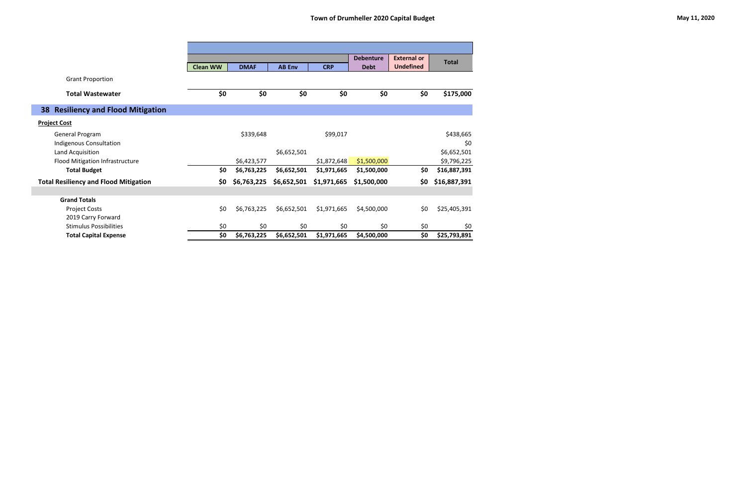# Town of Drumheller 2020 Capital Budget

May 11, 2020

| | Clean WW | DMAF | AB Env | CRP | Debenture Debt | External or Undefined | Total |
|---|---|---|---|---|---|---|---|
| Grant Proportion | | | | | | | |
| **Total Wastewater** | **$0** | **$0** | **$0** | **$0** | **$0** | **$0** | **$175,000** |
| **38 Resiliency and Flood Mitigation** | | | | | | | |
| **Project Cost** | | | | | | | |
| General Program | | $339,648 | | $99,017 | | | $438,665 |
| Indigenous Consultation | | | | | | | $0 |
| Land Acquisition | | | $6,652,501 | | | | $6,652,501 |
| Flood Mitigation Infrastructure | | $6,423,577 | | $1,872,648 | $1,500,000 | | $9,796,225 |
| **Total Budget** | **$0** | **$6,763,225** | **$6,652,501** | **$1,971,665** | **$1,500,000** | **$0** | **$16,887,391** |
| **Total Resiliency and Flood Mitigation** | **$0** | **$6,763,225** | **$6,652,501** | **$1,971,665** | **$1,500,000** | **$0** | **$16,887,391** |
| **Grand Totals** | | | | | | | |
| Project Costs | $0 | $6,763,225 | $6,652,501 | $1,971,665 | $4,500,000 | $0 | $25,405,391 |
| 2019 Carry Forward | | | | | | | |
| Stimulus Possibilities | $0 | $0 | $0 | $0 | $0 | $0 | $0 |
| **Total Capital Expense** | **$0** | **$6,763,225** | **$6,652,501** | **$1,971,665** | **$4,500,000** | **$0** | **$25,793,891** |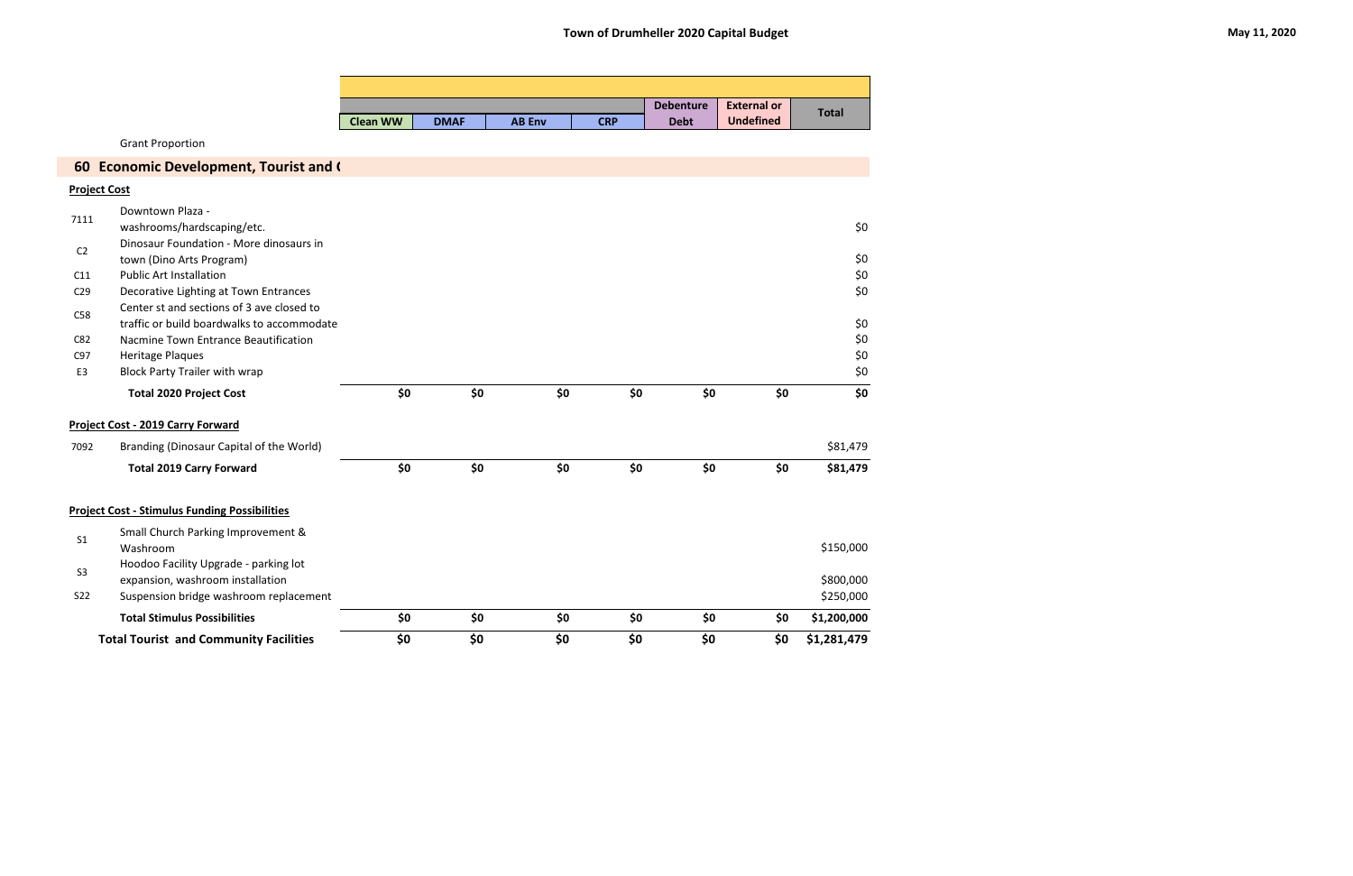# Town of Drumheller 2020 Capital Budget

May 11, 2020

| | | Clean WW | DMAF | AB Env | CRP | Debenture Debt | External or Undefined | Total |
|---|---|---|---|---|---|---|---|---|
| | Grant Proportion | | | | | | | |
| **60** | **Economic Development, Tourist and (** | | | | | | | |
| **Project Cost** | | | | | | | | |
| 7111 | Downtown Plaza - washrooms/hardscaping/etc. | | | | | | | $0 |
| C2 | Dinosaur Foundation - More dinosaurs in town (Dino Arts Program) | | | | | | | $0 |
| C11 | Public Art Installation | | | | | | | $0 |
| C29 | Decorative Lighting at Town Entrances | | | | | | | $0 |
| C58 | Center st and sections of 3 ave closed to traffic or build boardwalks to accommodate | | | | | | | $0 |
| C82 | Nacmine Town Entrance Beautification | | | | | | | $0 |
| C97 | Heritage Plaques | | | | | | | $0 |
| E3 | Block Party Trailer with wrap | | | | | | | $0 |
| | **Total 2020 Project Cost** | **$0** | **$0** | **$0** | **$0** | **$0** | **$0** | **$0** |
| **Project Cost - 2019 Carry Forward** | | | | | | | | |
| 7092 | Branding (Dinosaur Capital of the World) | | | | | | | $81,479 |
| | **Total 2019 Carry Forward** | **$0** | **$0** | **$0** | **$0** | **$0** | **$0** | **$81,479** |
| **Project Cost - Stimulus Funding Possibilities** | | | | | | | | |
| S1 | Small Church Parking Improvement & Washroom | | | | | | | $150,000 |
| S3 | Hoodoo Facility Upgrade - parking lot expansion, washroom installation | | | | | | | $800,000 |
| S22 | Suspension bridge washroom replacement | | | | | | | $250,000 |
| | **Total Stimulus Possibilities** | **$0** | **$0** | **$0** | **$0** | **$0** | **$0** | **$1,200,000** |
| | **Total Tourist and Community Facilities** | **$0** | **$0** | **$0** | **$0** | **$0** | **$0** | **$1,281,479** |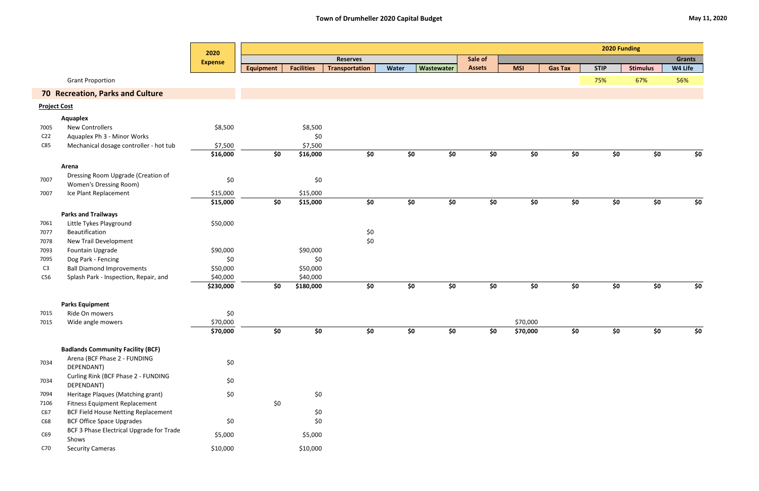# Town of Drumheller 2020 Capital Budget

May 11, 2020

| | | 2020 Expense | Reserves | | | | | Sale of Assets | 2020 Funding | | | | Grants |
|---|---|---|---|---|---|---|---|---|---|---|---|---|---|
| | | | Equipment | Facilities | Transportation | Water | Wastewater | | MSI | Gas Tax | STIP | Stimulus | W4 Life |
| | Grant Proportion | | | | | | | | | | 75% | 67% | 56% |
| | **70 Recreation, Parks and Culture** | | | | | | | | | | | | |
| | **Project Cost** | | | | | | | | | | | | |
| | **Aquaplex** | | | | | | | | | | | | |
| 7005 | New Controllers | $8,500 | | $8,500 | | | | | | | | | |
| C22 | Aquaplex Ph 3 - Minor Works | | | $0 | | | | | | | | | |
| C85 | Mechanical dosage controller - hot tub | $7,500 | | $7,500 | | | | | | | | | |
| | | **$16,000** | **$0** | **$16,000** | **$0** | **$0** | **$0** | **$0** | **$0** | **$0** | **$0** | **$0** | **$0** |
| | **Arena** | | | | | | | | | | | | |
| 7007 | Dressing Room Upgrade (Creation of Women's Dressing Room) | $0 | | $0 | | | | | | | | | |
| 7007 | Ice Plant Replacement | $15,000 | | $15,000 | | | | | | | | | |
| | | **$15,000** | **$0** | **$15,000** | **$0** | **$0** | **$0** | **$0** | **$0** | **$0** | **$0** | **$0** | **$0** |
| | **Parks and Trailways** | | | | | | | | | | | | |
| 7061 | Little Tykes Playground | $50,000 | | | | | | | | | | | |
| 7077 | Beautification | | | | $0 | | | | | | | | |
| 7078 | New Trail Development | | | | $0 | | | | | | | | |
| 7093 | Fountain Upgrade | $90,000 | | $90,000 | | | | | | | | | |
| 7095 | Dog Park - Fencing | $0 | | $0 | | | | | | | | | |
| C3 | Ball Diamond Improvements | $50,000 | | $50,000 | | | | | | | | | |
| C56 | Splash Park - Inspection, Repair, and | $40,000 | | $40,000 | | | | | | | | | |
| | | **$230,000** | **$0** | **$180,000** | **$0** | **$0** | **$0** | **$0** | **$0** | **$0** | **$0** | **$0** | **$0** |
| | **Parks Equipment** | | | | | | | | | | | | |
| 7015 | Ride On mowers | $0 | | | | | | | | | | | |
| 7015 | Wide angle mowers | $70,000 | | | | | | | $70,000 | | | | |
| | | **$70,000** | **$0** | **$0** | **$0** | **$0** | **$0** | **$0** | **$70,000** | **$0** | **$0** | **$0** | **$0** |
| | **Badlands Community Facility (BCF)** | | | | | | | | | | | | |
| 7034 | Arena (BCF Phase 2 - FUNDING DEPENDANT) | $0 | | | | | | | | | | | |
| 7034 | Curling Rink (BCF Phase 2 - FUNDING DEPENDANT) | $0 | | | | | | | | | | | |
| 7094 | Heritage Plaques (Matching grant) | $0 | | $0 | | | | | | | | | |
| 7106 | Fitness Equipment Replacement | | $0 | | | | | | | | | | |
| C67 | BCF Field House Netting Replacement | | | $0 | | | | | | | | | |
| C68 | BCF Office Space Upgrades | $0 | | $0 | | | | | | | | | |
| C69 | BCF 3 Phase Electrical Upgrade for Trade Shows | $5,000 | | $5,000 | | | | | | | | | |
| C70 | Security Cameras | $10,000 | | $10,000 | | | | | | | | | |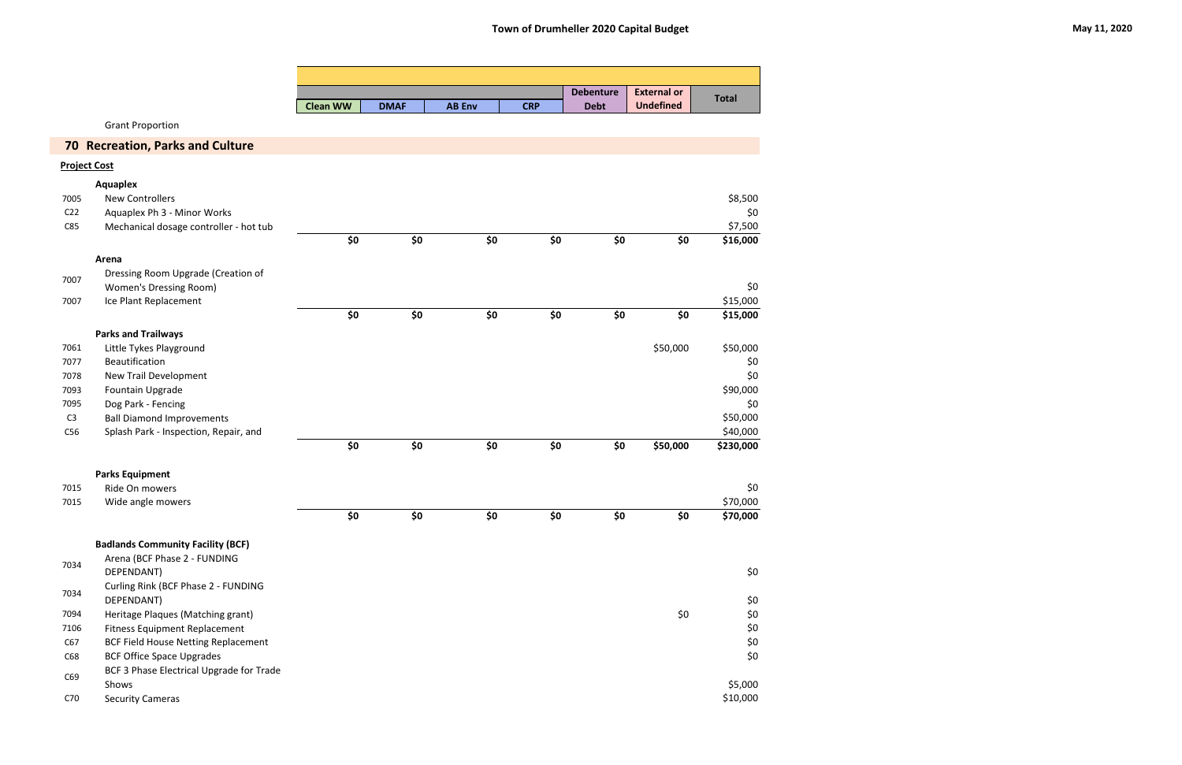# Town of Drumheller 2020 Capital Budget

May 11, 2020

| | | Clean WW | DMAF | AB Env | CRP | Debenture Debt | External or Undefined | Total |
|---|---|---|---|---|---|---|---|---|
| | Grant Proportion | | | | | | | |
| **70** | **Recreation, Parks and Culture** | | | | | | | |
| **Project Cost** | | | | | | | | |
| | **Aquaplex** | | | | | | | |
| 7005 | New Controllers | | | | | | | $8,500 |
| C22 | Aquaplex Ph 3 - Minor Works | | | | | | | $0 |
| C85 | Mechanical dosage controller - hot tub | | | | | | | $7,500 |
| | | **$0** | **$0** | **$0** | **$0** | **$0** | **$0** | **$16,000** |
| | **Arena** | | | | | | | |
| 7007 | Dressing Room Upgrade (Creation of Women's Dressing Room) | | | | | | | $0 |
| 7007 | Ice Plant Replacement | | | | | | | $15,000 |
| | | **$0** | **$0** | **$0** | **$0** | **$0** | **$0** | **$15,000** |
| | **Parks and Trailways** | | | | | | | |
| 7061 | Little Tykes Playground | | | | | | $50,000 | $50,000 |
| 7077 | Beautification | | | | | | | $0 |
| 7078 | New Trail Development | | | | | | | $0 |
| 7093 | Fountain Upgrade | | | | | | | $90,000 |
| 7095 | Dog Park - Fencing | | | | | | | $0 |
| C3 | Ball Diamond Improvements | | | | | | | $50,000 |
| C56 | Splash Park - Inspection, Repair, and | | | | | | | $40,000 |
| | | **$0** | **$0** | **$0** | **$0** | **$0** | **$50,000** | **$230,000** |
| | **Parks Equipment** | | | | | | | |
| 7015 | Ride On mowers | | | | | | | $0 |
| 7015 | Wide angle mowers | | | | | | | $70,000 |
| | | **$0** | **$0** | **$0** | **$0** | **$0** | **$0** | **$70,000** |
| | **Badlands Community Facility (BCF)** | | | | | | | |
| 7034 | Arena (BCF Phase 2 - FUNDING DEPENDANT) | | | | | | | $0 |
| 7034 | Curling Rink (BCF Phase 2 - FUNDING DEPENDANT) | | | | | | | $0 |
| 7094 | Heritage Plaques (Matching grant) | | | | | | $0 | $0 |
| 7106 | Fitness Equipment Replacement | | | | | | | $0 |
| C67 | BCF Field House Netting Replacement | | | | | | | $0 |
| C68 | BCF Office Space Upgrades | | | | | | | $0 |
| C69 | BCF 3 Phase Electrical Upgrade for Trade Shows | | | | | | | $5,000 |
| C70 | Security Cameras | | | | | | | $10,000 |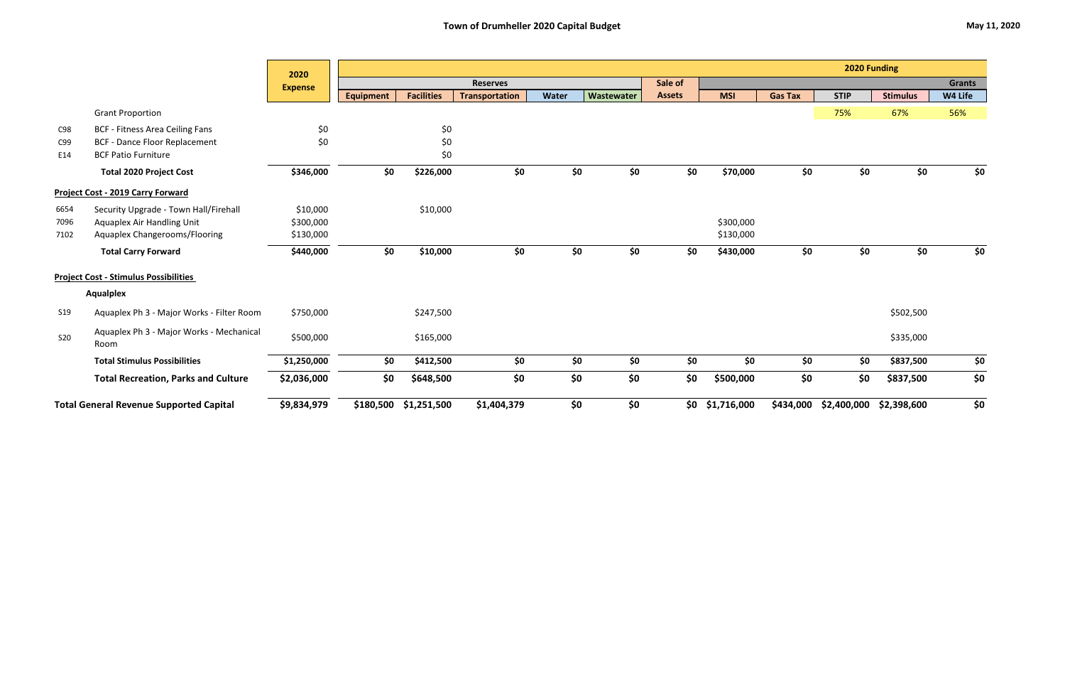# Town of Drumheller 2020 Capital Budget

May 11, 2020

| | | 2020 Expense | Reserves | | | | | Sale of Assets | 2020 Funding | | | | Grants |
|---|---|---|---|---|---|---|---|---|---|---|---|---|---|
| | | | Equipment | Facilities | Transportation | Water | Wastewater | | MSI | Gas Tax | STIP | Stimulus | W4 Life |
| | Grant Proportion | | | | | | | | | | 75% | 67% | 56% |
| C98 | BCF - Fitness Area Ceiling Fans | $0 | | $0 | | | | | | | | | |
| C99 | BCF - Dance Floor Replacement | $0 | | $0 | | | | | | | | | |
| E14 | BCF Patio Furniture | | | $0 | | | | | | | | | |
| | **Total 2020 Project Cost** | **$346,000** | **$0** | **$226,000** | **$0** | **$0** | **$0** | **$0** | **$70,000** | **$0** | **$0** | **$0** | **$0** |
| **Project Cost - 2019 Carry Forward** | | | | | | | | | | | | | |
| 6654 | Security Upgrade - Town Hall/Firehall | $10,000 | | $10,000 | | | | | | | | | |
| 7096 | Aquaplex Air Handling Unit | $300,000 | | | | | | | $300,000 | | | | |
| 7102 | Aquaplex Changerooms/Flooring | $130,000 | | | | | | | $130,000 | | | | |
| | **Total Carry Forward** | **$440,000** | **$0** | **$10,000** | **$0** | **$0** | **$0** | **$0** | **$430,000** | **$0** | **$0** | **$0** | **$0** |
| **Project Cost - Stimulus Possibilities** | | | | | | | | | | | | | |
| | **Aqualplex** | | | | | | | | | | | | |
| S19 | Aquaplex Ph 3 - Major Works - Filter Room | $750,000 | | $247,500 | | | | | | | | $502,500 | |
| S20 | Aquaplex Ph 3 - Major Works - Mechanical Room | $500,000 | | $165,000 | | | | | | | | $335,000 | |
| | **Total Stimulus Possibilities** | **$1,250,000** | **$0** | **$412,500** | **$0** | **$0** | **$0** | **$0** | **$0** | **$0** | **$0** | **$837,500** | **$0** |
| | **Total Recreation, Parks and Culture** | **$2,036,000** | **$0** | **$648,500** | **$0** | **$0** | **$0** | **$0** | **$500,000** | **$0** | **$0** | **$837,500** | **$0** |
| **Total General Revenue Supported Capital** | | **$9,834,979** | **$180,500** | **$1,251,500** | **$1,404,379** | **$0** | **$0** | **$0** | **$1,716,000** | **$434,000** | **$2,400,000** | **$2,398,600** | **$0** |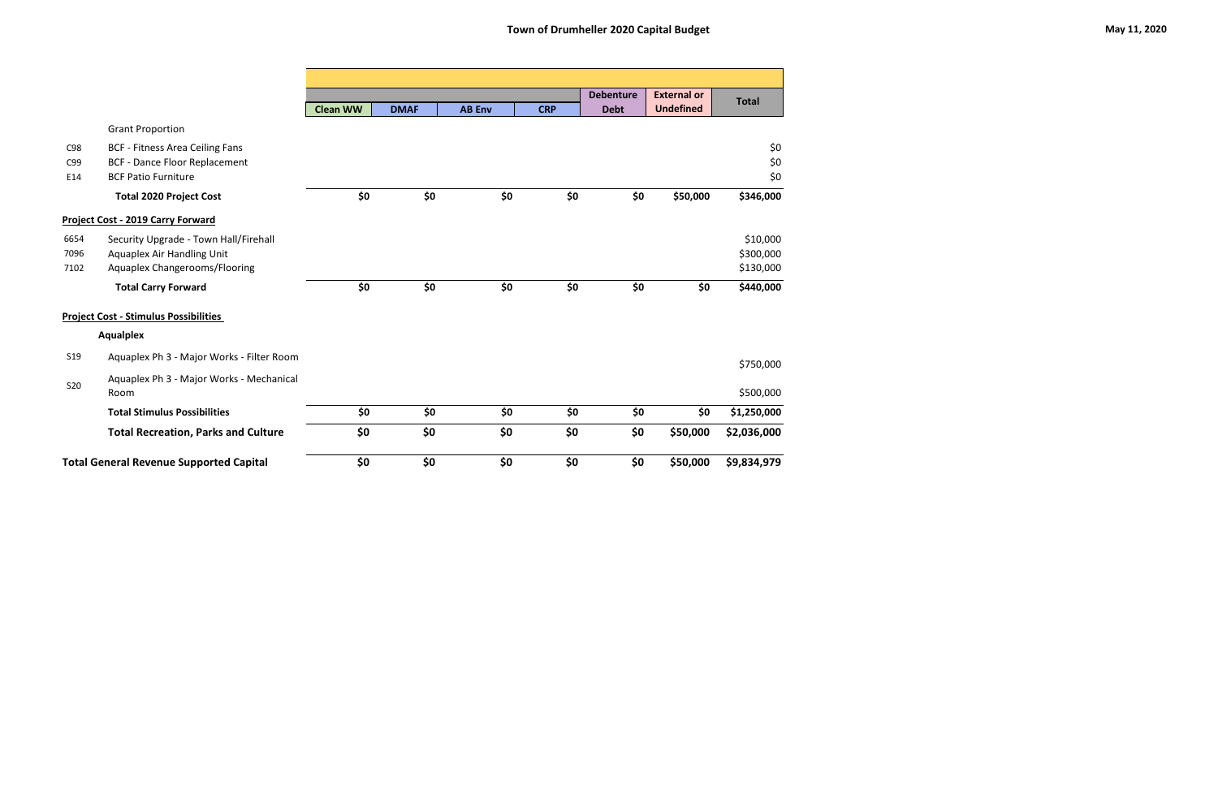## Town of Drumheller 2020 Capital Budget

May 11, 2020

| | | Clean WW | DMAF | AB Env | CRP | Debenture Debt | External or Undefined | Total |
|---|---|---|---|---|---|---|---|---|
| | Grant Proportion | | | | | | | |
| C98 | BCF - Fitness Area Ceiling Fans | | | | | | | $0 |
| C99 | BCF - Dance Floor Replacement | | | | | | | $0 |
| E14 | BCF Patio Furniture | | | | | | | $0 |
| | **Total 2020 Project Cost** | **$0** | **$0** | **$0** | **$0** | **$0** | **$50,000** | **$346,000** |
| **Project Cost - 2019 Carry Forward** | | | | | | | | |
| 6654 | Security Upgrade - Town Hall/Firehall | | | | | | | $10,000 |
| 7096 | Aquaplex Air Handling Unit | | | | | | | $300,000 |
| 7102 | Aquaplex Changerooms/Flooring | | | | | | | $130,000 |
| | **Total Carry Forward** | **$0** | **$0** | **$0** | **$0** | **$0** | **$0** | **$440,000** |
| **Project Cost - Stimulus Possibilities** | | | | | | | | |
| | **Aqualplex** | | | | | | | |
| S19 | Aquaplex Ph 3 - Major Works - Filter Room | | | | | | | $750,000 |
| S20 | Aquaplex Ph 3 - Major Works - Mechanical Room | | | | | | | $500,000 |
| | **Total Stimulus Possibilities** | **$0** | **$0** | **$0** | **$0** | **$0** | **$0** | **$1,250,000** |
| | **Total Recreation, Parks and Culture** | **$0** | **$0** | **$0** | **$0** | **$0** | **$50,000** | **$2,036,000** |
| **Total General Revenue Supported Capital** | | **$0** | **$0** | **$0** | **$0** | **$0** | **$50,000** | **$9,834,979** |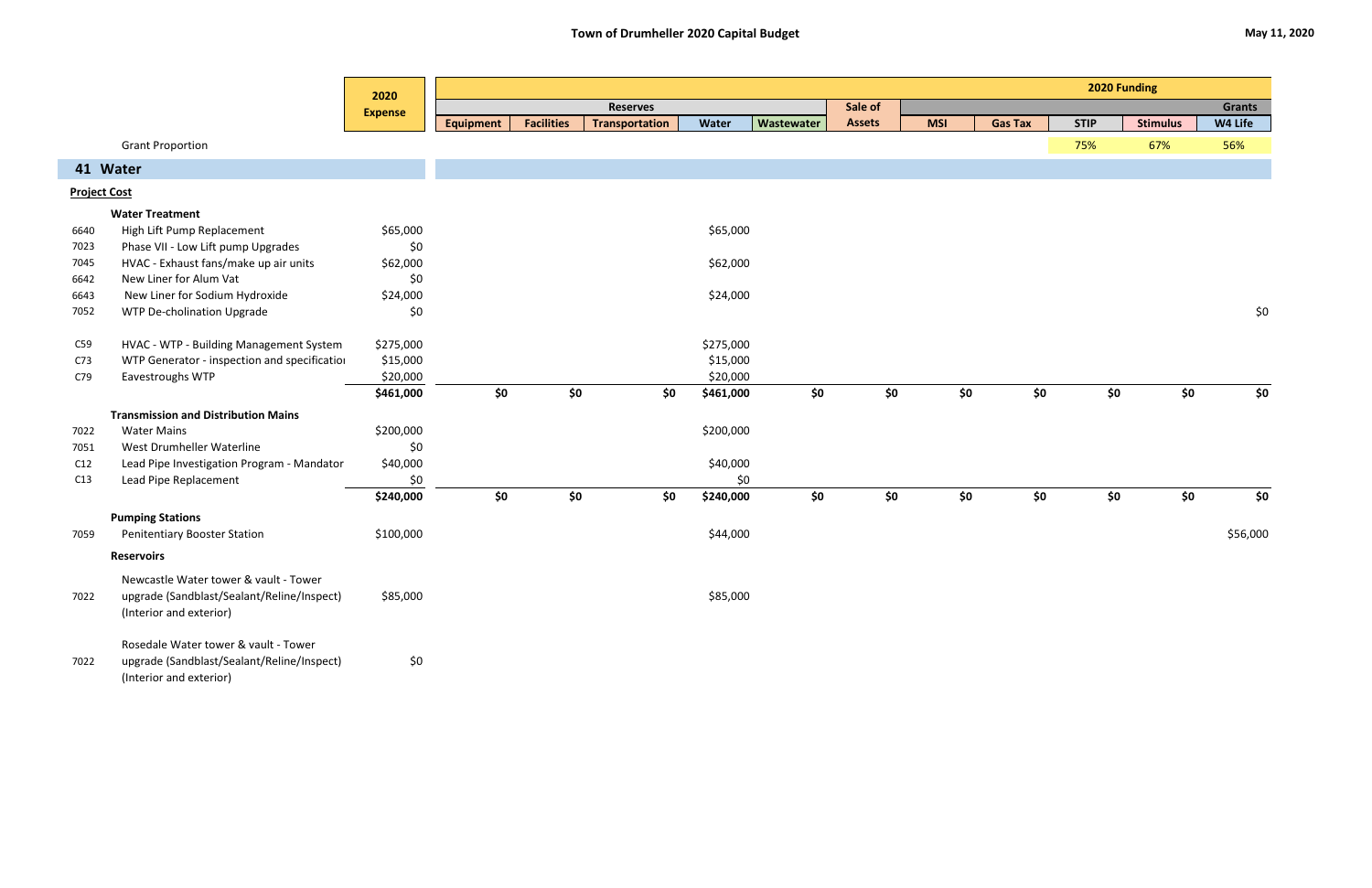# Town of Drumheller 2020 Capital Budget

May 11, 2020

| | | 2020 Expense | Reserves | | | | | Sale of Assets | 2020 Funding | | | | Grants |
|---|---|---|---|---|---|---|---|---|---|---|---|---|---|
| | | | Equipment | Facilities | Transportation | Water | Wastewater | | MSI | Gas Tax | STIP | Stimulus | W4 Life |
| | Grant Proportion | | | | | | | | | | 75% | 67% | 56% |
| **41** | **Water** | | | | | | | | | | | | |
| | **Project Cost** | | | | | | | | | | | | |
| | **Water Treatment** | | | | | | | | | | | | |
| 6640 | High Lift Pump Replacement | $65,000 | | | | $65,000 | | | | | | | |
| 7023 | Phase VII - Low Lift pump Upgrades | $0 | | | | | | | | | | | |
| 7045 | HVAC - Exhaust fans/make up air units | $62,000 | | | | $62,000 | | | | | | | |
| 6642 | New Liner for Alum Vat | $0 | | | | | | | | | | | |
| 6643 | New Liner for Sodium Hydroxide | $24,000 | | | | $24,000 | | | | | | | |
| 7052 | WTP De-cholination Upgrade | $0 | | | | | | | | | | | $0 |
| C59 | HVAC - WTP - Building Management System | $275,000 | | | | $275,000 | | | | | | | |
| C73 | WTP Generator - inspection and specification | $15,000 | | | | $15,000 | | | | | | | |
| C79 | Eavestroughs WTP | $20,000 | | | | $20,000 | | | | | | | |
| | | **$461,000** | **$0** | **$0** | **$0** | **$461,000** | **$0** | **$0** | **$0** | **$0** | **$0** | **$0** | **$0** |
| | **Transmission and Distribution Mains** | | | | | | | | | | | | |
| 7022 | Water Mains | $200,000 | | | | $200,000 | | | | | | | |
| 7051 | West Drumheller Waterline | $0 | | | | | | | | | | | |
| C12 | Lead Pipe Investigation Program - Mandatory | $40,000 | | | | $40,000 | | | | | | | |
| C13 | Lead Pipe Replacement | $0 | | | | $0 | | | | | | | |
| | | **$240,000** | **$0** | **$0** | **$0** | **$240,000** | **$0** | **$0** | **$0** | **$0** | **$0** | **$0** | **$0** |
| | **Pumping Stations** | | | | | | | | | | | | |
| 7059 | Penitentiary Booster Station | $100,000 | | | | $44,000 | | | | | | | $56,000 |
| | **Reservoirs** | | | | | | | | | | | | |
| 7022 | Newcastle Water tower & vault - Tower upgrade (Sandblast/Sealant/Reline/Inspect) (Interior and exterior) | $85,000 | | | | $85,000 | | | | | | | |
| 7022 | Rosedale Water tower & vault - Tower upgrade (Sandblast/Sealant/Reline/Inspect) (Interior and exterior) | $0 | | | | | | | | | | | |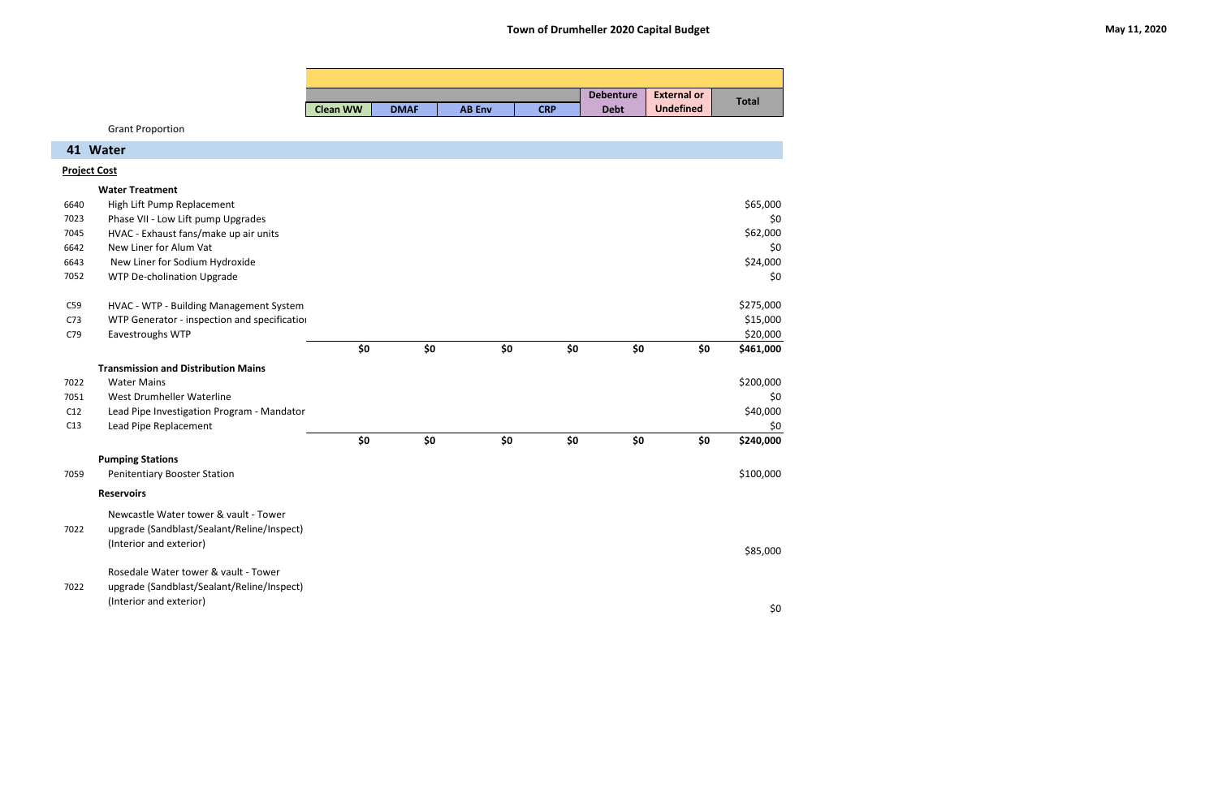## Town of Drumheller 2020 Capital Budget

May 11, 2020

| | | Clean WW | DMAF | AB Env | CRP | Debenture Debt | External or Undefined | Total |
|---|---|---|---|---|---|---|---|---|
| | Grant Proportion | | | | | | | |
| **41** | **Water** | | | | | | | |
| | **Project Cost** | | | | | | | |
| | **Water Treatment** | | | | | | | |
| 6640 | High Lift Pump Replacement | | | | | | | $65,000 |
| 7023 | Phase VII - Low Lift pump Upgrades | | | | | | | $0 |
| 7045 | HVAC - Exhaust fans/make up air units | | | | | | | $62,000 |
| 6642 | New Liner for Alum Vat | | | | | | | $0 |
| 6643 | New Liner for Sodium Hydroxide | | | | | | | $24,000 |
| 7052 | WTP De-cholination Upgrade | | | | | | | $0 |
| C59 | HVAC - WTP - Building Management System | | | | | | | $275,000 |
| C73 | WTP Generator - inspection and specificatio | | | | | | | $15,000 |
| C79 | Eavestroughs WTP | | | | | | | $20,000 |
| | | $0 | $0 | $0 | $0 | $0 | $0 | **$461,000** |
| | **Transmission and Distribution Mains** | | | | | | | |
| 7022 | Water Mains | | | | | | | $200,000 |
| 7051 | West Drumheller Waterline | | | | | | | $0 |
| C12 | Lead Pipe Investigation Program - Mandator | | | | | | | $40,000 |
| C13 | Lead Pipe Replacement | | | | | | | $0 |
| | | $0 | $0 | $0 | $0 | $0 | $0 | **$240,000** |
| | **Pumping Stations** | | | | | | | |
| 7059 | Penitentiary Booster Station | | | | | | | $100,000 |
| | **Reservoirs** | | | | | | | |
| 7022 | Newcastle Water tower & vault - Tower upgrade (Sandblast/Sealant/Reline/Inspect) (Interior and exterior) | | | | | | | $85,000 |
| 7022 | Rosedale Water tower & vault - Tower upgrade (Sandblast/Sealant/Reline/Inspect) (Interior and exterior) | | | | | | | $0 |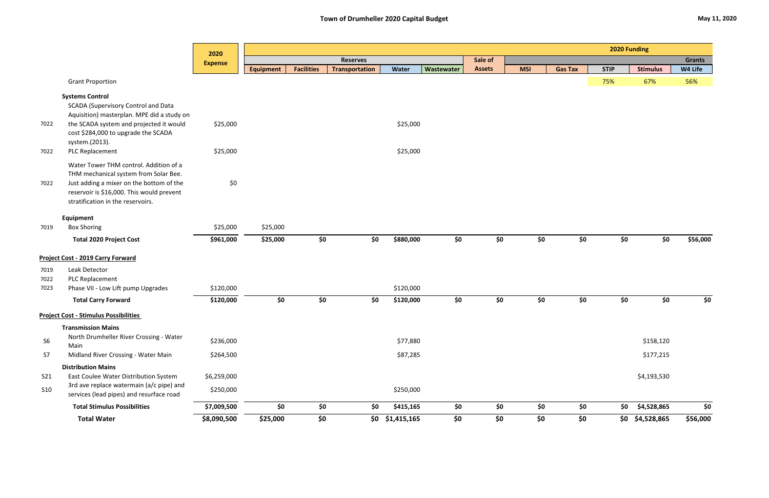# Town of Drumheller 2020 Capital Budget

May 11, 2020

| | | 2020 Expense | Reserves | | | | | Sale of Assets | 2020 Funding | | | | Grants |
|---|---|---|---|---|---|---|---|---|---|---|---|---|---|
| | | | Equipment | Facilities | Transportation | Water | Wastewater | | MSI | Gas Tax | STIP | Stimulus | W4 Life |
| | Grant Proportion | | | | | | | | | | 75% | 67% | 56% |
| | **Systems Control** | | | | | | | | | | | | |
| 7022 | SCADA (Supervisory Control and Data Aquisition) masterplan. MPE did a study on the SCADA system and projected it would cost $284,000 to upgrade the SCADA system.(2013). | $25,000 | | | | $25,000 | | | | | | | |
| 7022 | PLC Replacement | $25,000 | | | | $25,000 | | | | | | | |
| 7022 | Water Tower THM control. Addition of a THM mechanical system from Solar Bee. Just adding a mixer on the bottom of the reservoir is $16,000. This would prevent stratification in the reservoirs. | $0 | | | | | | | | | | | |
| | **Equipment** | | | | | | | | | | | | |
| 7019 | Box Shoring | $25,000 | $25,000 | | | | | | | | | | |
| | **Total 2020 Project Cost** | **$961,000** | **$25,000** | **$0** | **$0** | **$880,000** | **$0** | **$0** | **$0** | **$0** | **$0** | **$0** | **$56,000** |
| | **Project Cost - 2019 Carry Forward** | | | | | | | | | | | | |
| 7019 | Leak Detector | | | | | | | | | | | | |
| 7022 | PLC Replacement | | | | | | | | | | | | |
| 7023 | Phase VII - Low Lift pump Upgrades | $120,000 | | | | $120,000 | | | | | | | |
| | **Total Carry Forward** | **$120,000** | **$0** | **$0** | **$0** | **$120,000** | **$0** | **$0** | **$0** | **$0** | **$0** | **$0** | **$0** |
| | **Project Cost - Stimulus Possibilities** | | | | | | | | | | | | |
| | **Transmission Mains** | | | | | | | | | | | | |
| S6 | North Drumheller River Crossing - Water Main | $236,000 | | | | $77,880 | | | | | | $158,120 | |
| S7 | Midland River Crossing - Water Main | $264,500 | | | | $87,285 | | | | | | $177,215 | |
| | **Distribution Mains** | | | | | | | | | | | | |
| S21 | East Coulee Water Distribution System | $6,259,000 | | | | | | | | | | $4,193,530 | |
| S10 | 3rd ave replace watermain (a/c pipe) and services (lead pipes) and resurface road | $250,000 | | | | $250,000 | | | | | | | |
| | **Total Stimulus Possibilities** | **$7,009,500** | **$0** | **$0** | **$0** | **$415,165** | **$0** | **$0** | **$0** | **$0** | **$0** | **$4,528,865** | **$0** |
| | **Total Water** | **$8,090,500** | **$25,000** | **$0** | **$0** | **$1,415,165** | **$0** | **$0** | **$0** | **$0** | **$0** | **$4,528,865** | **$56,000** |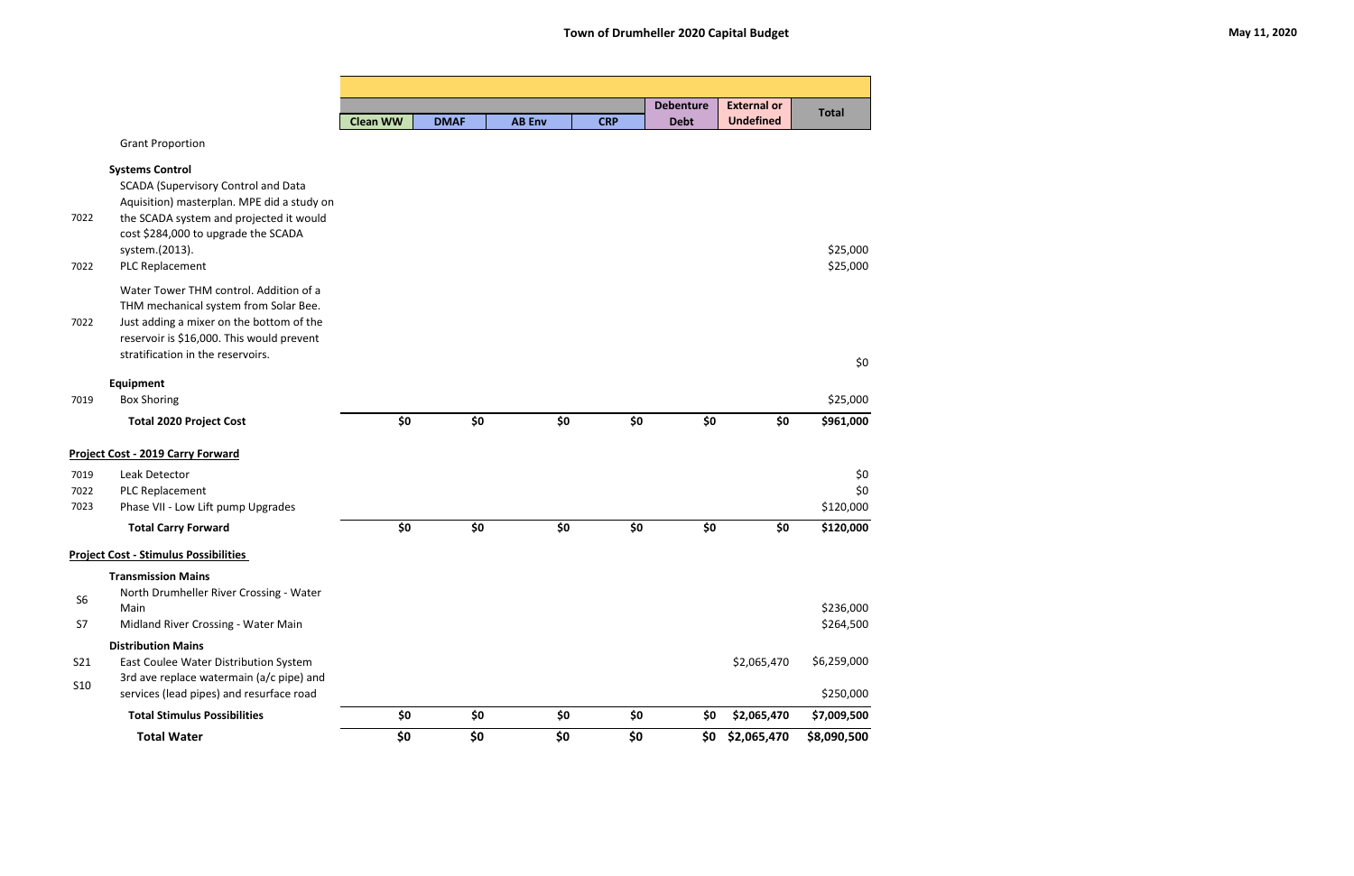# Town of Drumheller 2020 Capital Budget

May 11, 2020

| | | Clean WW | DMAF | AB Env | CRP | Debenture Debt | External or Undefined | Total |
|---|---|---|---|---|---|---|---|---|
| | Grant Proportion | | | | | | | |
| | **Systems Control** | | | | | | | |
| 7022 | SCADA (Supervisory Control and Data Aquisition) masterplan. MPE did a study on the SCADA system and projected it would cost $284,000 to upgrade the SCADA system.(2013). | | | | | | | $25,000 |
| 7022 | PLC Replacement | | | | | | | $25,000 |
| 7022 | Water Tower THM control. Addition of a THM mechanical system from Solar Bee. Just adding a mixer on the bottom of the reservoir is $16,000. This would prevent stratification in the reservoirs. | | | | | | | $0 |
| | **Equipment** | | | | | | | |
| 7019 | Box Shoring | | | | | | | $25,000 |
| | **Total 2020 Project Cost** | **$0** | **$0** | **$0** | **$0** | **$0** | **$0** | **$961,000** |
| | **Project Cost - 2019 Carry Forward** | | | | | | | |
| 7019 | Leak Detector | | | | | | | $0 |
| 7022 | PLC Replacement | | | | | | | $0 |
| 7023 | Phase VII - Low Lift pump Upgrades | | | | | | | $120,000 |
| | **Total Carry Forward** | **$0** | **$0** | **$0** | **$0** | **$0** | **$0** | **$120,000** |
| | **Project Cost - Stimulus Possibilities** | | | | | | | |
| | **Transmission Mains** | | | | | | | |
| S6 | North Drumheller River Crossing - Water Main | | | | | | | $236,000 |
| S7 | Midland River Crossing - Water Main | | | | | | | $264,500 |
| | **Distribution Mains** | | | | | | | |
| S21 | East Coulee Water Distribution System | | | | | | $2,065,470 | $6,259,000 |
| S10 | 3rd ave replace watermain (a/c pipe) and services (lead pipes) and resurface road | | | | | | | $250,000 |
| | **Total Stimulus Possibilities** | **$0** | **$0** | **$0** | **$0** | **$0** | **$2,065,470** | **$7,009,500** |
| | **Total Water** | **$0** | **$0** | **$0** | **$0** | **$0** | **$2,065,470** | **$8,090,500** |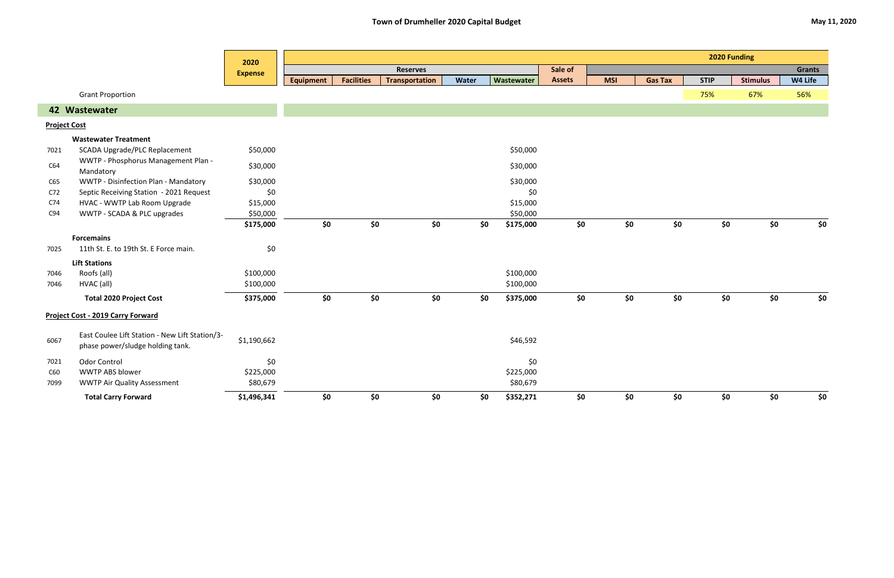**Town of Drumheller 2020 Capital Budget**

May 11, 2020

| | | 2020 Expense | 2020 Funding | | | | | | | | | | |
|---|---|---|---|---|---|---|---|---|---|---|---|---|---|
| | | | Reserves | | | | | Sale of Assets | | | | | Grants |
| | | | Equipment | Facilities | Transportation | Water | Wastewater | | MSI | Gas Tax | STIP | Stimulus | W4 Life |
| | Grant Proportion | | | | | | | | | | 75% | 67% | 56% |
| **42** | **Wastewater** | | | | | | | | | | | | |
| **Project Cost** | | | | | | | | | | | | | |
| | **Wastewater Treatment** | | | | | | | | | | | | |
| 7021 | SCADA Upgrade/PLC Replacement | $50,000 | | | | | $50,000 | | | | | | |
| C64 | WWTP - Phosphorus Management Plan - Mandatory | $30,000 | | | | | $30,000 | | | | | | |
| C65 | WWTP - Disinfection Plan - Mandatory | $30,000 | | | | | $30,000 | | | | | | |
| C72 | Septic Receiving Station - 2021 Request | $0 | | | | | $0 | | | | | | |
| C74 | HVAC - WWTP Lab Room Upgrade | $15,000 | | | | | $15,000 | | | | | | |
| C94 | WWTP - SCADA & PLC upgrades | $50,000 | | | | | $50,000 | | | | | | |
| | | **$175,000** | **$0** | **$0** | **$0** | **$0** | **$175,000** | **$0** | **$0** | **$0** | **$0** | **$0** | **$0** |
| | **Forcemains** | | | | | | | | | | | | |
| 7025 | 11th St. E. to 19th St. E Force main. | $0 | | | | | | | | | | | |
| | **Lift Stations** | | | | | | | | | | | | |
| 7046 | Roofs (all) | $100,000 | | | | | $100,000 | | | | | | |
| 7046 | HVAC (all) | $100,000 | | | | | $100,000 | | | | | | |
| | **Total 2020 Project Cost** | **$375,000** | **$0** | **$0** | **$0** | **$0** | **$375,000** | **$0** | **$0** | **$0** | **$0** | **$0** | **$0** |
| **Project Cost - 2019 Carry Forward** | | | | | | | | | | | | | |
| 6067 | East Coulee Lift Station - New Lift Station/3-phase power/sludge holding tank. | $1,190,662 | | | | | $46,592 | | | | | | |
| 7021 | Odor Control | $0 | | | | | $0 | | | | | | |
| C60 | WWTP ABS blower | $225,000 | | | | | $225,000 | | | | | | |
| 7099 | WWTP Air Quality Assessment | $80,679 | | | | | $80,679 | | | | | | |
| | **Total Carry Forward** | **$1,496,341** | **$0** | **$0** | **$0** | **$0** | **$352,271** | **$0** | **$0** | **$0** | **$0** | **$0** | **$0** |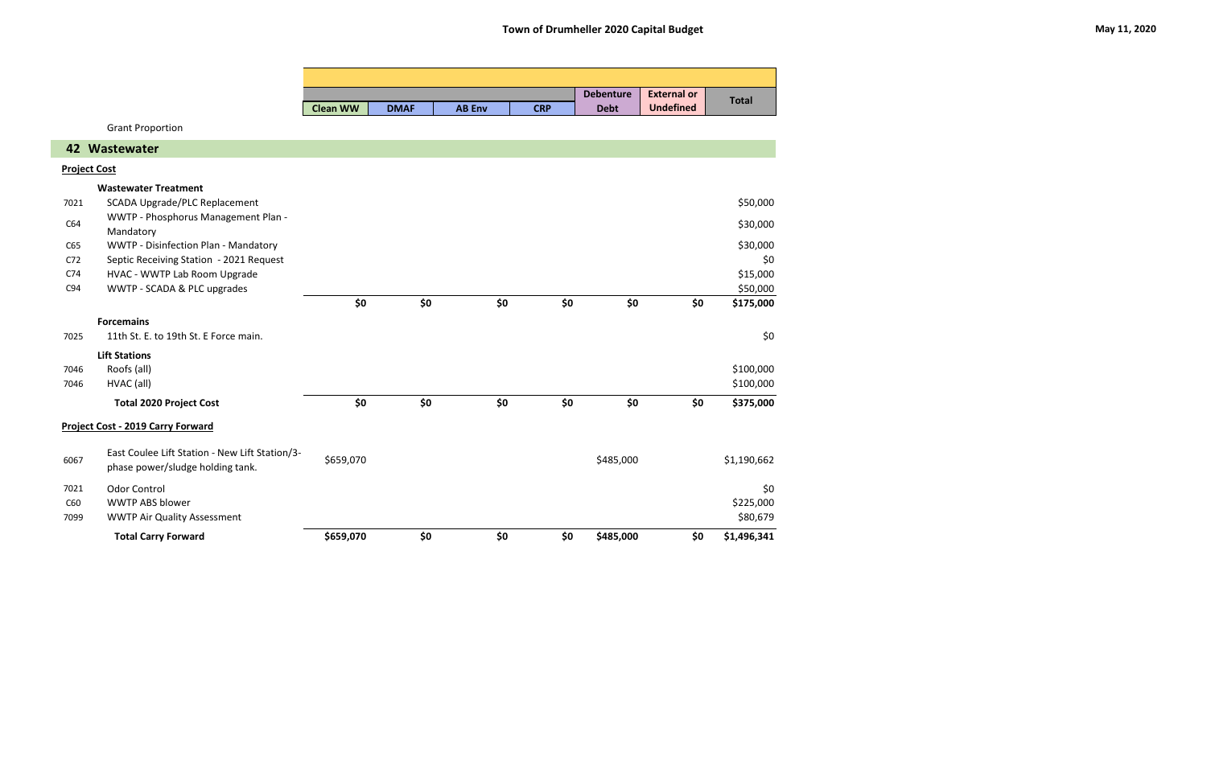# Town of Drumheller 2020 Capital Budget

May 11, 2020

| Code | Description | Clean WW | DMAF | AB Env | CRP | Debenture Debt | External or Undefined | Total |
|---|---|---|---|---|---|---|---|---|
| | Grant Proportion | | | | | | | |
| **42** | **Wastewater** | | | | | | | |
| | **Project Cost** | | | | | | | |
| | **Wastewater Treatment** | | | | | | | |
| 7021 | SCADA Upgrade/PLC Replacement | | | | | | | $50,000 |
| C64 | WWTP - Phosphorus Management Plan - Mandatory | | | | | | | $30,000 |
| C65 | WWTP - Disinfection Plan - Mandatory | | | | | | | $30,000 |
| C72 | Septic Receiving Station - 2021 Request | | | | | | | $0 |
| C74 | HVAC - WWTP Lab Room Upgrade | | | | | | | $15,000 |
| C94 | WWTP - SCADA & PLC upgrades | | | | | | | $50,000 |
| | | **$0** | **$0** | **$0** | **$0** | **$0** | **$0** | **$175,000** |
| | **Forcemains** | | | | | | | |
| 7025 | 11th St. E. to 19th St. E Force main. | | | | | | | $0 |
| | **Lift Stations** | | | | | | | |
| 7046 | Roofs (all) | | | | | | | $100,000 |
| 7046 | HVAC (all) | | | | | | | $100,000 |
| | **Total 2020 Project Cost** | **$0** | **$0** | **$0** | **$0** | **$0** | **$0** | **$375,000** |
| | **Project Cost - 2019 Carry Forward** | | | | | | | |
| 6067 | East Coulee Lift Station - New Lift Station/3-phase power/sludge holding tank. | $659,070 | | | | $485,000 | | $1,190,662 |
| 7021 | Odor Control | | | | | | | $0 |
| C60 | WWTP ABS blower | | | | | | | $225,000 |
| 7099 | WWTP Air Quality Assessment | | | | | | | $80,679 |
| | **Total Carry Forward** | **$659,070** | **$0** | **$0** | **$0** | **$485,000** | **$0** | **$1,496,341** |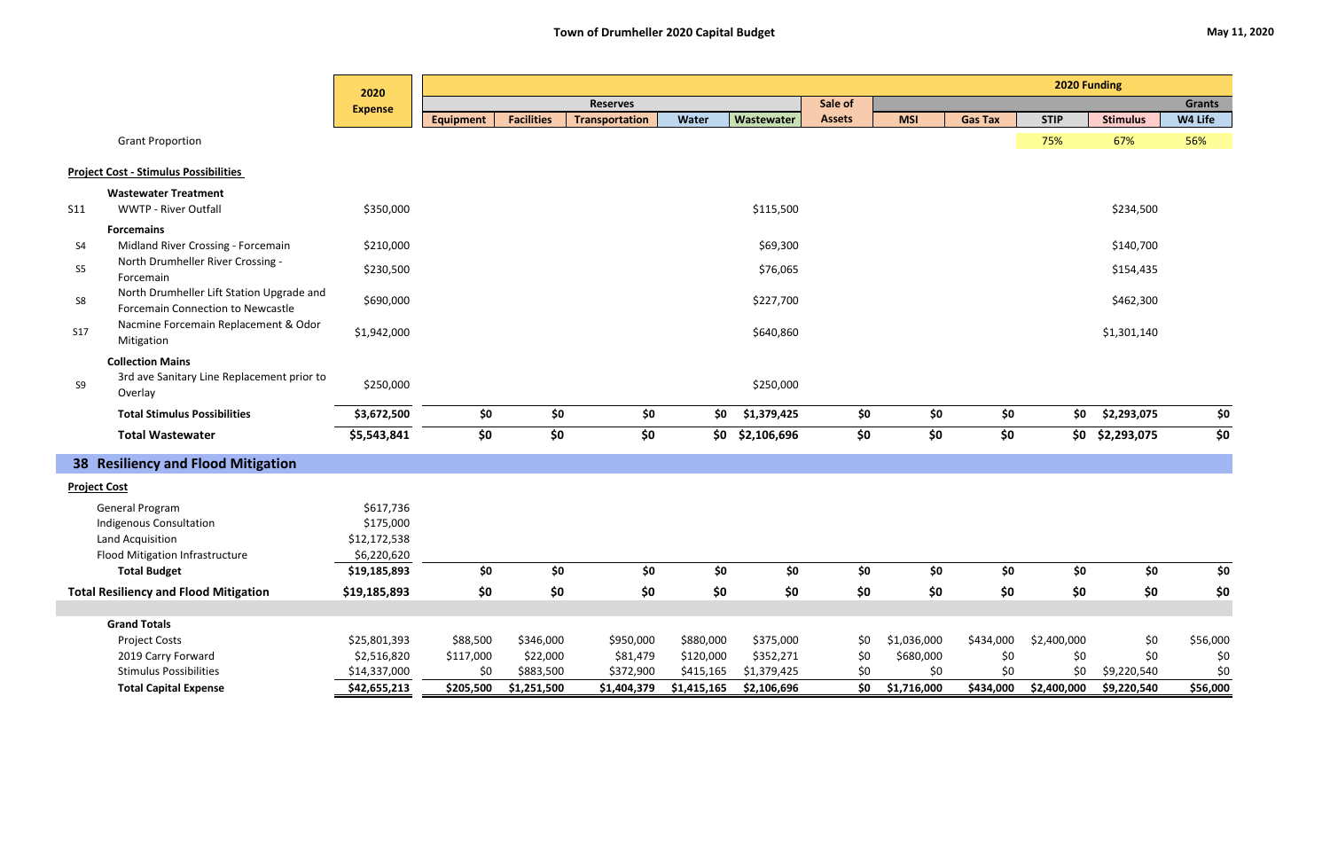# Town of Drumheller 2020 Capital Budget

May 11, 2020

| | | 2020 Expense | Reserves | | | | | Sale of Assets | 2020 Funding | | | | Grants |
|---|---|---|---|---|---|---|---|---|---|---|---|---|---|
| | | | Equipment | Facilities | Transportation | Water | Wastewater | | MSI | Gas Tax | STIP | Stimulus | W4 Life |
| | Grant Proportion | | | | | | | | | | 75% | 67% | 56% |
| | **Project Cost - Stimulus Possibilities** | | | | | | | | | | | | |
| | **Wastewater Treatment** | | | | | | | | | | | | |
| S11 | WWTP - River Outfall | $350,000 | | | | | $115,500 | | | | | $234,500 | |
| | **Forcemains** | | | | | | | | | | | | |
| S4 | Midland River Crossing - Forcemain | $210,000 | | | | | $69,300 | | | | | $140,700 | |
| S5 | North Drumheller River Crossing - Forcemain | $230,500 | | | | | $76,065 | | | | | $154,435 | |
| S8 | North Drumheller Lift Station Upgrade and Forcemain Connection to Newcastle | $690,000 | | | | | $227,700 | | | | | $462,300 | |
| S17 | Nacmine Forcemain Replacement & Odor Mitigation | $1,942,000 | | | | | $640,860 | | | | | $1,301,140 | |
| | **Collection Mains** | | | | | | | | | | | | |
| S9 | 3rd ave Sanitary Line Replacement prior to Overlay | $250,000 | | | | | $250,000 | | | | | | |
| | **Total Stimulus Possibilities** | **$3,672,500** | **$0** | **$0** | **$0** | **$0** | **$1,379,425** | **$0** | **$0** | **$0** | **$0** | **$2,293,075** | **$0** |
| | **Total Wastewater** | **$5,543,841** | **$0** | **$0** | **$0** | **$0** | **$2,106,696** | **$0** | **$0** | **$0** | **$0** | **$2,293,075** | **$0** |

## 38 Resiliency and Flood Mitigation

| | 2020 Expense | Equipment | Facilities | Transportation | Water | Wastewater | Sale of Assets | MSI | Gas Tax | STIP | Stimulus | W4 Life |
|---|---|---|---|---|---|---|---|---|---|---|---|---|
| **Project Cost** | | | | | | | | | | | | |
| General Program | $617,736 | | | | | | | | | | | |
| Indigenous Consultation | $175,000 | | | | | | | | | | | |
| Land Acquisition | $12,172,538 | | | | | | | | | | | |
| Flood Mitigation Infrastructure | $6,220,620 | | | | | | | | | | | |
| **Total Budget** | **$19,185,893** | **$0** | **$0** | **$0** | **$0** | **$0** | **$0** | **$0** | **$0** | **$0** | **$0** | **$0** |
| **Total Resiliency and Flood Mitigation** | **$19,185,893** | **$0** | **$0** | **$0** | **$0** | **$0** | **$0** | **$0** | **$0** | **$0** | **$0** | **$0** |
| **Grand Totals** | | | | | | | | | | | | |
| Project Costs | $25,801,393 | $88,500 | $346,000 | $950,000 | $880,000 | $375,000 | $0 | $1,036,000 | $434,000 | $2,400,000 | $0 | $56,000 |
| 2019 Carry Forward | $2,516,820 | $117,000 | $22,000 | $81,479 | $120,000 | $352,271 | $0 | $680,000 | $0 | $0 | $0 | $0 |
| Stimulus Possibilities | $14,337,000 | $0 | $883,500 | $372,900 | $415,165 | $1,379,425 | $0 | $0 | $0 | $0 | $9,220,540 | $0 |
| **Total Capital Expense** | **$42,655,213** | **$205,500** | **$1,251,500** | **$1,404,379** | **$1,415,165** | **$2,106,696** | **$0** | **$1,716,000** | **$434,000** | **$2,400,000** | **$9,220,540** | **$56,000** |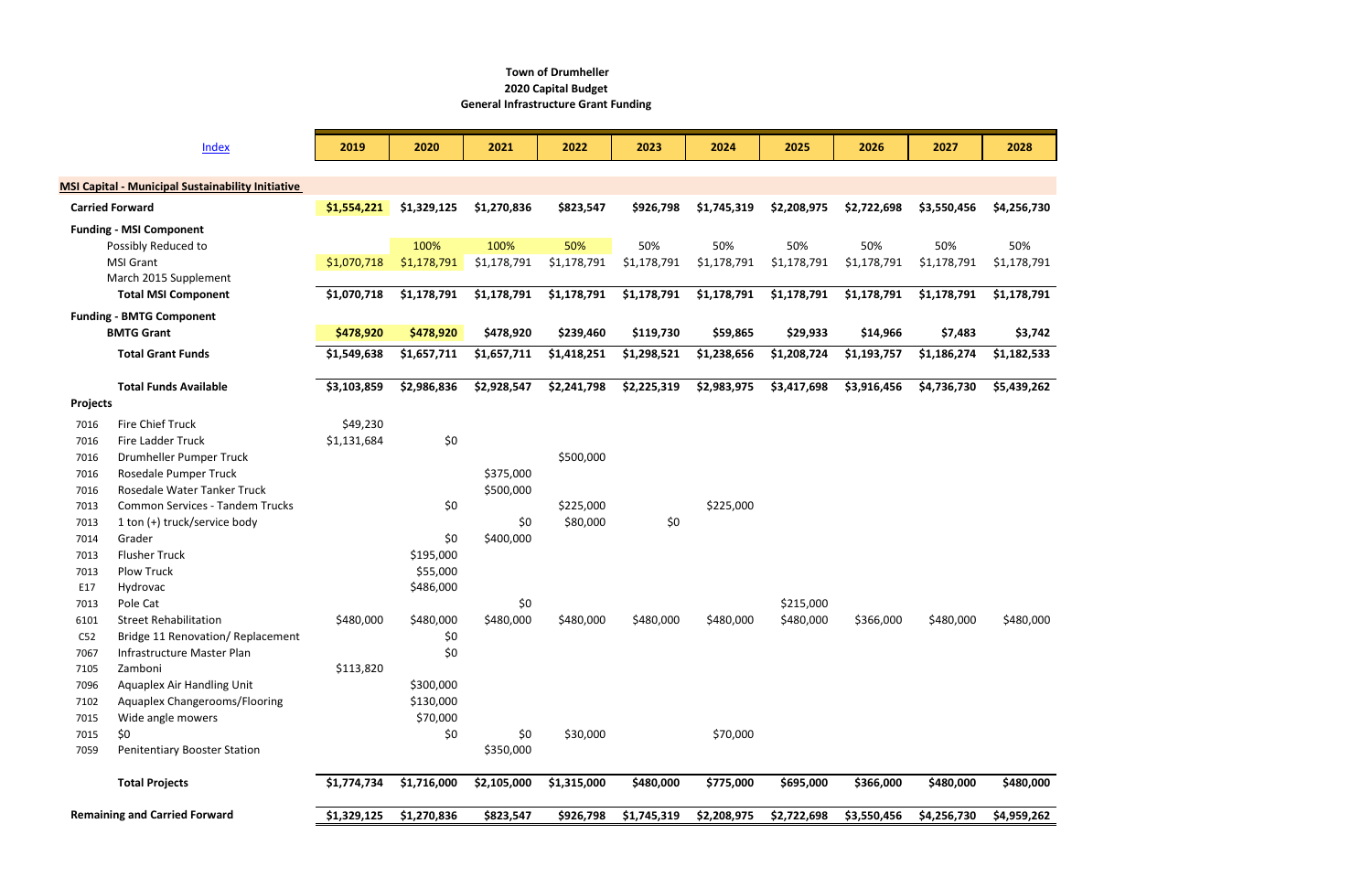**Town of Drumheller**
**2020 Capital Budget**
**General Infrastructure Grant Funding**

| | [Index](#) | 2019 | 2020 | 2021 | 2022 | 2023 | 2024 | 2025 | 2026 | 2027 | 2028 |
|---|---|---|---|---|---|---|---|---|---|---|---|
| **MSI Capital - Municipal Sustainability Initiative** | | | | | | | | | | | |
| **Carried Forward** | | **$1,554,221** | **$1,329,125** | **$1,270,836** | **$823,547** | **$926,798** | **$1,745,319** | **$2,208,975** | **$2,722,698** | **$3,550,456** | **$4,256,730** |
| **Funding - MSI Component** | | | | | | | | | | | |
| | Possibly Reduced to | | 100% | 100% | 50% | 50% | 50% | 50% | 50% | 50% | 50% |
| | MSI Grant | $1,070,718 | $1,178,791 | $1,178,791 | $1,178,791 | $1,178,791 | $1,178,791 | $1,178,791 | $1,178,791 | $1,178,791 | $1,178,791 |
| | March 2015 Supplement | | | | | | | | | | |
| | **Total MSI Component** | **$1,070,718** | **$1,178,791** | **$1,178,791** | **$1,178,791** | **$1,178,791** | **$1,178,791** | **$1,178,791** | **$1,178,791** | **$1,178,791** | **$1,178,791** |
| **Funding - BMTG Component** | | | | | | | | | | | |
| | **BMTG Grant** | **$478,920** | **$478,920** | **$478,920** | **$239,460** | **$119,730** | **$59,865** | **$29,933** | **$14,966** | **$7,483** | **$3,742** |
| | **Total Grant Funds** | **$1,549,638** | **$1,657,711** | **$1,657,711** | **$1,418,251** | **$1,298,521** | **$1,238,656** | **$1,208,724** | **$1,193,757** | **$1,186,274** | **$1,182,533** |
| | **Total Funds Available** | **$3,103,859** | **$2,986,836** | **$2,928,547** | **$2,241,798** | **$2,225,319** | **$2,983,975** | **$3,417,698** | **$3,916,456** | **$4,736,730** | **$5,439,262** |
| **Projects** | | | | | | | | | | | |
| 7016 | Fire Chief Truck | $49,230 | | | | | | | | | |
| 7016 | Fire Ladder Truck | $1,131,684 | $0 | | | | | | | | |
| 7016 | Drumheller Pumper Truck | | | | $500,000 | | | | | | |
| 7016 | Rosedale Pumper Truck | | | $375,000 | | | | | | | |
| 7016 | Rosedale Water Tanker Truck | | | $500,000 | | | | | | | |
| 7013 | Common Services - Tandem Trucks | | $0 | | $225,000 | | $225,000 | | | | |
| 7013 | 1 ton (+) truck/service body | | | $0 | $80,000 | $0 | | | | | |
| 7014 | Grader | | $0 | $400,000 | | | | | | | |
| 7013 | Flusher Truck | | $195,000 | | | | | | | | |
| 7013 | Plow Truck | | $55,000 | | | | | | | | |
| E17 | Hydrovac | | $486,000 | | | | | | | | |
| 7013 | Pole Cat | | | $0 | | | | $215,000 | | | |
| 6101 | Street Rehabilitation | $480,000 | $480,000 | $480,000 | $480,000 | $480,000 | $480,000 | $480,000 | $366,000 | $480,000 | $480,000 |
| C52 | Bridge 11 Renovation/ Replacement | | $0 | | | | | | | | |
| 7067 | Infrastructure Master Plan | | $0 | | | | | | | | |
| 7105 | Zamboni | $113,820 | | | | | | | | | |
| 7096 | Aquaplex Air Handling Unit | | $300,000 | | | | | | | | |
| 7102 | Aquaplex Changerooms/Flooring | | $130,000 | | | | | | | | |
| 7015 | Wide angle mowers | | $70,000 | | | | | | | | |
| 7015 | $0 | | $0 | $0 | $30,000 | | $70,000 | | | | |
| 7059 | Penitentiary Booster Station | | | $350,000 | | | | | | | |
| | **Total Projects** | **$1,774,734** | **$1,716,000** | **$2,105,000** | **$1,315,000** | **$480,000** | **$775,000** | **$695,000** | **$366,000** | **$480,000** | **$480,000** |
| **Remaining and Carried Forward** | | **$1,329,125** | **$1,270,836** | **$823,547** | **$926,798** | **$1,745,319** | **$2,208,975** | **$2,722,698** | **$3,550,456** | **$4,256,730** | **$4,959,262** |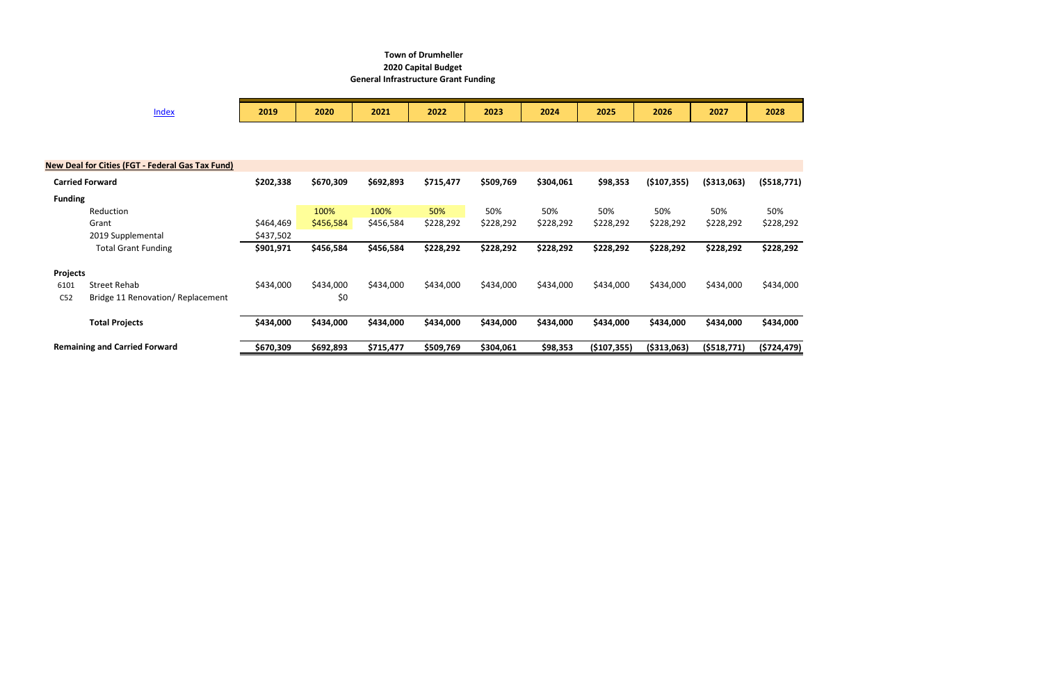**Town of Drumheller**
**2020 Capital Budget**
**General Infrastructure Grant Funding**

| Index | | 2019 | 2020 | 2021 | 2022 | 2023 | 2024 | 2025 | 2026 | 2027 | 2028 |
|---|---|---|---|---|---|---|---|---|---|---|---|
| **New Deal for Cities (FGT - Federal Gas Tax Fund)** | | | | | | | | | | | |
| **Carried Forward** | | **$202,338** | **$670,309** | **$692,893** | **$715,477** | **$509,769** | **$304,061** | **$98,353** | **($107,355)** | **($313,063)** | **($518,771)** |
| **Funding** | | | | | | | | | | | |
| | Reduction | | 100% | 100% | 50% | 50% | 50% | 50% | 50% | 50% | 50% |
| | Grant | $464,469 | $456,584 | $456,584 | $228,292 | $228,292 | $228,292 | $228,292 | $228,292 | $228,292 | $228,292 |
| | 2019 Supplemental | $437,502 | | | | | | | | | |
| | Total Grant Funding | **$901,971** | **$456,584** | **$456,584** | **$228,292** | **$228,292** | **$228,292** | **$228,292** | **$228,292** | **$228,292** | **$228,292** |
| **Projects** | | | | | | | | | | | |
| 6101 | Street Rehab | $434,000 | $434,000 | $434,000 | $434,000 | $434,000 | $434,000 | $434,000 | $434,000 | $434,000 | $434,000 |
| C52 | Bridge 11 Renovation/ Replacement | | $0 | | | | | | | | |
| | **Total Projects** | **$434,000** | **$434,000** | **$434,000** | **$434,000** | **$434,000** | **$434,000** | **$434,000** | **$434,000** | **$434,000** | **$434,000** |
| **Remaining and Carried Forward** | | **$670,309** | **$692,893** | **$715,477** | **$509,769** | **$304,061** | **$98,353** | **($107,355)** | **($313,063)** | **($518,771)** | **($724,479)** |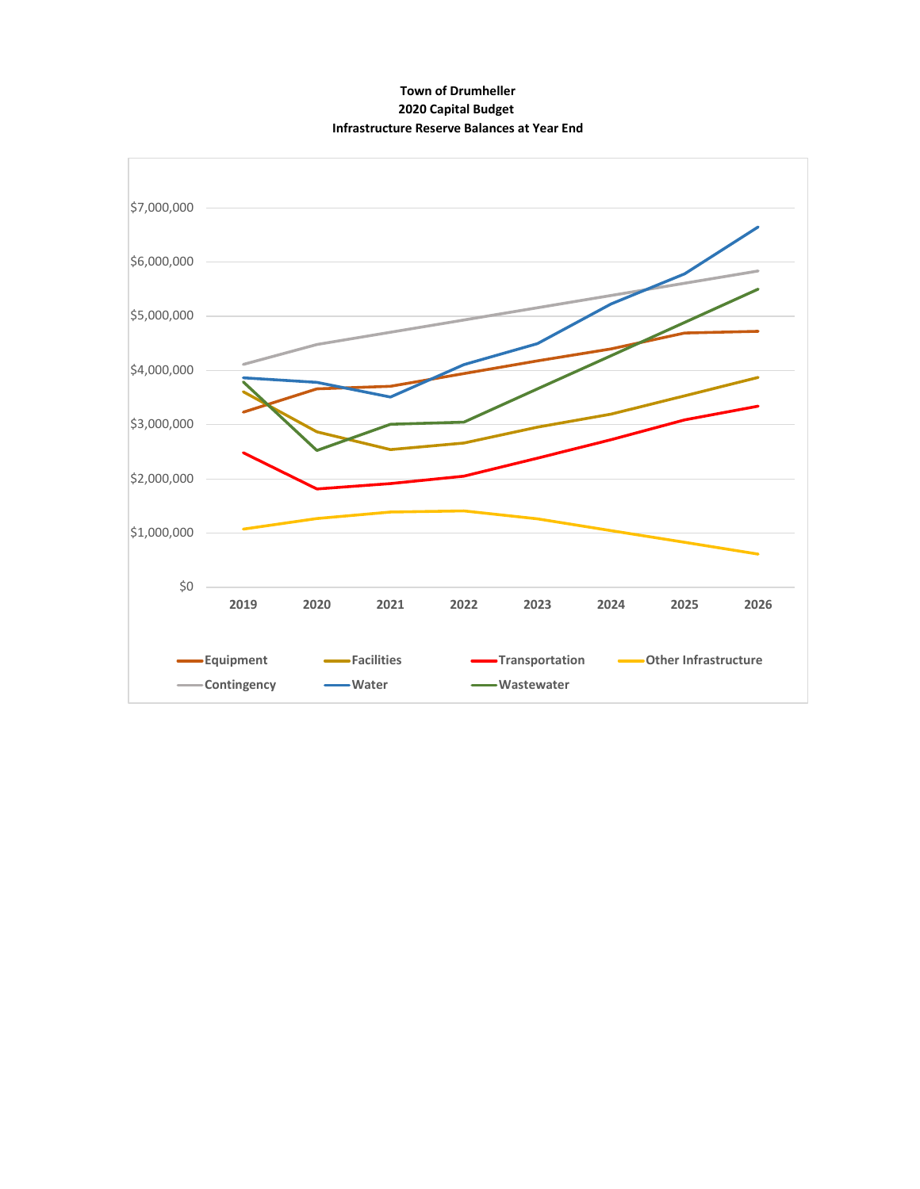**Town of Drumheller**
**2020 Capital Budget**
**Infrastructure Reserve Balances at Year End**

$7,000,000
$6,000,000
$5,000,000
$4,000,000
$3,000,000
$2,000,000
$1,000,000
$0

2019 2020 2021 2022 2023 2024 2025 2026

Equipment Facilities Transportation Other Infrastructure
Contingency Water Wastewater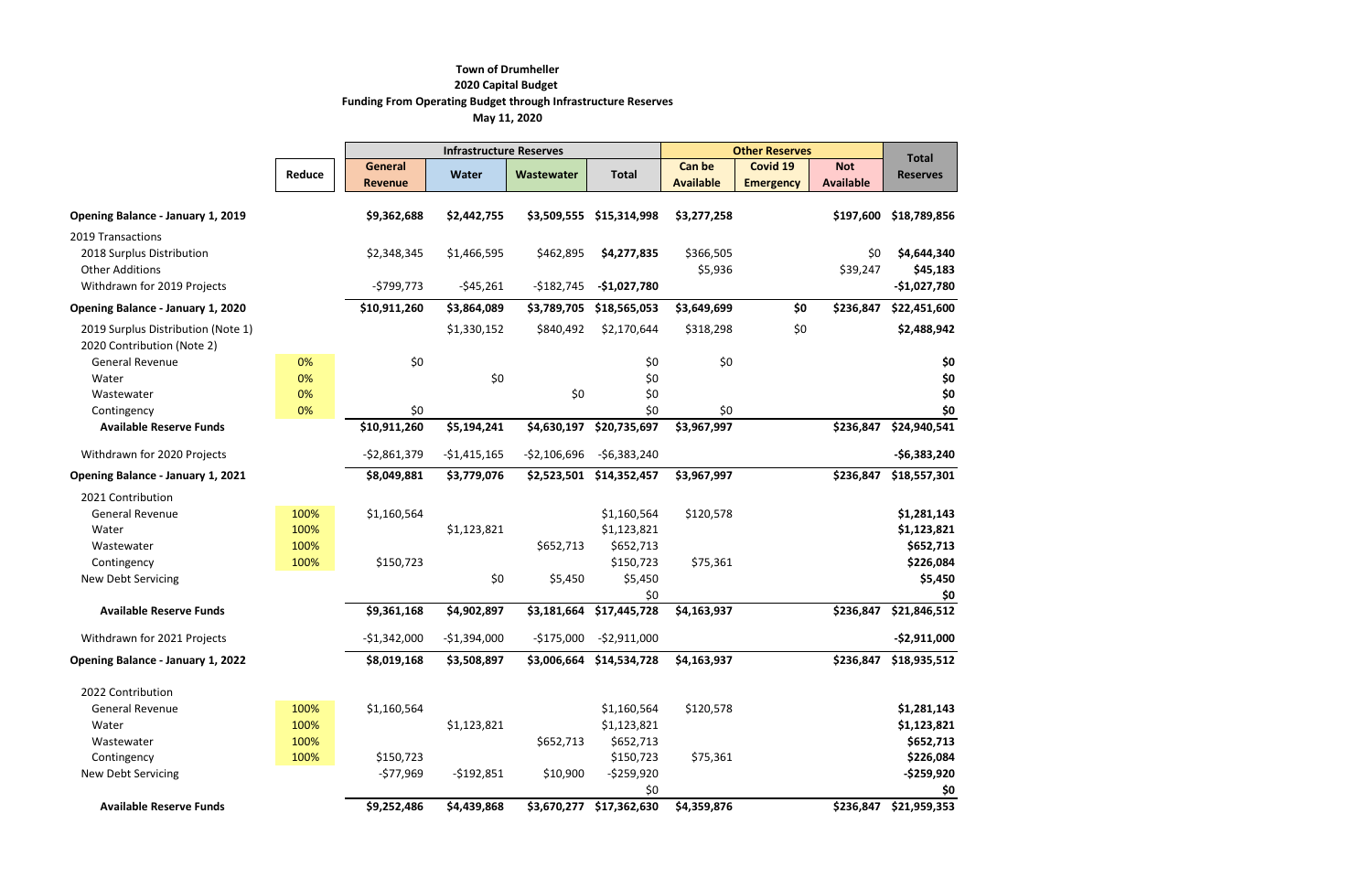**Town of Drumheller**
**2020 Capital Budget**
**Funding From Operating Budget through Infrastructure Reserves**
**May 11, 2020**

| | Reduce | Infrastructure Reserves | | | | Other Reserves | | | Total Reserves |
|---|---|---|---|---|---|---|---|---|---|
| | | General Revenue | Water | Wastewater | Total | Can be Available | Covid 19 Emergency | Not Available | |
| **Opening Balance - January 1, 2019** | | **$9,362,688** | **$2,442,755** | **$3,509,555** | **$15,314,998** | **$3,277,258** | | **$197,600** | **$18,789,856** |
| 2019 Transactions | | | | | | | | | |
| 2018 Surplus Distribution | | $2,348,345 | $1,466,595 | $462,895 | **$4,277,835** | $366,505 | | $0 | **$4,644,340** |
| Other Additions | | | | | | $5,936 | | $39,247 | **$45,183** |
| Withdrawn for 2019 Projects | | -$799,773 | -$45,261 | -$182,745 | **-$1,027,780** | | | | **-$1,027,780** |
| **Opening Balance - January 1, 2020** | | **$10,911,260** | **$3,864,089** | **$3,789,705** | **$18,565,053** | **$3,649,699** | **$0** | **$236,847** | **$22,451,600** |
| 2019 Surplus Distribution (Note 1) | | | $1,330,152 | $840,492 | $2,170,644 | $318,298 | $0 | | **$2,488,942** |
| 2020 Contribution (Note 2) | | | | | | | | | |
| General Revenue | 0% | $0 | | | $0 | $0 | | | **$0** |
| Water | 0% | | $0 | | $0 | | | | **$0** |
| Wastewater | 0% | | | $0 | $0 | | | | **$0** |
| Contingency | 0% | $0 | | | $0 | $0 | | | **$0** |
| **Available Reserve Funds** | | **$10,911,260** | **$5,194,241** | **$4,630,197** | **$20,735,697** | **$3,967,997** | | **$236,847** | **$24,940,541** |
| Withdrawn for 2020 Projects | | -$2,861,379 | -$1,415,165 | -$2,106,696 | -$6,383,240 | | | | **-$6,383,240** |
| **Opening Balance - January 1, 2021** | | **$8,049,881** | **$3,779,076** | **$2,523,501** | **$14,352,457** | **$3,967,997** | | **$236,847** | **$18,557,301** |
| 2021 Contribution | | | | | | | | | |
| General Revenue | 100% | $1,160,564 | | | $1,160,564 | $120,578 | | | **$1,281,143** |
| Water | 100% | | $1,123,821 | | $1,123,821 | | | | **$1,123,821** |
| Wastewater | 100% | | | $652,713 | $652,713 | | | | **$652,713** |
| Contingency | 100% | $150,723 | | | $150,723 | $75,361 | | | **$226,084** |
| New Debt Servicing | | | $0 | $5,450 | $5,450 | | | | **$5,450** |
| | | | | | $0 | | | | **$0** |
| **Available Reserve Funds** | | **$9,361,168** | **$4,902,897** | **$3,181,664** | **$17,445,728** | **$4,163,937** | | **$236,847** | **$21,846,512** |
| Withdrawn for 2021 Projects | | -$1,342,000 | -$1,394,000 | -$175,000 | -$2,911,000 | | | | **-$2,911,000** |
| **Opening Balance - January 1, 2022** | | **$8,019,168** | **$3,508,897** | **$3,006,664** | **$14,534,728** | **$4,163,937** | | **$236,847** | **$18,935,512** |
| 2022 Contribution | | | | | | | | | |
| General Revenue | 100% | $1,160,564 | | | $1,160,564 | $120,578 | | | **$1,281,143** |
| Water | 100% | | $1,123,821 | | $1,123,821 | | | | **$1,123,821** |
| Wastewater | 100% | | | $652,713 | $652,713 | | | | **$652,713** |
| Contingency | 100% | $150,723 | | | $150,723 | $75,361 | | | **$226,084** |
| New Debt Servicing | | -$77,969 | -$192,851 | $10,900 | -$259,920 | | | | **-$259,920** |
| | | | | | $0 | | | | **$0** |
| **Available Reserve Funds** | | **$9,252,486** | **$4,439,868** | **$3,670,277** | **$17,362,630** | **$4,359,876** | | **$236,847** | **$21,959,353** |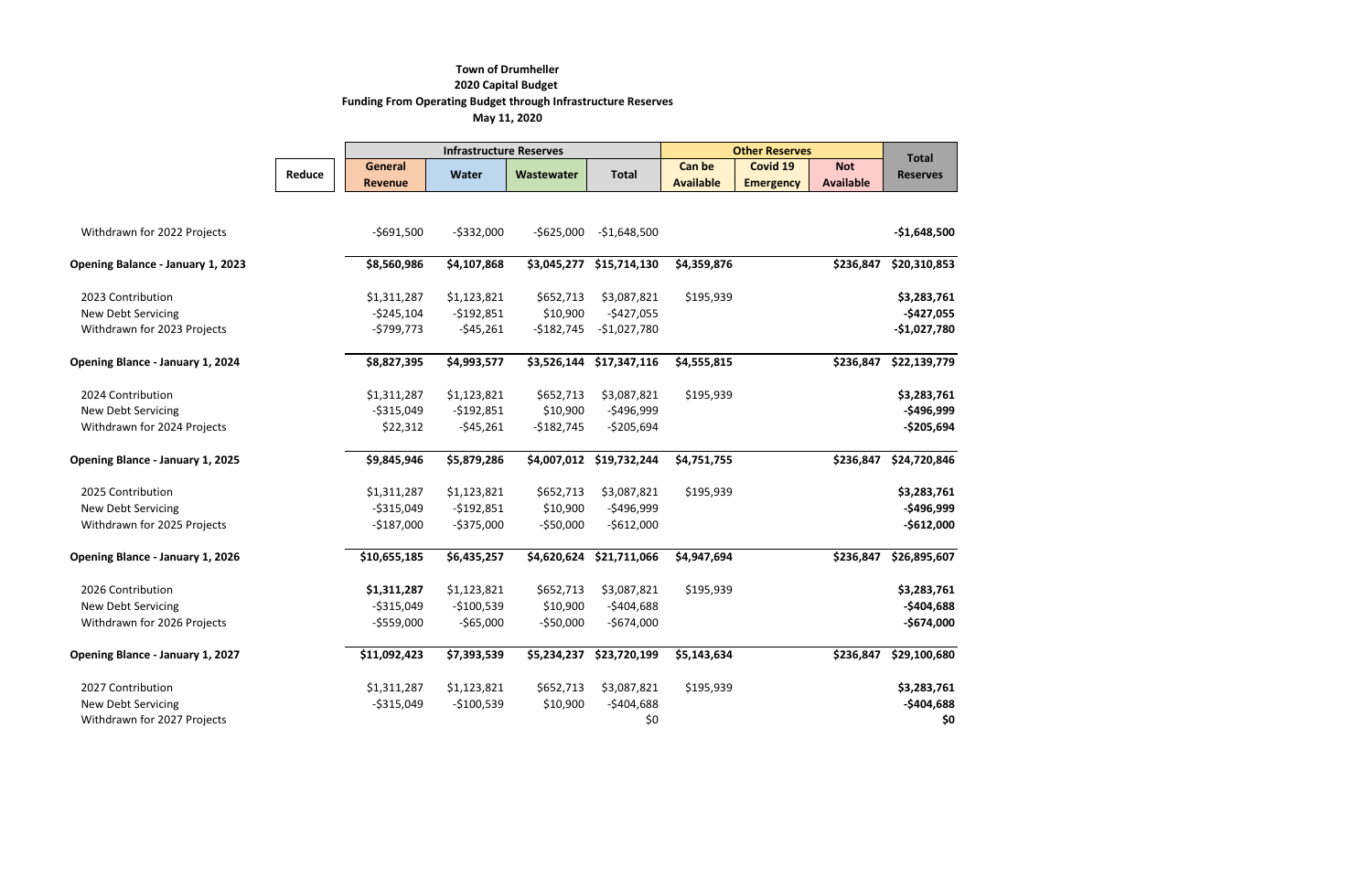**Town of Drumheller**
**2020 Capital Budget**
**Funding From Operating Budget through Infrastructure Reserves**
**May 11, 2020**

| | Reduce | Infrastructure Reserves | | | | Other Reserves | | | Total Reserves |
|---|---|---|---|---|---|---|---|---|---|
| | | General Revenue | Water | Wastewater | Total | Can be Available | Covid 19 Emergency | Not Available | |
| Withdrawn for 2022 Projects | | -$691,500 | -$332,000 | -$625,000 | -$1,648,500 | | | | **-$1,648,500** |
| **Opening Balance - January 1, 2023** | | **$8,560,986** | **$4,107,868** | **$3,045,277** | **$15,714,130** | **$4,359,876** | | **$236,847** | **$20,310,853** |
| 2023 Contribution | | $1,311,287 | $1,123,821 | $652,713 | $3,087,821 | $195,939 | | | **$3,283,761** |
| New Debt Servicing | | -$245,104 | -$192,851 | $10,900 | -$427,055 | | | | **-$427,055** |
| Withdrawn for 2023 Projects | | -$799,773 | -$45,261 | -$182,745 | -$1,027,780 | | | | **-$1,027,780** |
| **Opening Blance - January 1, 2024** | | **$8,827,395** | **$4,993,577** | **$3,526,144** | **$17,347,116** | **$4,555,815** | | **$236,847** | **$22,139,779** |
| 2024 Contribution | | $1,311,287 | $1,123,821 | $652,713 | $3,087,821 | $195,939 | | | **$3,283,761** |
| New Debt Servicing | | -$315,049 | -$192,851 | $10,900 | -$496,999 | | | | **-$496,999** |
| Withdrawn for 2024 Projects | | $22,312 | -$45,261 | -$182,745 | -$205,694 | | | | **-$205,694** |
| **Opening Blance - January 1, 2025** | | **$9,845,946** | **$5,879,286** | **$4,007,012** | **$19,732,244** | **$4,751,755** | | **$236,847** | **$24,720,846** |
| 2025 Contribution | | $1,311,287 | $1,123,821 | $652,713 | $3,087,821 | $195,939 | | | **$3,283,761** |
| New Debt Servicing | | -$315,049 | -$192,851 | $10,900 | -$496,999 | | | | **-$496,999** |
| Withdrawn for 2025 Projects | | -$187,000 | -$375,000 | -$50,000 | -$612,000 | | | | **-$612,000** |
| **Opening Blance - January 1, 2026** | | **$10,655,185** | **$6,435,257** | **$4,620,624** | **$21,711,066** | **$4,947,694** | | **$236,847** | **$26,895,607** |
| 2026 Contribution | | **$1,311,287** | $1,123,821 | $652,713 | $3,087,821 | $195,939 | | | **$3,283,761** |
| New Debt Servicing | | -$315,049 | -$100,539 | $10,900 | -$404,688 | | | | **-$404,688** |
| Withdrawn for 2026 Projects | | -$559,000 | -$65,000 | -$50,000 | -$674,000 | | | | **-$674,000** |
| **Opening Blance - January 1, 2027** | | **$11,092,423** | **$7,393,539** | **$5,234,237** | **$23,720,199** | **$5,143,634** | | **$236,847** | **$29,100,680** |
| 2027 Contribution | | $1,311,287 | $1,123,821 | $652,713 | $3,087,821 | $195,939 | | | **$3,283,761** |
| New Debt Servicing | | -$315,049 | -$100,539 | $10,900 | -$404,688 | | | | **-$404,688** |
| Withdrawn for 2027 Projects | | | | | $0 | | | | **$0** |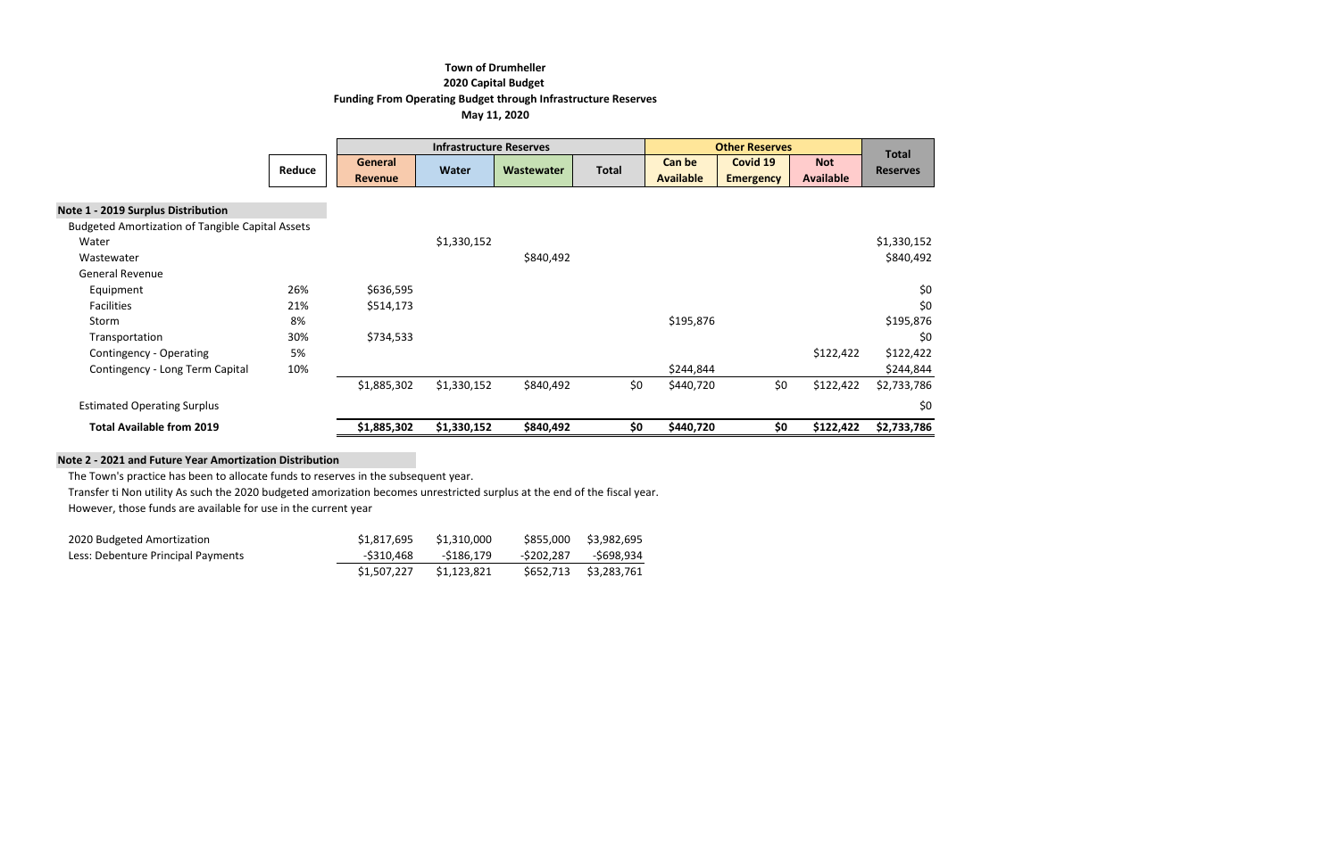**Town of Drumheller**
**2020 Capital Budget**
**Funding From Operating Budget through Infrastructure Reserves**
**May 11, 2020**

| | Reduce | Infrastructure Reserves | | | | Other Reserves | | | Total Reserves |
|---|---|---|---|---|---|---|---|---|---|
| | | General Revenue | Water | Wastewater | Total | Can be Available | Covid 19 Emergency | Not Available | |
| **Note 1 - 2019 Surplus Distribution** | | | | | | | | | |
| Budgeted Amortization of Tangible Capital Assets | | | | | | | | | |
| Water | | | $1,330,152 | | | | | | $1,330,152 |
| Wastewater | | | | $840,492 | | | | | $840,492 |
| General Revenue | | | | | | | | | |
| Equipment | 26% | $636,595 | | | | | | | $0 |
| Facilities | 21% | $514,173 | | | | | | | $0 |
| Storm | 8% | | | | | $195,876 | | | $195,876 |
| Transportation | 30% | $734,533 | | | | | | | $0 |
| Contingency - Operating | 5% | | | | | | | $122,422 | $122,422 |
| Contingency - Long Term Capital | 10% | | | | | $244,844 | | | $244,844 |
| | | $1,885,302 | $1,330,152 | $840,492 | $0 | $440,720 | $0 | $122,422 | $2,733,786 |
| Estimated Operating Surplus | | | | | | | | | $0 |
| **Total Available from 2019** | | **$1,885,302** | **$1,330,152** | **$840,492** | **$0** | **$440,720** | **$0** | **$122,422** | **$2,733,786** |

**Note 2 - 2021 and Future Year Amortization Distribution**

The Town's practice has been to allocate funds to reserves in the subsequent year.
Transfer ti Non utility As such the 2020 budgeted amorization becomes unrestricted surplus at the end of the fiscal year.
However, those funds are available for use in the current year

| | General Revenue | Water | Wastewater | Total |
|---|---|---|---|---|
| 2020 Budgeted Amortization | $1,817,695 | $1,310,000 | $855,000 | $3,982,695 |
| Less: Debenture Principal Payments | -$310,468 | -$186,179 | -$202,287 | -$698,934 |
| | $1,507,227 | $1,123,821 | $652,713 | $3,283,761 |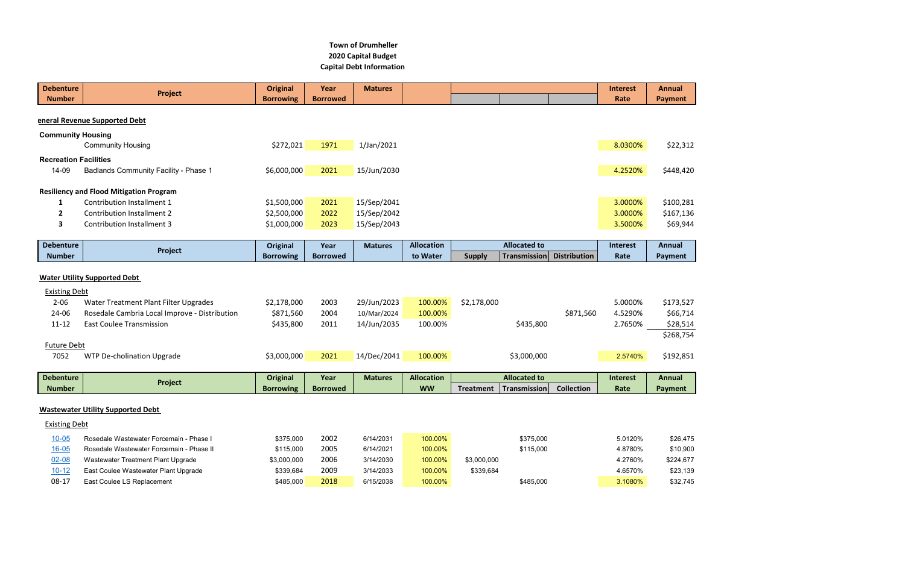**Town of Drumheller**
**2020 Capital Budget**
**Capital Debt Information**

| Debenture Number | Project | Original Borrowing | Year Borrowed | Matures | | | | | Interest Rate | Annual Payment |
|---|---|---|---|---|---|---|---|---|---|---|
| **eneral Revenue Supported Debt** | | | | | | | | | | |
| **Community Housing** | | | | | | | | | | |
| | Community Housing | $272,021 | 1971 | 1/Jan/2021 | | | | | 8.0300% | $22,312 |
| **Recreation Facilities** | | | | | | | | | | |
| 14-09 | Badlands Community Facility - Phase 1 | $6,000,000 | 2021 | 15/Jun/2030 | | | | | 4.2520% | $448,420 |
| **Resiliency and Flood Mitigation Program** | | | | | | | | | | |
| **1** | Contribution Installment 1 | $1,500,000 | 2021 | 15/Sep/2041 | | | | | 3.0000% | $100,281 |
| **2** | Contribution Installment 2 | $2,500,000 | 2022 | 15/Sep/2042 | | | | | 3.0000% | $167,136 |
| **3** | Contribution Installment 3 | $1,000,000 | 2023 | 15/Sep/2043 | | | | | 3.5000% | $69,944 |

| Debenture Number | Project | Original Borrowing | Year Borrowed | Matures | Allocation to Water | Allocated to Supply | Transmission | Distribution | Interest Rate | Annual Payment |
|---|---|---|---|---|---|---|---|---|---|---|
| **Water Utility Supported Debt** | | | | | | | | | | |
| Existing Debt | | | | | | | | | | |
| 2-06 | Water Treatment Plant Filter Upgrades | $2,178,000 | 2003 | 29/Jun/2023 | 100.00% | $2,178,000 | | | 5.0000% | $173,527 |
| 24-06 | Rosedale Cambria Local Improve - Distribution | $871,560 | 2004 | 10/Mar/2024 | 100.00% | | | $871,560 | 4.5290% | $66,714 |
| 11-12 | East Coulee Transmission | $435,800 | 2011 | 14/Jun/2035 | 100.00% | | $435,800 | | 2.7650% | $28,514 |
| | | | | | | | | | | $268,754 |
| Future Debt | | | | | | | | | | |
| 7052 | WTP De-cholination Upgrade | $3,000,000 | 2021 | 14/Dec/2041 | 100.00% | | $3,000,000 | | 2.5740% | $192,851 |

| Debenture Number | Project | Original Borrowing | Year Borrowed | Matures | Allocation WW | Allocated to Treatment | Transmission | Collection | Interest Rate | Annual Payment |
|---|---|---|---|---|---|---|---|---|---|---|
| **Wastewater Utility Supported Debt** | | | | | | | | | | |
| Existing Debt | | | | | | | | | | |
| 10-05 | Rosedale Wastewater Forcemain - Phase I | $375,000 | 2002 | 6/14/2031 | 100.00% | | $375,000 | | 5.0120% | $26,475 |
| 16-05 | Rosedale Wastewater Forcemain - Phase II | $115,000 | 2005 | 6/14/2021 | 100.00% | | $115,000 | | 4.8780% | $10,900 |
| 02-08 | Wastewater Treatment Plant Upgrade | $3,000,000 | 2006 | 3/14/2030 | 100.00% | $3,000,000 | | | 4.2760% | $224,677 |
| 10-12 | East Coulee Wastewater Plant Upgrade | $339,684 | 2009 | 3/14/2033 | 100.00% | $339,684 | | | 4.6570% | $23,139 |
| 08-17 | East Coulee LS Replacement | $485,000 | 2018 | 6/15/2038 | 100.00% | | $485,000 | | 3.1080% | $32,745 |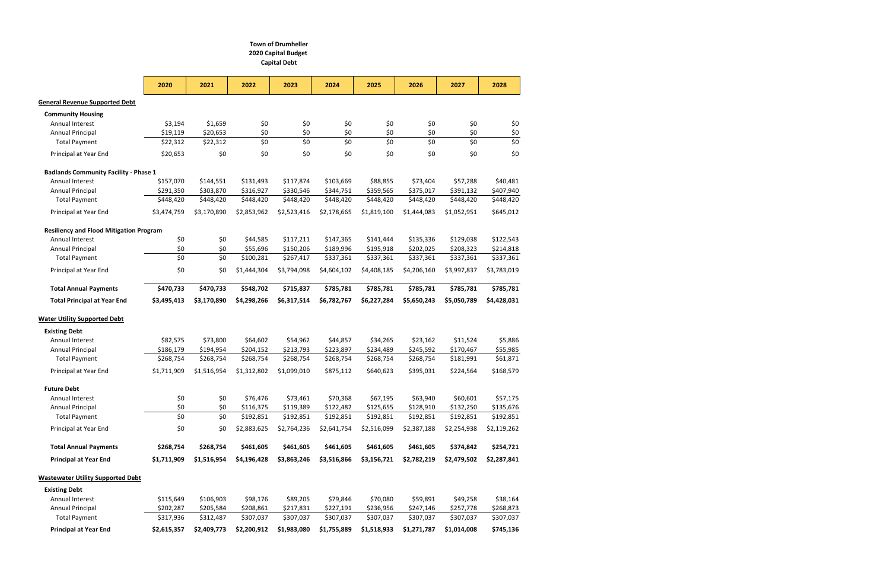**Town of Drumheller**
**2020 Capital Budget**
**Capital Debt**

| | 2020 | 2021 | 2022 | 2023 | 2024 | 2025 | 2026 | 2027 | 2028 |
|---|---|---|---|---|---|---|---|---|---|
| **General Revenue Supported Debt** | | | | | | | | | |
| **Community Housing** | | | | | | | | | |
| Annual Interest | $3,194 | $1,659 | $0 | $0 | $0 | $0 | $0 | $0 | $0 |
| Annual Principal | $19,119 | $20,653 | $0 | $0 | $0 | $0 | $0 | $0 | $0 |
| Total Payment | $22,312 | $22,312 | $0 | $0 | $0 | $0 | $0 | $0 | $0 |
| Principal at Year End | $20,653 | $0 | $0 | $0 | $0 | $0 | $0 | $0 | $0 |
| **Badlands Community Facility - Phase 1** | | | | | | | | | |
| Annual Interest | $157,070 | $144,551 | $131,493 | $117,874 | $103,669 | $88,855 | $73,404 | $57,288 | $40,481 |
| Annual Principal | $291,350 | $303,870 | $316,927 | $330,546 | $344,751 | $359,565 | $375,017 | $391,132 | $407,940 |
| Total Payment | $448,420 | $448,420 | $448,420 | $448,420 | $448,420 | $448,420 | $448,420 | $448,420 | $448,420 |
| Principal at Year End | $3,474,759 | $3,170,890 | $2,853,962 | $2,523,416 | $2,178,665 | $1,819,100 | $1,444,083 | $1,052,951 | $645,012 |
| **Resiliency and Flood Mitigation Program** | | | | | | | | | |
| Annual Interest | $0 | $0 | $44,585 | $117,211 | $147,365 | $141,444 | $135,336 | $129,038 | $122,543 |
| Annual Principal | $0 | $0 | $55,696 | $150,206 | $189,996 | $195,918 | $202,025 | $208,323 | $214,818 |
| Total Payment | $0 | $0 | $100,281 | $267,417 | $337,361 | $337,361 | $337,361 | $337,361 | $337,361 |
| Principal at Year End | $0 | $0 | $1,444,304 | $3,794,098 | $4,604,102 | $4,408,185 | $4,206,160 | $3,997,837 | $3,783,019 |
| **Total Annual Payments** | **$470,733** | **$470,733** | **$548,702** | **$715,837** | **$785,781** | **$785,781** | **$785,781** | **$785,781** | **$785,781** |
| **Total Principal at Year End** | **$3,495,413** | **$3,170,890** | **$4,298,266** | **$6,317,514** | **$6,782,767** | **$6,227,284** | **$5,650,243** | **$5,050,789** | **$4,428,031** |
| **Water Utility Supported Debt** | | | | | | | | | |
| **Existing Debt** | | | | | | | | | |
| Annual Interest | $82,575 | $73,800 | $64,602 | $54,962 | $44,857 | $34,265 | $23,162 | $11,524 | $5,886 |
| Annual Principal | $186,179 | $194,954 | $204,152 | $213,793 | $223,897 | $234,489 | $245,592 | $170,467 | $55,985 |
| Total Payment | $268,754 | $268,754 | $268,754 | $268,754 | $268,754 | $268,754 | $268,754 | $181,991 | $61,871 |
| Principal at Year End | $1,711,909 | $1,516,954 | $1,312,802 | $1,099,010 | $875,112 | $640,623 | $395,031 | $224,564 | $168,579 |
| **Future Debt** | | | | | | | | | |
| Annual Interest | $0 | $0 | $76,476 | $73,461 | $70,368 | $67,195 | $63,940 | $60,601 | $57,175 |
| Annual Principal | $0 | $0 | $116,375 | $119,389 | $122,482 | $125,655 | $128,910 | $132,250 | $135,676 |
| Total Payment | $0 | $0 | $192,851 | $192,851 | $192,851 | $192,851 | $192,851 | $192,851 | $192,851 |
| Principal at Year End | $0 | $0 | $2,883,625 | $2,764,236 | $2,641,754 | $2,516,099 | $2,387,188 | $2,254,938 | $2,119,262 |
| **Total Annual Payments** | **$268,754** | **$268,754** | **$461,605** | **$461,605** | **$461,605** | **$461,605** | **$461,605** | **$374,842** | **$254,721** |
| **Principal at Year End** | **$1,711,909** | **$1,516,954** | **$4,196,428** | **$3,863,246** | **$3,516,866** | **$3,156,721** | **$2,782,219** | **$2,479,502** | **$2,287,841** |
| **Wastewater Utility Supported Debt** | | | | | | | | | |
| **Existing Debt** | | | | | | | | | |
| Annual Interest | $115,649 | $106,903 | $98,176 | $89,205 | $79,846 | $70,080 | $59,891 | $49,258 | $38,164 |
| Annual Principal | $202,287 | $205,584 | $208,861 | $217,831 | $227,191 | $236,956 | $247,146 | $257,778 | $268,873 |
| Total Payment | $317,936 | $312,487 | $307,037 | $307,037 | $307,037 | $307,037 | $307,037 | $307,037 | $307,037 |
| **Principal at Year End** | **$2,615,357** | **$2,409,773** | **$2,200,912** | **$1,983,080** | **$1,755,889** | **$1,518,933** | **$1,271,787** | **$1,014,008** | **$745,136** |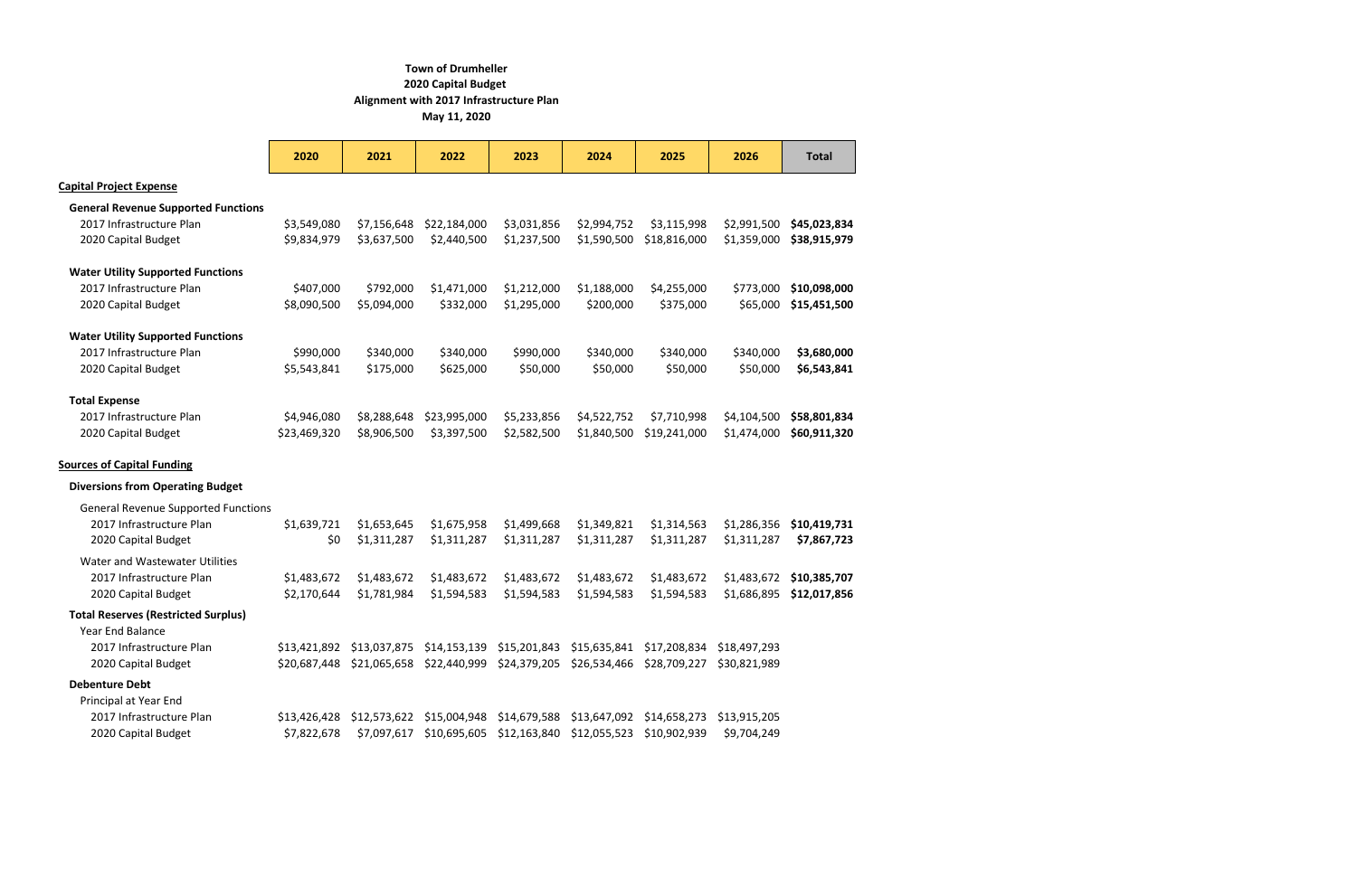**Town of Drumheller**
**2020 Capital Budget**
**Alignment with 2017 Infrastructure Plan**
**May 11, 2020**

| | 2020 | 2021 | 2022 | 2023 | 2024 | 2025 | 2026 | Total |
|---|---|---|---|---|---|---|---|---|
| **Capital Project Expense** | | | | | | | | |
| **General Revenue Supported Functions** | | | | | | | | |
| 2017 Infrastructure Plan | $3,549,080 | $7,156,648 | $22,184,000 | $3,031,856 | $2,994,752 | $3,115,998 | $2,991,500 | **$45,023,834** |
| 2020 Capital Budget | $9,834,979 | $3,637,500 | $2,440,500 | $1,237,500 | $1,590,500 | $18,816,000 | $1,359,000 | **$38,915,979** |
| **Water Utility Supported Functions** | | | | | | | | |
| 2017 Infrastructure Plan | $407,000 | $792,000 | $1,471,000 | $1,212,000 | $1,188,000 | $4,255,000 | $773,000 | **$10,098,000** |
| 2020 Capital Budget | $8,090,500 | $5,094,000 | $332,000 | $1,295,000 | $200,000 | $375,000 | $65,000 | **$15,451,500** |
| **Water Utility Supported Functions** | | | | | | | | |
| 2017 Infrastructure Plan | $990,000 | $340,000 | $340,000 | $990,000 | $340,000 | $340,000 | $340,000 | **$3,680,000** |
| 2020 Capital Budget | $5,543,841 | $175,000 | $625,000 | $50,000 | $50,000 | $50,000 | $50,000 | **$6,543,841** |
| **Total Expense** | | | | | | | | |
| 2017 Infrastructure Plan | $4,946,080 | $8,288,648 | $23,995,000 | $5,233,856 | $4,522,752 | $7,710,998 | $4,104,500 | **$58,801,834** |
| 2020 Capital Budget | $23,469,320 | $8,906,500 | $3,397,500 | $2,582,500 | $1,840,500 | $19,241,000 | $1,474,000 | **$60,911,320** |
| **Sources of Capital Funding** | | | | | | | | |
| **Diversions from Operating Budget** | | | | | | | | |
| General Revenue Supported Functions | | | | | | | | |
| 2017 Infrastructure Plan | $1,639,721 | $1,653,645 | $1,675,958 | $1,499,668 | $1,349,821 | $1,314,563 | $1,286,356 | **$10,419,731** |
| 2020 Capital Budget | $0 | $1,311,287 | $1,311,287 | $1,311,287 | $1,311,287 | $1,311,287 | $1,311,287 | **$7,867,723** |
| Water and Wastewater Utilities | | | | | | | | |
| 2017 Infrastructure Plan | $1,483,672 | $1,483,672 | $1,483,672 | $1,483,672 | $1,483,672 | $1,483,672 | $1,483,672 | **$10,385,707** |
| 2020 Capital Budget | $2,170,644 | $1,781,984 | $1,594,583 | $1,594,583 | $1,594,583 | $1,594,583 | $1,686,895 | **$12,017,856** |
| **Total Reserves (Restricted Surplus)** | | | | | | | | |
| Year End Balance | | | | | | | | |
| 2017 Infrastructure Plan | $13,421,892 | $13,037,875 | $14,153,139 | $15,201,843 | $15,635,841 | $17,208,834 | $18,497,293 | |
| 2020 Capital Budget | $20,687,448 | $21,065,658 | $22,440,999 | $24,379,205 | $26,534,466 | $28,709,227 | $30,821,989 | |
| **Debenture Debt** | | | | | | | | |
| Principal at Year End | | | | | | | | |
| 2017 Infrastructure Plan | $13,426,428 | $12,573,622 | $15,004,948 | $14,679,588 | $13,647,092 | $14,658,273 | $13,915,205 | |
| 2020 Capital Budget | $7,822,678 | $7,097,617 | $10,695,605 | $12,163,840 | $12,055,523 | $10,902,939 | $9,704,249 | |